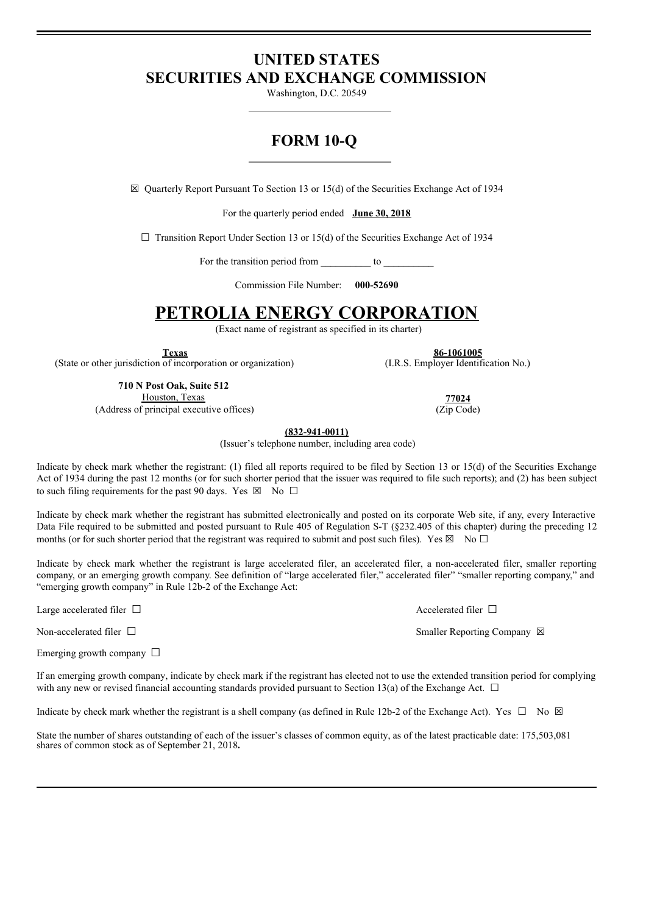# UNITED STATES
# SECURITIES AND EXCHANGE COMMISSION

Washington, D.C. 20549

## FORM 10-Q

☒ Quarterly Report Pursuant To Section 13 or 15(d) of the Securities Exchange Act of 1934

For the quarterly period ended **June 30, 2018**

☐ Transition Report Under Section 13 or 15(d) of the Securities Exchange Act of 1934

For the transition period from __________ to __________

Commission File Number: **000-52690**

# PETROLIA ENERGY CORPORATION

(Exact name of registrant as specified in its charter)

| **Texas** | **86-1061005** |
|---|---|
| (State or other jurisdiction of incorporation or organization) | (I.R.S. Employer Identification No.) |

| **710 N Post Oak, Suite 512** Houston, Texas | **77024** |
|---|---|
| (Address of principal executive offices) | (Zip Code) |

**(832-941-0011)**

(Issuer's telephone number, including area code)

Indicate by check mark whether the registrant: (1) filed all reports required to be filed by Section 13 or 15(d) of the Securities Exchange Act of 1934 during the past 12 months (or for such shorter period that the issuer was required to file such reports); and (2) has been subject to such filing requirements for the past 90 days. Yes ☒ No ☐

Indicate by check mark whether the registrant has submitted electronically and posted on its corporate Web site, if any, every Interactive Data File required to be submitted and posted pursuant to Rule 405 of Regulation S-T (§232.405 of this chapter) during the preceding 12 months (or for such shorter period that the registrant was required to submit and post such files). Yes ☒ No ☐

Indicate by check mark whether the registrant is large accelerated filer, an accelerated filer, a non-accelerated filer, smaller reporting company, or an emerging growth company. See definition of "large accelerated filer," accelerated filer" "smaller reporting company," and "emerging growth company" in Rule 12b-2 of the Exchange Act:

| | |
|---|---|
| Large accelerated filer ☐ | Accelerated filer ☐ |
| Non-accelerated filer ☐ | Smaller Reporting Company ☒ |
| Emerging growth company ☐ | |

If an emerging growth company, indicate by check mark if the registrant has elected not to use the extended transition period for complying with any new or revised financial accounting standards provided pursuant to Section 13(a) of the Exchange Act. ☐

Indicate by check mark whether the registrant is a shell company (as defined in Rule 12b-2 of the Exchange Act). Yes ☐ No ☒

State the number of shares outstanding of each of the issuer's classes of common equity, as of the latest practicable date: 175,503,081 shares of common stock as of September 21, 2018**.**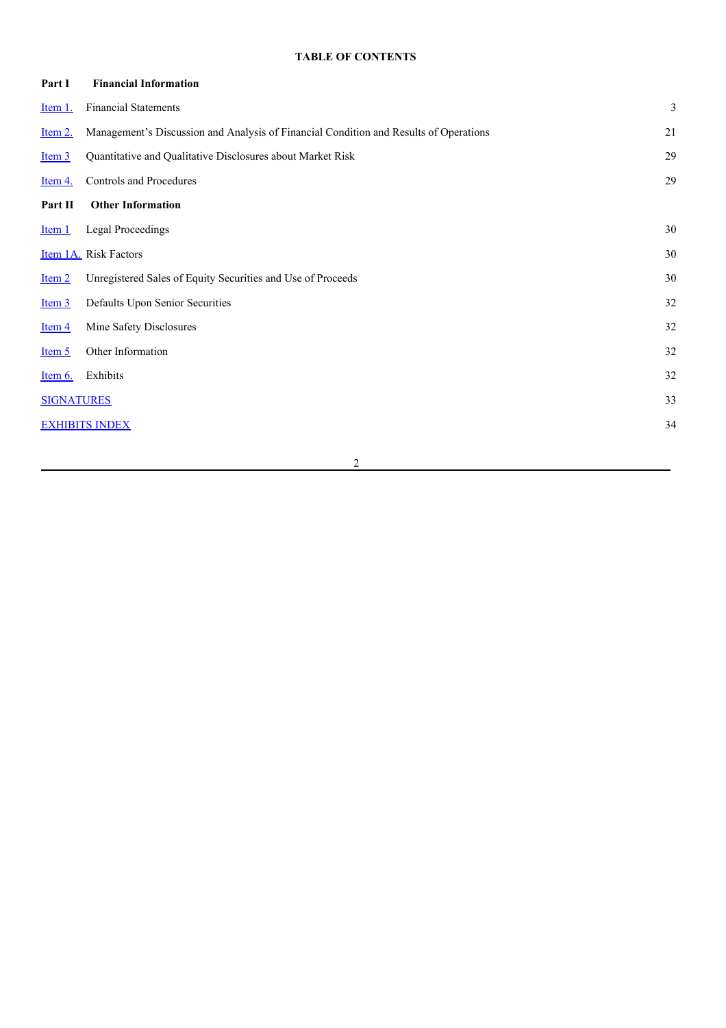**TABLE OF CONTENTS**

| | | |
|---|---|---|
| **Part I** | **Financial Information** | |
| Item 1. | Financial Statements | 3 |
| Item 2. | Management's Discussion and Analysis of Financial Condition and Results of Operations | 21 |
| Item 3 | Quantitative and Qualitative Disclosures about Market Risk | 29 |
| Item 4. | Controls and Procedures | 29 |
| **Part II** | **Other Information** | |
| Item 1 | Legal Proceedings | 30 |
| Item 1A. | Risk Factors | 30 |
| Item 2 | Unregistered Sales of Equity Securities and Use of Proceeds | 30 |
| Item 3 | Defaults Upon Senior Securities | 32 |
| Item 4 | Mine Safety Disclosures | 32 |
| Item 5 | Other Information | 32 |
| Item 6. | Exhibits | 32 |
| SIGNATURES | | 33 |
| EXHIBITS INDEX | | 34 |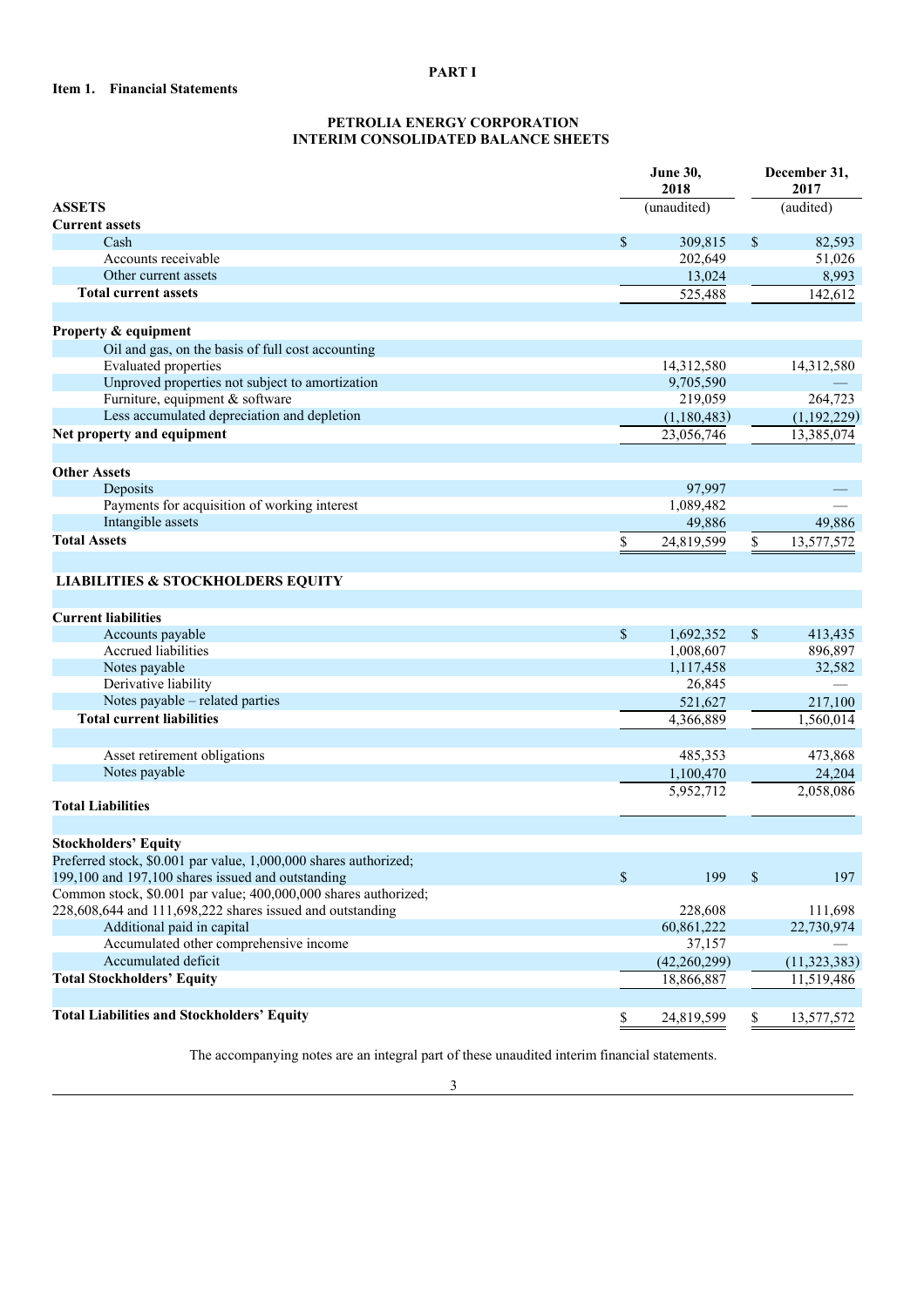# PART I

## Item 1. Financial Statements

### PETROLIA ENERGY CORPORATION
### INTERIM CONSOLIDATED BALANCE SHEETS

| | June 30, 2018 | December 31, 2017 |
|---|---|---|
| **ASSETS** | (unaudited) | (audited) |
| **Current assets** | | |
| Cash | $ 309,815 | $ 82,593 |
| Accounts receivable | 202,649 | 51,026 |
| Other current assets | 13,024 | 8,993 |
| **Total current assets** | 525,488 | 142,612 |
| | | |
| **Property & equipment** | | |
| Oil and gas, on the basis of full cost accounting | | |
| Evaluated properties | 14,312,580 | 14,312,580 |
| Unproved properties not subject to amortization | 9,705,590 | — |
| Furniture, equipment & software | 219,059 | 264,723 |
| Less accumulated depreciation and depletion | (1,180,483) | (1,192,229) |
| **Net property and equipment** | 23,056,746 | 13,385,074 |
| | | |
| **Other Assets** | | |
| Deposits | 97,997 | — |
| Payments for acquisition of working interest | 1,089,482 | — |
| Intangible assets | 49,886 | 49,886 |
| **Total Assets** | $ 24,819,599 | $ 13,577,572 |
| | | |
| **LIABILITIES & STOCKHOLDERS EQUITY** | | |
| | | |
| **Current liabilities** | | |
| Accounts payable | $ 1,692,352 | $ 413,435 |
| Accrued liabilities | 1,008,607 | 896,897 |
| Notes payable | 1,117,458 | 32,582 |
| Derivative liability | 26,845 | — |
| Notes payable – related parties | 521,627 | 217,100 |
| **Total current liabilities** | 4,366,889 | 1,560,014 |
| | | |
| Asset retirement obligations | 485,353 | 473,868 |
| Notes payable | 1,100,470 | 24,204 |
| **Total Liabilities** | 5,952,712 | 2,058,086 |
| | | |
| **Stockholders' Equity** | | |
| Preferred stock, $0.001 par value, 1,000,000 shares authorized; 199,100 and 197,100 shares issued and outstanding | $ 199 | $ 197 |
| Common stock, $0.001 par value; 400,000,000 shares authorized; 228,608,644 and 111,698,222 shares issued and outstanding | 228,608 | 111,698 |
| Additional paid in capital | 60,861,222 | 22,730,974 |
| Accumulated other comprehensive income | 37,157 | — |
| Accumulated deficit | (42,260,299) | (11,323,383) |
| **Total Stockholders' Equity** | 18,866,887 | 11,519,486 |
| | | |
| **Total Liabilities and Stockholders' Equity** | $ 24,819,599 | $ 13,577,572 |

The accompanying notes are an integral part of these unaudited interim financial statements.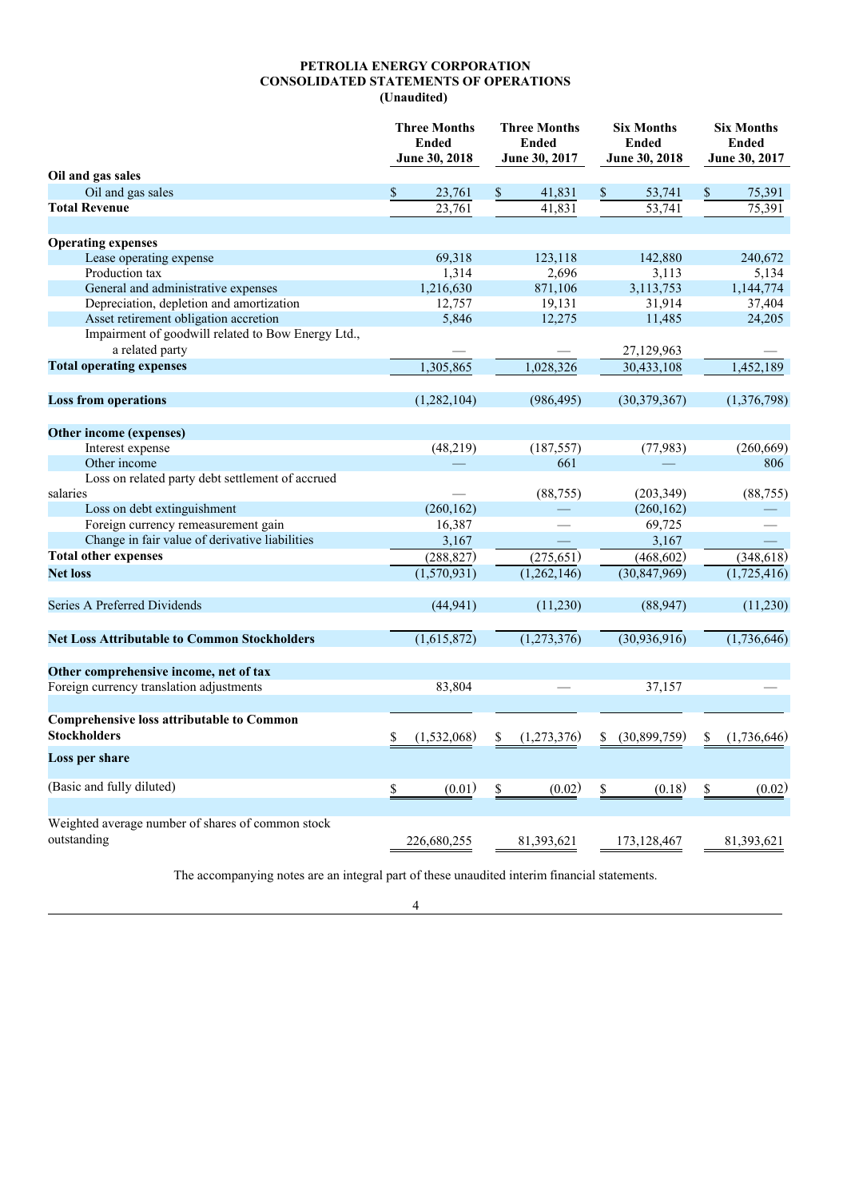**PETROLIA ENERGY CORPORATION**
**CONSOLIDATED STATEMENTS OF OPERATIONS**
**(Unaudited)**

| | Three Months Ended June 30, 2018 | Three Months Ended June 30, 2017 | Six Months Ended June 30, 2018 | Six Months Ended June 30, 2017 |
|---|---|---|---|---|
| **Oil and gas sales** | | | | |
| Oil and gas sales | $ 23,761 | $ 41,831 | $ 53,741 | $ 75,391 |
| **Total Revenue** | 23,761 | 41,831 | 53,741 | 75,391 |
| | | | | |
| **Operating expenses** | | | | |
| Lease operating expense | 69,318 | 123,118 | 142,880 | 240,672 |
| Production tax | 1,314 | 2,696 | 3,113 | 5,134 |
| General and administrative expenses | 1,216,630 | 871,106 | 3,113,753 | 1,144,774 |
| Depreciation, depletion and amortization | 12,757 | 19,131 | 31,914 | 37,404 |
| Asset retirement obligation accretion | 5,846 | 12,275 | 11,485 | 24,205 |
| Impairment of goodwill related to Bow Energy Ltd., a related party | — | — | 27,129,963 | — |
| **Total operating expenses** | 1,305,865 | 1,028,326 | 30,433,108 | 1,452,189 |
| | | | | |
| **Loss from operations** | (1,282,104) | (986,495) | (30,379,367) | (1,376,798) |
| | | | | |
| **Other income (expenses)** | | | | |
| Interest expense | (48,219) | (187,557) | (77,983) | (260,669) |
| Other income | — | 661 | — | 806 |
| Loss on related party debt settlement of accrued salaries | — | (88,755) | (203,349) | (88,755) |
| Loss on debt extinguishment | (260,162) | — | (260,162) | — |
| Foreign currency remeasurement gain | 16,387 | — | 69,725 | — |
| Change in fair value of derivative liabilities | 3,167 | — | 3,167 | — |
| **Total other expenses** | (288,827) | (275,651) | (468,602) | (348,618) |
| **Net loss** | (1,570,931) | (1,262,146) | (30,847,969) | (1,725,416) |
| | | | | |
| Series A Preferred Dividends | (44,941) | (11,230) | (88,947) | (11,230) |
| | | | | |
| **Net Loss Attributable to Common Stockholders** | (1,615,872) | (1,273,376) | (30,936,916) | (1,736,646) |
| | | | | |
| **Other comprehensive income, net of tax** | | | | |
| Foreign currency translation adjustments | 83,804 | — | 37,157 | — |
| | | | | |
| **Comprehensive loss attributable to Common Stockholders** | $ (1,532,068) | $ (1,273,376) | $ (30,899,759) | $ (1,736,646) |
| **Loss per share** | | | | |
| (Basic and fully diluted) | $ (0.01) | $ (0.02) | $ (0.18) | $ (0.02) |
| | | | | |
| Weighted average number of shares of common stock outstanding | 226,680,255 | 81,393,621 | 173,128,467 | 81,393,621 |

The accompanying notes are an integral part of these unaudited interim financial statements.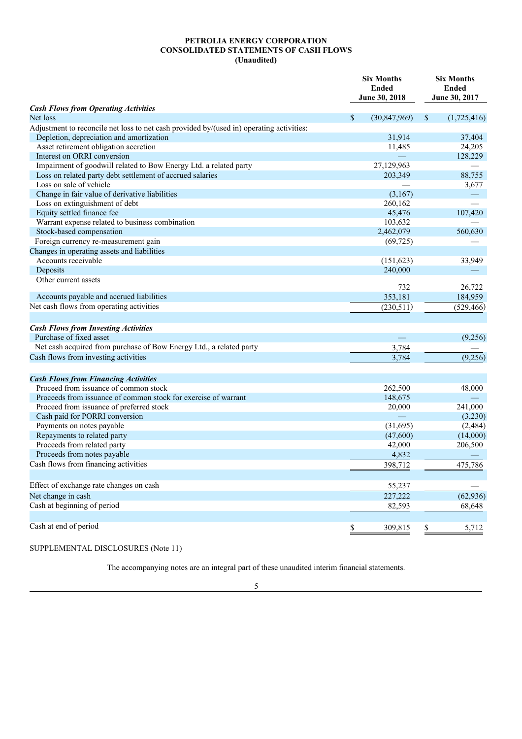**PETROLIA ENERGY CORPORATION**
**CONSOLIDATED STATEMENTS OF CASH FLOWS**
**(Unaudited)**

| | Six Months Ended June 30, 2018 | Six Months Ended June 30, 2017 |
|---|---|---|
| ***Cash Flows from Operating Activities*** | | |
| Net loss | $ (30,847,969) | $ (1,725,416) |
| Adjustment to reconcile net loss to net cash provided by/(used in) operating activities: | | |
| Depletion, depreciation and amortization | 31,914 | 37,404 |
| Asset retirement obligation accretion | 11,485 | 24,205 |
| Interest on ORRI conversion | — | 128,229 |
| Impairment of goodwill related to Bow Energy Ltd. a related party | 27,129,963 | — |
| Loss on related party debt settlement of accrued salaries | 203,349 | 88,755 |
| Loss on sale of vehicle | — | 3,677 |
| Change in fair value of derivative liabilities | (3,167) | — |
| Loss on extinguishment of debt | 260,162 | — |
| Equity settled finance fee | 45,476 | 107,420 |
| Warrant expense related to business combination | 103,632 | — |
| Stock-based compensation | 2,462,079 | 560,630 |
| Foreign currency re-measurement gain | (69,725) | — |
| Changes in operating assets and liabilities | | |
| Accounts receivable | (151,623) | 33,949 |
| Deposits | 240,000 | — |
| Other current assets | 732 | 26,722 |
| Accounts payable and accrued liabilities | 353,181 | 184,959 |
| Net cash flows from operating activities | (230,511) | (529,466) |
| | | |
| ***Cash Flows from Investing Activities*** | | |
| Purchase of fixed asset | — | (9,256) |
| Net cash acquired from purchase of Bow Energy Ltd., a related party | 3,784 | — |
| Cash flows from investing activities | 3,784 | (9,256) |
| | | |
| ***Cash Flows from Financing Activities*** | | |
| Proceed from issuance of common stock | 262,500 | 48,000 |
| Proceeds from issuance of common stock for exercise of warrant | 148,675 | — |
| Proceed from issuance of preferred stock | 20,000 | 241,000 |
| Cash paid for PORRI conversion | — | (3,230) |
| Payments on notes payable | (31,695) | (2,484) |
| Repayments to related party | (47,600) | (14,000) |
| Proceeds from related party | 42,000 | 206,500 |
| Proceeds from notes payable | 4,832 | — |
| Cash flows from financing activities | 398,712 | 475,786 |
| | | |
| Effect of exchange rate changes on cash | 55,237 | — |
| Net change in cash | 227,222 | (62,936) |
| Cash at beginning of period | 82,593 | 68,648 |
| | | |
| Cash at end of period | $ 309,815 | $ 5,712 |

SUPPLEMENTAL DISCLOSURES (Note 11)

The accompanying notes are an integral part of these unaudited interim financial statements.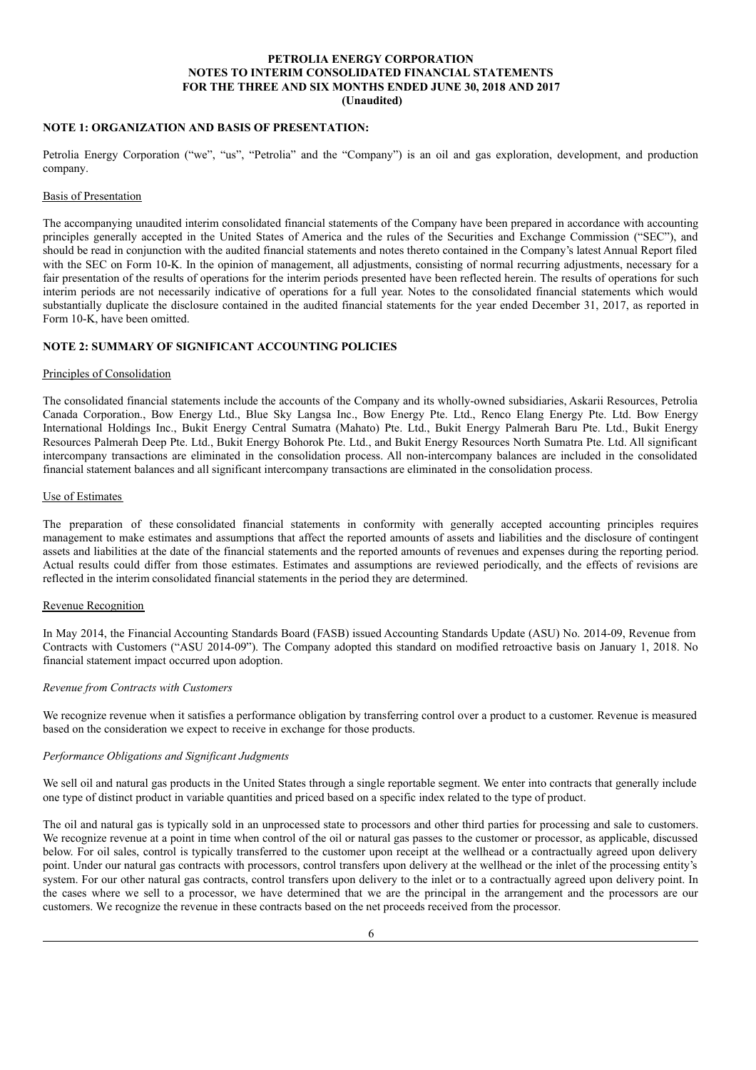**PETROLIA ENERGY CORPORATION**
**NOTES TO INTERIM CONSOLIDATED FINANCIAL STATEMENTS**
**FOR THE THREE AND SIX MONTHS ENDED JUNE 30, 2018 AND 2017**
**(Unaudited)**

## NOTE 1: ORGANIZATION AND BASIS OF PRESENTATION:

Petrolia Energy Corporation ("we", "us", "Petrolia" and the "Company") is an oil and gas exploration, development, and production company.

Basis of Presentation

The accompanying unaudited interim consolidated financial statements of the Company have been prepared in accordance with accounting principles generally accepted in the United States of America and the rules of the Securities and Exchange Commission ("SEC"), and should be read in conjunction with the audited financial statements and notes thereto contained in the Company's latest Annual Report filed with the SEC on Form 10-K. In the opinion of management, all adjustments, consisting of normal recurring adjustments, necessary for a fair presentation of the results of operations for the interim periods presented have been reflected herein. The results of operations for such interim periods are not necessarily indicative of operations for a full year. Notes to the consolidated financial statements which would substantially duplicate the disclosure contained in the audited financial statements for the year ended December 31, 2017, as reported in Form 10-K, have been omitted.

## NOTE 2: SUMMARY OF SIGNIFICANT ACCOUNTING POLICIES

Principles of Consolidation

The consolidated financial statements include the accounts of the Company and its wholly-owned subsidiaries, Askarii Resources, Petrolia Canada Corporation., Bow Energy Ltd., Blue Sky Langsa Inc., Bow Energy Pte. Ltd., Renco Elang Energy Pte. Ltd. Bow Energy International Holdings Inc., Bukit Energy Central Sumatra (Mahato) Pte. Ltd., Bukit Energy Palmerah Baru Pte. Ltd., Bukit Energy Resources Palmerah Deep Pte. Ltd., Bukit Energy Bohorok Pte. Ltd., and Bukit Energy Resources North Sumatra Pte. Ltd. All significant intercompany transactions are eliminated in the consolidation process. All non-intercompany balances are included in the consolidated financial statement balances and all significant intercompany transactions are eliminated in the consolidation process.

Use of Estimates

The preparation of these consolidated financial statements in conformity with generally accepted accounting principles requires management to make estimates and assumptions that affect the reported amounts of assets and liabilities and the disclosure of contingent assets and liabilities at the date of the financial statements and the reported amounts of revenues and expenses during the reporting period. Actual results could differ from those estimates. Estimates and assumptions are reviewed periodically, and the effects of revisions are reflected in the interim consolidated financial statements in the period they are determined.

Revenue Recognition

In May 2014, the Financial Accounting Standards Board (FASB) issued Accounting Standards Update (ASU) No. 2014-09, Revenue from Contracts with Customers ("ASU 2014-09"). The Company adopted this standard on modified retroactive basis on January 1, 2018. No financial statement impact occurred upon adoption.

*Revenue from Contracts with Customers*

We recognize revenue when it satisfies a performance obligation by transferring control over a product to a customer. Revenue is measured based on the consideration we expect to receive in exchange for those products.

*Performance Obligations and Significant Judgments*

We sell oil and natural gas products in the United States through a single reportable segment. We enter into contracts that generally include one type of distinct product in variable quantities and priced based on a specific index related to the type of product.

The oil and natural gas is typically sold in an unprocessed state to processors and other third parties for processing and sale to customers. We recognize revenue at a point in time when control of the oil or natural gas passes to the customer or processor, as applicable, discussed below. For oil sales, control is typically transferred to the customer upon receipt at the wellhead or a contractually agreed upon delivery point. Under our natural gas contracts with processors, control transfers upon delivery at the wellhead or the inlet of the processing entity's system. For our other natural gas contracts, control transfers upon delivery to the inlet or to a contractually agreed upon delivery point. In the cases where we sell to a processor, we have determined that we are the principal in the arrangement and the processors are our customers. We recognize the revenue in these contracts based on the net proceeds received from the processor.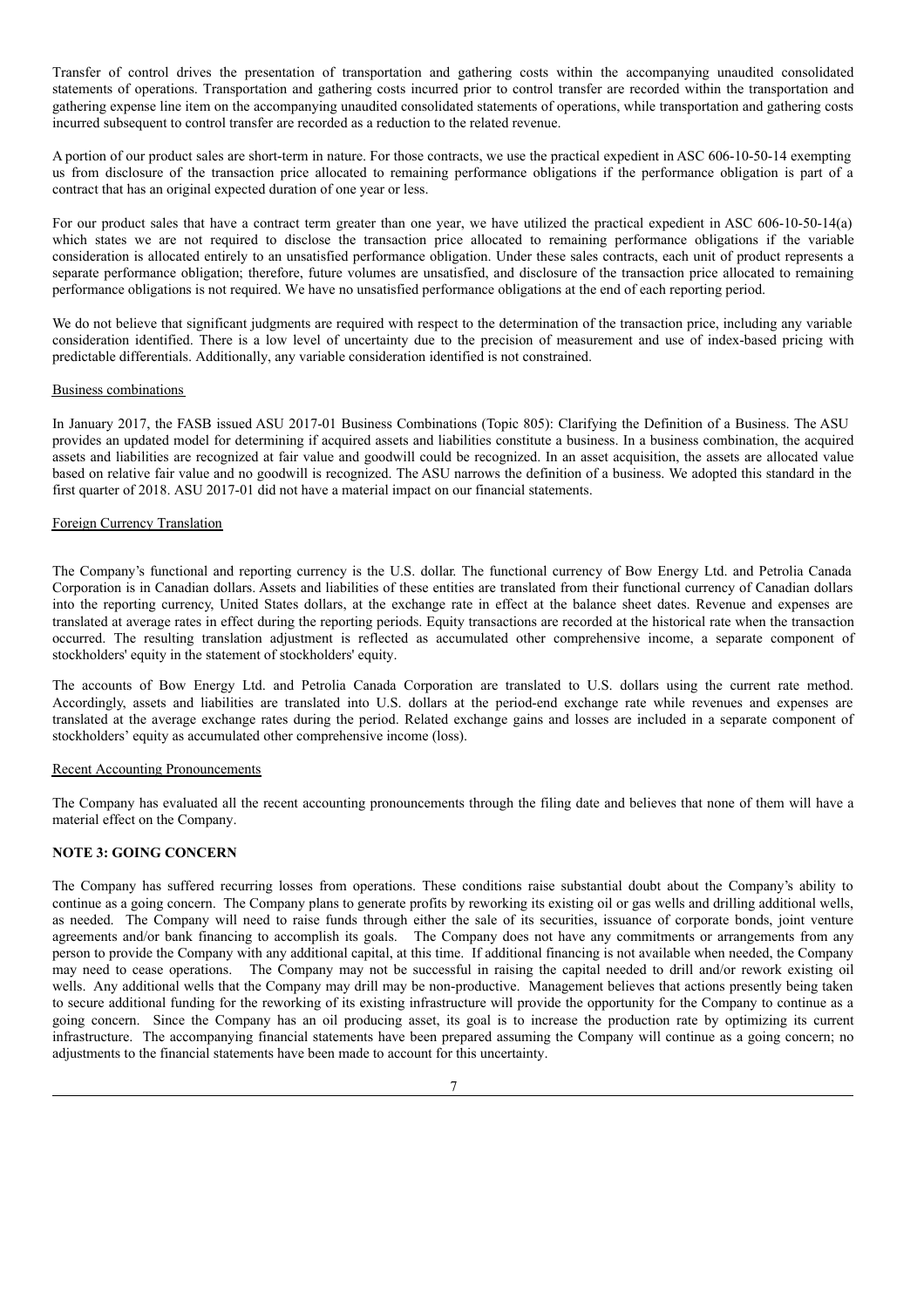Transfer of control drives the presentation of transportation and gathering costs within the accompanying unaudited consolidated statements of operations. Transportation and gathering costs incurred prior to control transfer are recorded within the transportation and gathering expense line item on the accompanying unaudited consolidated statements of operations, while transportation and gathering costs incurred subsequent to control transfer are recorded as a reduction to the related revenue.

A portion of our product sales are short-term in nature. For those contracts, we use the practical expedient in ASC 606-10-50-14 exempting us from disclosure of the transaction price allocated to remaining performance obligations if the performance obligation is part of a contract that has an original expected duration of one year or less.

For our product sales that have a contract term greater than one year, we have utilized the practical expedient in ASC 606-10-50-14(a) which states we are not required to disclose the transaction price allocated to remaining performance obligations if the variable consideration is allocated entirely to an unsatisfied performance obligation. Under these sales contracts, each unit of product represents a separate performance obligation; therefore, future volumes are unsatisfied, and disclosure of the transaction price allocated to remaining performance obligations is not required. We have no unsatisfied performance obligations at the end of each reporting period.

We do not believe that significant judgments are required with respect to the determination of the transaction price, including any variable consideration identified. There is a low level of uncertainty due to the precision of measurement and use of index-based pricing with predictable differentials. Additionally, any variable consideration identified is not constrained.

Business combinations

In January 2017, the FASB issued ASU 2017-01 Business Combinations (Topic 805): Clarifying the Definition of a Business. The ASU provides an updated model for determining if acquired assets and liabilities constitute a business. In a business combination, the acquired assets and liabilities are recognized at fair value and goodwill could be recognized. In an asset acquisition, the assets are allocated value based on relative fair value and no goodwill is recognized. The ASU narrows the definition of a business. We adopted this standard in the first quarter of 2018. ASU 2017-01 did not have a material impact on our financial statements.

Foreign Currency Translation

The Company's functional and reporting currency is the U.S. dollar. The functional currency of Bow Energy Ltd. and Petrolia Canada Corporation is in Canadian dollars. Assets and liabilities of these entities are translated from their functional currency of Canadian dollars into the reporting currency, United States dollars, at the exchange rate in effect at the balance sheet dates. Revenue and expenses are translated at average rates in effect during the reporting periods. Equity transactions are recorded at the historical rate when the transaction occurred. The resulting translation adjustment is reflected as accumulated other comprehensive income, a separate component of stockholders' equity in the statement of stockholders' equity.

The accounts of Bow Energy Ltd. and Petrolia Canada Corporation are translated to U.S. dollars using the current rate method. Accordingly, assets and liabilities are translated into U.S. dollars at the period-end exchange rate while revenues and expenses are translated at the average exchange rates during the period. Related exchange gains and losses are included in a separate component of stockholders' equity as accumulated other comprehensive income (loss).

Recent Accounting Pronouncements

The Company has evaluated all the recent accounting pronouncements through the filing date and believes that none of them will have a material effect on the Company.

**NOTE 3: GOING CONCERN**

The Company has suffered recurring losses from operations. These conditions raise substantial doubt about the Company's ability to continue as a going concern. The Company plans to generate profits by reworking its existing oil or gas wells and drilling additional wells, as needed. The Company will need to raise funds through either the sale of its securities, issuance of corporate bonds, joint venture agreements and/or bank financing to accomplish its goals. The Company does not have any commitments or arrangements from any person to provide the Company with any additional capital, at this time. If additional financing is not available when needed, the Company may need to cease operations. The Company may not be successful in raising the capital needed to drill and/or rework existing oil wells. Any additional wells that the Company may drill may be non-productive. Management believes that actions presently being taken to secure additional funding for the reworking of its existing infrastructure will provide the opportunity for the Company to continue as a going concern. Since the Company has an oil producing asset, its goal is to increase the production rate by optimizing its current infrastructure. The accompanying financial statements have been prepared assuming the Company will continue as a going concern; no adjustments to the financial statements have been made to account for this uncertainty.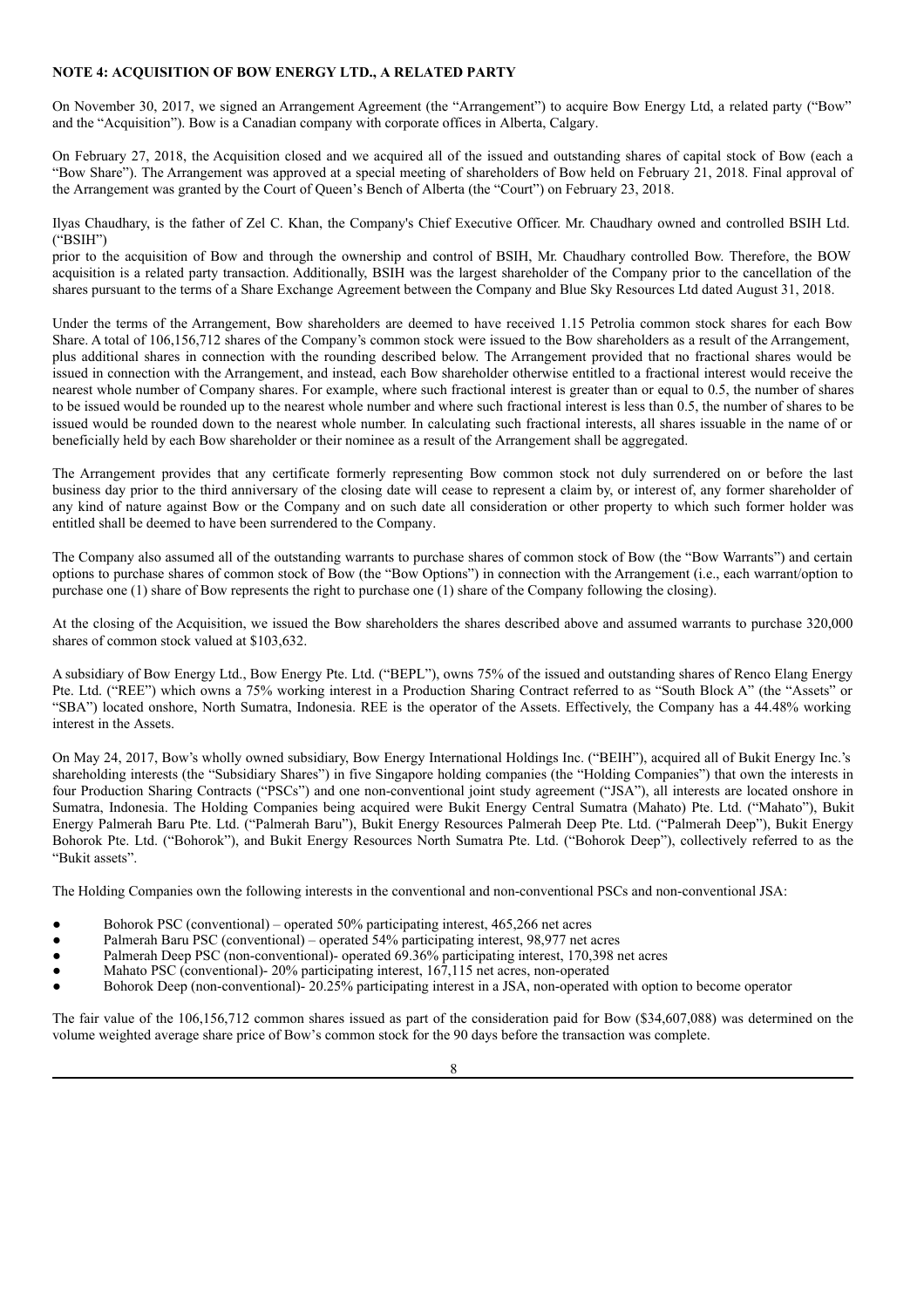**NOTE 4: ACQUISITION OF BOW ENERGY LTD., A RELATED PARTY**

On November 30, 2017, we signed an Arrangement Agreement (the "Arrangement") to acquire Bow Energy Ltd, a related party ("Bow" and the "Acquisition"). Bow is a Canadian company with corporate offices in Alberta, Calgary.

On February 27, 2018, the Acquisition closed and we acquired all of the issued and outstanding shares of capital stock of Bow (each a "Bow Share"). The Arrangement was approved at a special meeting of shareholders of Bow held on February 21, 2018. Final approval of the Arrangement was granted by the Court of Queen's Bench of Alberta (the "Court") on February 23, 2018.

Ilyas Chaudhary, is the father of Zel C. Khan, the Company's Chief Executive Officer. Mr. Chaudhary owned and controlled BSIH Ltd. ("BSIH")
prior to the acquisition of Bow and through the ownership and control of BSIH, Mr. Chaudhary controlled Bow. Therefore, the BOW acquisition is a related party transaction. Additionally, BSIH was the largest shareholder of the Company prior to the cancellation of the shares pursuant to the terms of a Share Exchange Agreement between the Company and Blue Sky Resources Ltd dated August 31, 2018.

Under the terms of the Arrangement, Bow shareholders are deemed to have received 1.15 Petrolia common stock shares for each Bow Share. A total of 106,156,712 shares of the Company's common stock were issued to the Bow shareholders as a result of the Arrangement, plus additional shares in connection with the rounding described below. The Arrangement provided that no fractional shares would be issued in connection with the Arrangement, and instead, each Bow shareholder otherwise entitled to a fractional interest would receive the nearest whole number of Company shares. For example, where such fractional interest is greater than or equal to 0.5, the number of shares to be issued would be rounded up to the nearest whole number and where such fractional interest is less than 0.5, the number of shares to be issued would be rounded down to the nearest whole number. In calculating such fractional interests, all shares issuable in the name of or beneficially held by each Bow shareholder or their nominee as a result of the Arrangement shall be aggregated.

The Arrangement provides that any certificate formerly representing Bow common stock not duly surrendered on or before the last business day prior to the third anniversary of the closing date will cease to represent a claim by, or interest of, any former shareholder of any kind of nature against Bow or the Company and on such date all consideration or other property to which such former holder was entitled shall be deemed to have been surrendered to the Company.

The Company also assumed all of the outstanding warrants to purchase shares of common stock of Bow (the "Bow Warrants") and certain options to purchase shares of common stock of Bow (the "Bow Options") in connection with the Arrangement (i.e., each warrant/option to purchase one (1) share of Bow represents the right to purchase one (1) share of the Company following the closing).

At the closing of the Acquisition, we issued the Bow shareholders the shares described above and assumed warrants to purchase 320,000 shares of common stock valued at $103,632.

A subsidiary of Bow Energy Ltd., Bow Energy Pte. Ltd. ("BEPL"), owns 75% of the issued and outstanding shares of Renco Elang Energy Pte. Ltd. ("REE") which owns a 75% working interest in a Production Sharing Contract referred to as "South Block A" (the "Assets" or "SBA") located onshore, North Sumatra, Indonesia. REE is the operator of the Assets. Effectively, the Company has a 44.48% working interest in the Assets.

On May 24, 2017, Bow's wholly owned subsidiary, Bow Energy International Holdings Inc. ("BEIH"), acquired all of Bukit Energy Inc.'s shareholding interests (the "Subsidiary Shares") in five Singapore holding companies (the "Holding Companies") that own the interests in four Production Sharing Contracts ("PSCs") and one non-conventional joint study agreement ("JSA"), all interests are located onshore in Sumatra, Indonesia. The Holding Companies being acquired were Bukit Energy Central Sumatra (Mahato) Pte. Ltd. ("Mahato"), Bukit Energy Palmerah Baru Pte. Ltd. ("Palmerah Baru"), Bukit Energy Resources Palmerah Deep Pte. Ltd. ("Palmerah Deep"), Bukit Energy Bohorok Pte. Ltd. ("Bohorok"), and Bukit Energy Resources North Sumatra Pte. Ltd. ("Bohorok Deep"), collectively referred to as the "Bukit assets".

The Holding Companies own the following interests in the conventional and non-conventional PSCs and non-conventional JSA:

- Bohorok PSC (conventional) – operated 50% participating interest, 465,266 net acres
- Palmerah Baru PSC (conventional) – operated 54% participating interest, 98,977 net acres
- Palmerah Deep PSC (non-conventional)- operated 69.36% participating interest, 170,398 net acres
- Mahato PSC (conventional)- 20% participating interest, 167,115 net acres, non-operated
- Bohorok Deep (non-conventional)- 20.25% participating interest in a JSA, non-operated with option to become operator

The fair value of the 106,156,712 common shares issued as part of the consideration paid for Bow ($34,607,088) was determined on the volume weighted average share price of Bow's common stock for the 90 days before the transaction was complete.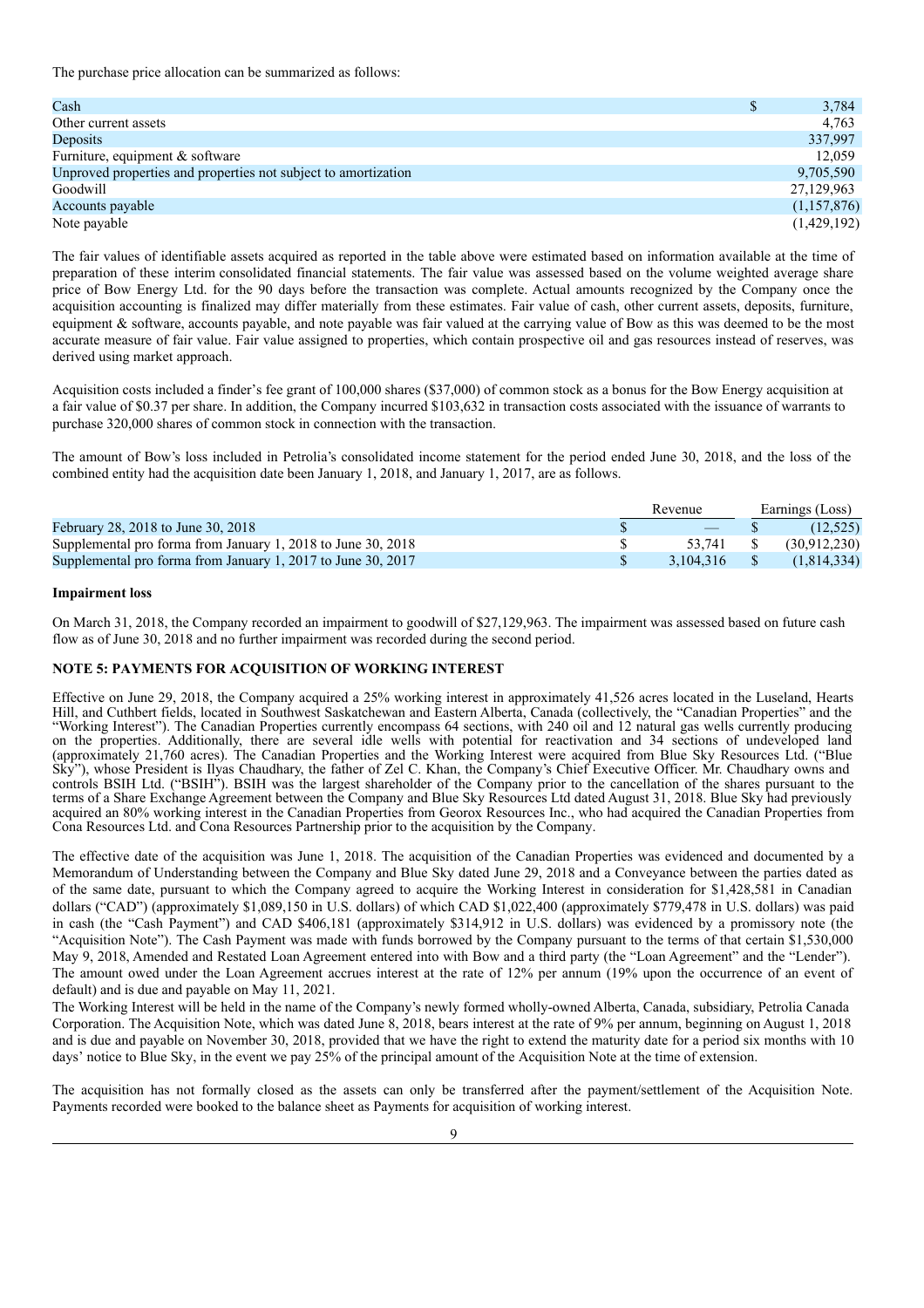The purchase price allocation can be summarized as follows:

| | |
|---|---|
| Cash | $ 3,784 |
| Other current assets | 4,763 |
| Deposits | 337,997 |
| Furniture, equipment & software | 12,059 |
| Unproved properties and properties not subject to amortization | 9,705,590 |
| Goodwill | 27,129,963 |
| Accounts payable | (1,157,876) |
| Note payable | (1,429,192) |

The fair values of identifiable assets acquired as reported in the table above were estimated based on information available at the time of preparation of these interim consolidated financial statements. The fair value was assessed based on the volume weighted average share price of Bow Energy Ltd. for the 90 days before the transaction was complete. Actual amounts recognized by the Company once the acquisition accounting is finalized may differ materially from these estimates. Fair value of cash, other current assets, deposits, furniture, equipment & software, accounts payable, and note payable was fair valued at the carrying value of Bow as this was deemed to be the most accurate measure of fair value. Fair value assigned to properties, which contain prospective oil and gas resources instead of reserves, was derived using market approach.

Acquisition costs included a finder's fee grant of 100,000 shares ($37,000) of common stock as a bonus for the Bow Energy acquisition at a fair value of $0.37 per share. In addition, the Company incurred $103,632 in transaction costs associated with the issuance of warrants to purchase 320,000 shares of common stock in connection with the transaction.

The amount of Bow's loss included in Petrolia's consolidated income statement for the period ended June 30, 2018, and the loss of the combined entity had the acquisition date been January 1, 2018, and January 1, 2017, are as follows.

| | Revenue | Earnings (Loss) |
|---|---|---|
| February 28, 2018 to June 30, 2018 | $ — | $ (12,525) |
| Supplemental pro forma from January 1, 2018 to June 30, 2018 | $ 53,741 | $ (30,912,230) |
| Supplemental pro forma from January 1, 2017 to June 30, 2017 | $ 3,104,316 | $ (1,814,334) |

**Impairment loss**

On March 31, 2018, the Company recorded an impairment to goodwill of $27,129,963. The impairment was assessed based on future cash flow as of June 30, 2018 and no further impairment was recorded during the second period.

**NOTE 5: PAYMENTS FOR ACQUISITION OF WORKING INTEREST**

Effective on June 29, 2018, the Company acquired a 25% working interest in approximately 41,526 acres located in the Luseland, Hearts Hill, and Cuthbert fields, located in Southwest Saskatchewan and Eastern Alberta, Canada (collectively, the "Canadian Properties" and the "Working Interest"). The Canadian Properties currently encompass 64 sections, with 240 oil and 12 natural gas wells currently producing on the properties. Additionally, there are several idle wells with potential for reactivation and 34 sections of undeveloped land (approximately 21,760 acres). The Canadian Properties and the Working Interest were acquired from Blue Sky Resources Ltd. ("Blue Sky"), whose President is Ilyas Chaudhary, the father of Zel C. Khan, the Company's Chief Executive Officer. Mr. Chaudhary owns and controls BSIH Ltd. ("BSIH"). BSIH was the largest shareholder of the Company prior to the cancellation of the shares pursuant to the terms of a Share Exchange Agreement between the Company and Blue Sky Resources Ltd dated August 31, 2018. Blue Sky had previously acquired an 80% working interest in the Canadian Properties from Georox Resources Inc., who had acquired the Canadian Properties from Cona Resources Ltd. and Cona Resources Partnership prior to the acquisition by the Company.

The effective date of the acquisition was June 1, 2018. The acquisition of the Canadian Properties was evidenced and documented by a Memorandum of Understanding between the Company and Blue Sky dated June 29, 2018 and a Conveyance between the parties dated as of the same date, pursuant to which the Company agreed to acquire the Working Interest in consideration for $1,428,581 in Canadian dollars ("CAD") (approximately $1,089,150 in U.S. dollars) of which CAD $1,022,400 (approximately $779,478 in U.S. dollars) was paid in cash (the "Cash Payment") and CAD $406,181 (approximately $314,912 in U.S. dollars) was evidenced by a promissory note (the "Acquisition Note"). The Cash Payment was made with funds borrowed by the Company pursuant to the terms of that certain $1,530,000 May 9, 2018, Amended and Restated Loan Agreement entered into with Bow and a third party (the "Loan Agreement" and the "Lender"). The amount owed under the Loan Agreement accrues interest at the rate of 12% per annum (19% upon the occurrence of an event of default) and is due and payable on May 11, 2021.

The Working Interest will be held in the name of the Company's newly formed wholly-owned Alberta, Canada, subsidiary, Petrolia Canada Corporation. The Acquisition Note, which was dated June 8, 2018, bears interest at the rate of 9% per annum, beginning on August 1, 2018 and is due and payable on November 30, 2018, provided that we have the right to extend the maturity date for a period six months with 10 days' notice to Blue Sky, in the event we pay 25% of the principal amount of the Acquisition Note at the time of extension.

The acquisition has not formally closed as the assets can only be transferred after the payment/settlement of the Acquisition Note. Payments recorded were booked to the balance sheet as Payments for acquisition of working interest.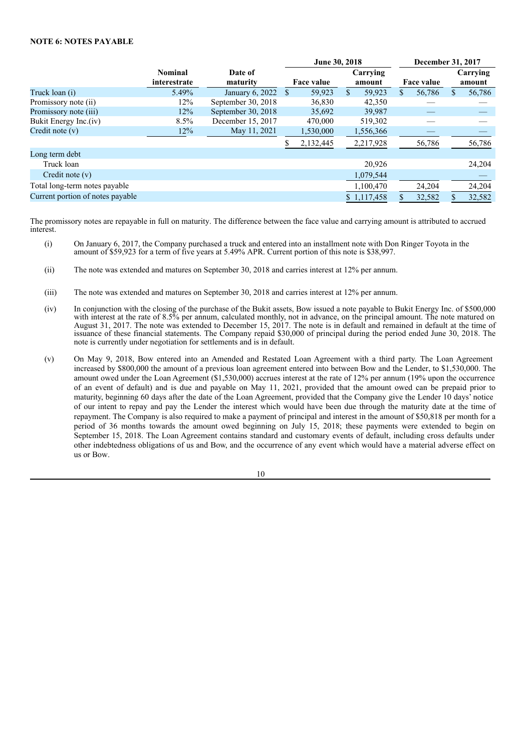**NOTE 6: NOTES PAYABLE**

| | Nominal interestrate | Date of maturity | June 30, 2018 | | December 31, 2017 | |
|---|---|---|---|---|---|---|
| | | | Face value | Carrying amount | Face value | Carrying amount |
| Truck loan (i) | 5.49% | January 6, 2022 | $ 59,923 | $ 59,923 | $ 56,786 | $ 56,786 |
| Promissory note (ii) | 12% | September 30, 2018 | 36,830 | 42,350 | — | — |
| Promissory note (iii) | 12% | September 30, 2018 | 35,692 | 39,987 | — | — |
| Bukit Energy Inc.(iv) | 8.5% | December 15, 2017 | 470,000 | 519,302 | — | — |
| Credit note (v) | 12% | May 11, 2021 | 1,530,000 | 1,556,366 | — | — |
| | | | $ 2,132,445 | 2,217,928 | 56,786 | 56,786 |
| Long term debt | | | | | | |
| Truck loan | | | | 20,926 | | 24,204 |
| Credit note (v) | | | | 1,079,544 | | — |
| Total long-term notes payable | | | | 1,100,470 | 24,204 | 24,204 |
| Current portion of notes payable | | | | $ 1,117,458 | $ 32,582 | $ 32,582 |

The promissory notes are repayable in full on maturity. The difference between the face value and carrying amount is attributed to accrued interest.

(i) On January 6, 2017, the Company purchased a truck and entered into an installment note with Don Ringer Toyota in the amount of $59,923 for a term of five years at 5.49% APR. Current portion of this note is $38,997.

(ii) The note was extended and matures on September 30, 2018 and carries interest at 12% per annum.

(iii) The note was extended and matures on September 30, 2018 and carries interest at 12% per annum.

(iv) In conjunction with the closing of the purchase of the Bukit assets, Bow issued a note payable to Bukit Energy Inc. of $500,000 with interest at the rate of 8.5% per annum, calculated monthly, not in advance, on the principal amount. The note matured on August 31, 2017. The note was extended to December 15, 2017. The note is in default and remained in default at the time of issuance of these financial statements. The Company repaid $30,000 of principal during the period ended June 30, 2018. The note is currently under negotiation for settlements and is in default.

(v) On May 9, 2018, Bow entered into an Amended and Restated Loan Agreement with a third party. The Loan Agreement increased by $800,000 the amount of a previous loan agreement entered into between Bow and the Lender, to $1,530,000. The amount owed under the Loan Agreement ($1,530,000) accrues interest at the rate of 12% per annum (19% upon the occurrence of an event of default) and is due and payable on May 11, 2021, provided that the amount owed can be prepaid prior to maturity, beginning 60 days after the date of the Loan Agreement, provided that the Company give the Lender 10 days' notice of our intent to repay and pay the Lender the interest which would have been due through the maturity date at the time of repayment. The Company is also required to make a payment of principal and interest in the amount of $50,818 per month for a period of 36 months towards the amount owed beginning on July 15, 2018; these payments were extended to begin on September 15, 2018. The Loan Agreement contains standard and customary events of default, including cross defaults under other indebtedness obligations of us and Bow, and the occurrence of any event which would have a material adverse effect on us or Bow.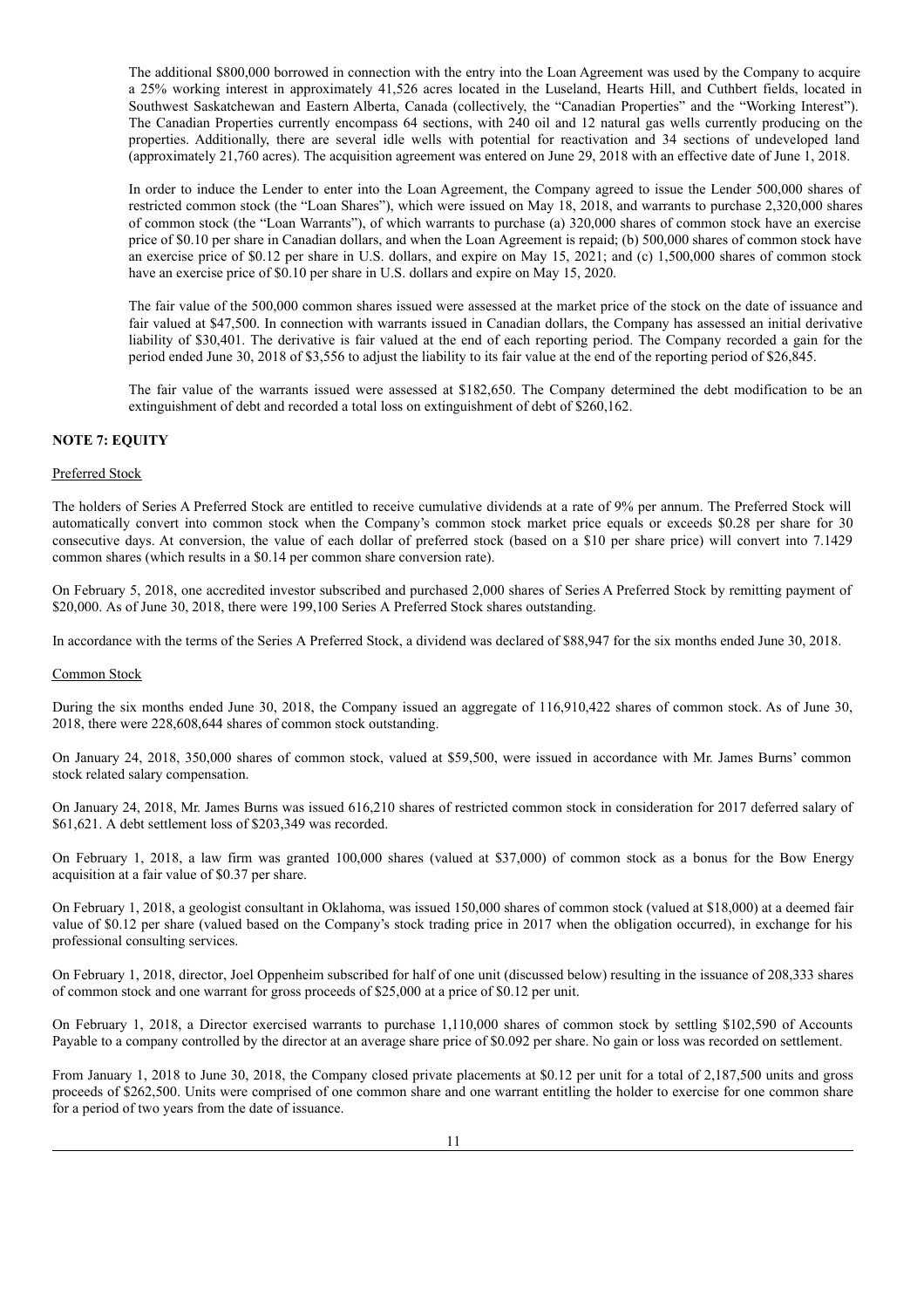The additional $800,000 borrowed in connection with the entry into the Loan Agreement was used by the Company to acquire a 25% working interest in approximately 41,526 acres located in the Luseland, Hearts Hill, and Cuthbert fields, located in Southwest Saskatchewan and Eastern Alberta, Canada (collectively, the "Canadian Properties" and the "Working Interest"). The Canadian Properties currently encompass 64 sections, with 240 oil and 12 natural gas wells currently producing on the properties. Additionally, there are several idle wells with potential for reactivation and 34 sections of undeveloped land (approximately 21,760 acres). The acquisition agreement was entered on June 29, 2018 with an effective date of June 1, 2018.

In order to induce the Lender to enter into the Loan Agreement, the Company agreed to issue the Lender 500,000 shares of restricted common stock (the "Loan Shares"), which were issued on May 18, 2018, and warrants to purchase 2,320,000 shares of common stock (the "Loan Warrants"), of which warrants to purchase (a) 320,000 shares of common stock have an exercise price of $0.10 per share in Canadian dollars, and when the Loan Agreement is repaid; (b) 500,000 shares of common stock have an exercise price of $0.12 per share in U.S. dollars, and expire on May 15, 2021; and (c) 1,500,000 shares of common stock have an exercise price of $0.10 per share in U.S. dollars and expire on May 15, 2020.

The fair value of the 500,000 common shares issued were assessed at the market price of the stock on the date of issuance and fair valued at $47,500. In connection with warrants issued in Canadian dollars, the Company has assessed an initial derivative liability of $30,401. The derivative is fair valued at the end of each reporting period. The Company recorded a gain for the period ended June 30, 2018 of $3,556 to adjust the liability to its fair value at the end of the reporting period of $26,845.

The fair value of the warrants issued were assessed at $182,650. The Company determined the debt modification to be an extinguishment of debt and recorded a total loss on extinguishment of debt of $260,162.

## NOTE 7: EQUITY

Preferred Stock

The holders of Series A Preferred Stock are entitled to receive cumulative dividends at a rate of 9% per annum. The Preferred Stock will automatically convert into common stock when the Company's common stock market price equals or exceeds $0.28 per share for 30 consecutive days. At conversion, the value of each dollar of preferred stock (based on a $10 per share price) will convert into 7.1429 common shares (which results in a $0.14 per common share conversion rate).

On February 5, 2018, one accredited investor subscribed and purchased 2,000 shares of Series A Preferred Stock by remitting payment of $20,000. As of June 30, 2018, there were 199,100 Series A Preferred Stock shares outstanding.

In accordance with the terms of the Series A Preferred Stock, a dividend was declared of $88,947 for the six months ended June 30, 2018.

Common Stock

During the six months ended June 30, 2018, the Company issued an aggregate of 116,910,422 shares of common stock. As of June 30, 2018, there were 228,608,644 shares of common stock outstanding.

On January 24, 2018, 350,000 shares of common stock, valued at $59,500, were issued in accordance with Mr. James Burns' common stock related salary compensation.

On January 24, 2018, Mr. James Burns was issued 616,210 shares of restricted common stock in consideration for 2017 deferred salary of $61,621. A debt settlement loss of $203,349 was recorded.

On February 1, 2018, a law firm was granted 100,000 shares (valued at $37,000) of common stock as a bonus for the Bow Energy acquisition at a fair value of $0.37 per share.

On February 1, 2018, a geologist consultant in Oklahoma, was issued 150,000 shares of common stock (valued at $18,000) at a deemed fair value of $0.12 per share (valued based on the Company's stock trading price in 2017 when the obligation occurred), in exchange for his professional consulting services.

On February 1, 2018, director, Joel Oppenheim subscribed for half of one unit (discussed below) resulting in the issuance of 208,333 shares of common stock and one warrant for gross proceeds of $25,000 at a price of $0.12 per unit.

On February 1, 2018, a Director exercised warrants to purchase 1,110,000 shares of common stock by settling $102,590 of Accounts Payable to a company controlled by the director at an average share price of $0.092 per share. No gain or loss was recorded on settlement.

From January 1, 2018 to June 30, 2018, the Company closed private placements at $0.12 per unit for a total of 2,187,500 units and gross proceeds of $262,500. Units were comprised of one common share and one warrant entitling the holder to exercise for one common share for a period of two years from the date of issuance.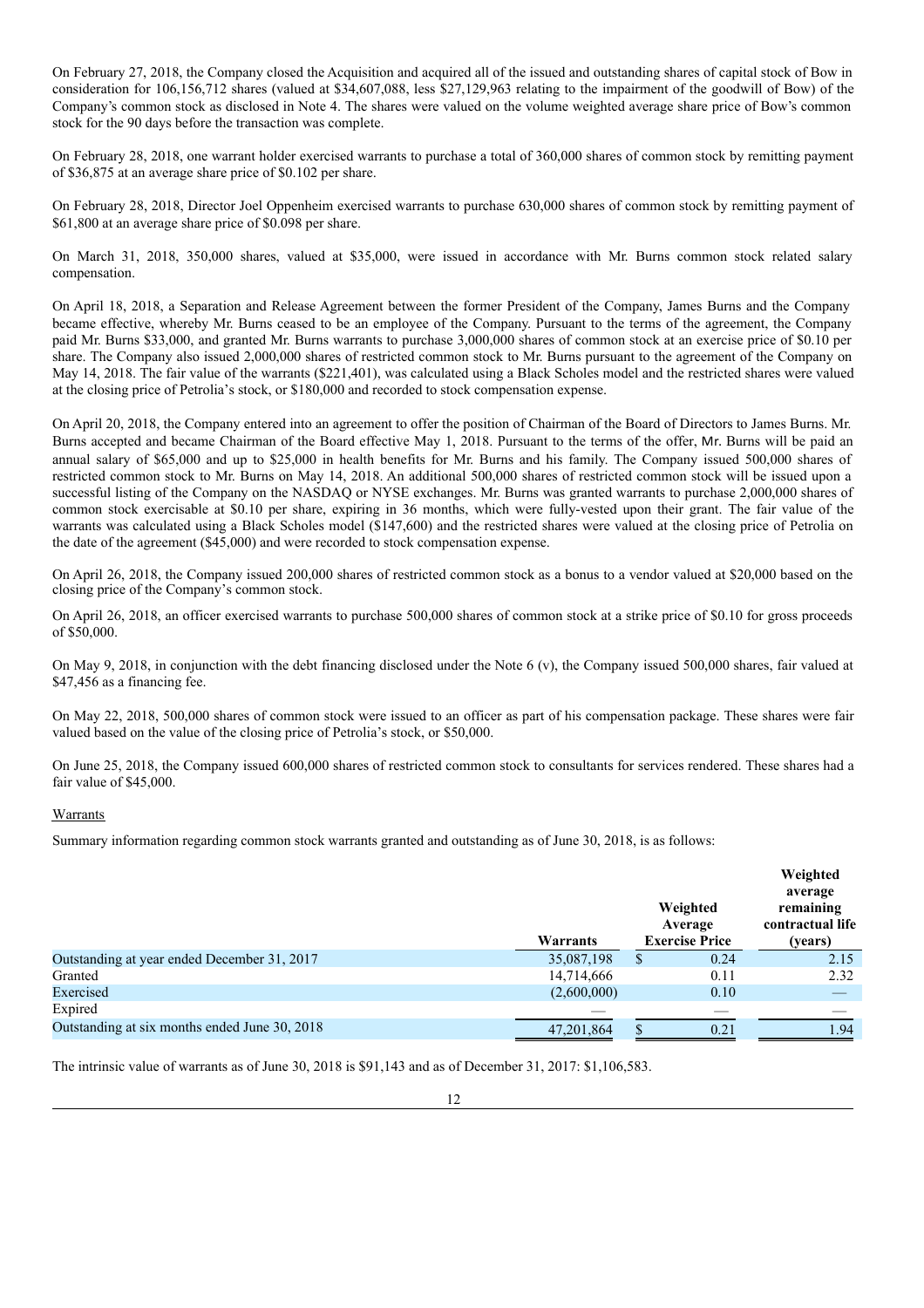On February 27, 2018, the Company closed the Acquisition and acquired all of the issued and outstanding shares of capital stock of Bow in consideration for 106,156,712 shares (valued at $34,607,088, less $27,129,963 relating to the impairment of the goodwill of Bow) of the Company's common stock as disclosed in Note 4. The shares were valued on the volume weighted average share price of Bow's common stock for the 90 days before the transaction was complete.

On February 28, 2018, one warrant holder exercised warrants to purchase a total of 360,000 shares of common stock by remitting payment of $36,875 at an average share price of $0.102 per share.

On February 28, 2018, Director Joel Oppenheim exercised warrants to purchase 630,000 shares of common stock by remitting payment of $61,800 at an average share price of $0.098 per share.

On March 31, 2018, 350,000 shares, valued at $35,000, were issued in accordance with Mr. Burns common stock related salary compensation.

On April 18, 2018, a Separation and Release Agreement between the former President of the Company, James Burns and the Company became effective, whereby Mr. Burns ceased to be an employee of the Company. Pursuant to the terms of the agreement, the Company paid Mr. Burns $33,000, and granted Mr. Burns warrants to purchase 3,000,000 shares of common stock at an exercise price of $0.10 per share. The Company also issued 2,000,000 shares of restricted common stock to Mr. Burns pursuant to the agreement of the Company on May 14, 2018. The fair value of the warrants ($221,401), was calculated using a Black Scholes model and the restricted shares were valued at the closing price of Petrolia's stock, or $180,000 and recorded to stock compensation expense.

On April 20, 2018, the Company entered into an agreement to offer the position of Chairman of the Board of Directors to James Burns. Mr. Burns accepted and became Chairman of the Board effective May 1, 2018. Pursuant to the terms of the offer, Mr. Burns will be paid an annual salary of $65,000 and up to $25,000 in health benefits for Mr. Burns and his family. The Company issued 500,000 shares of restricted common stock to Mr. Burns on May 14, 2018. An additional 500,000 shares of restricted common stock will be issued upon a successful listing of the Company on the NASDAQ or NYSE exchanges. Mr. Burns was granted warrants to purchase 2,000,000 shares of common stock exercisable at $0.10 per share, expiring in 36 months, which were fully-vested upon their grant. The fair value of the warrants was calculated using a Black Scholes model ($147,600) and the restricted shares were valued at the closing price of Petrolia on the date of the agreement ($45,000) and were recorded to stock compensation expense.

On April 26, 2018, the Company issued 200,000 shares of restricted common stock as a bonus to a vendor valued at $20,000 based on the closing price of the Company's common stock.

On April 26, 2018, an officer exercised warrants to purchase 500,000 shares of common stock at a strike price of $0.10 for gross proceeds of $50,000.

On May 9, 2018, in conjunction with the debt financing disclosed under the Note 6 (v), the Company issued 500,000 shares, fair valued at $47,456 as a financing fee.

On May 22, 2018, 500,000 shares of common stock were issued to an officer as part of his compensation package. These shares were fair valued based on the value of the closing price of Petrolia's stock, or $50,000.

On June 25, 2018, the Company issued 600,000 shares of restricted common stock to consultants for services rendered. These shares had a fair value of $45,000.

Warrants

Summary information regarding common stock warrants granted and outstanding as of June 30, 2018, is as follows:

| | Warrants | Weighted Average Exercise Price | Weighted average remaining contractual life (years) |
|---|---|---|---|
| Outstanding at year ended December 31, 2017 | 35,087,198 | $ 0.24 | 2.15 |
| Granted | 14,714,666 | 0.11 | 2.32 |
| Exercised | (2,600,000) | 0.10 | — |
| Expired | — | — | — |
| Outstanding at six months ended June 30, 2018 | 47,201,864 | $ 0.21 | 1.94 |

The intrinsic value of warrants as of June 30, 2018 is $91,143 and as of December 31, 2017: $1,106,583.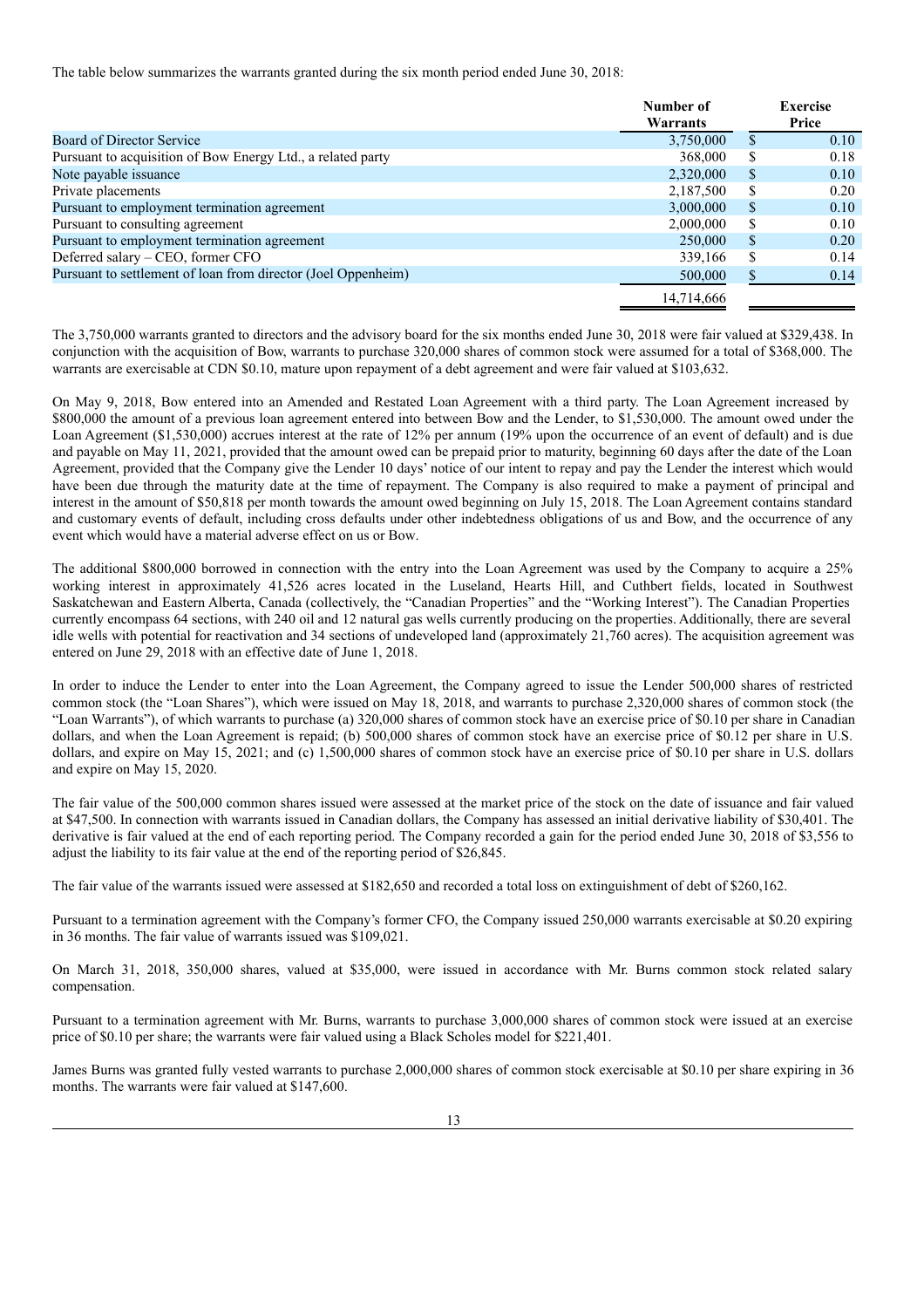The table below summarizes the warrants granted during the six month period ended June 30, 2018:

| | Number of Warrants | Exercise Price |
|---|---|---|
| Board of Director Service | 3,750,000 | $ 0.10 |
| Pursuant to acquisition of Bow Energy Ltd., a related party | 368,000 | $ 0.18 |
| Note payable issuance | 2,320,000 | $ 0.10 |
| Private placements | 2,187,500 | $ 0.20 |
| Pursuant to employment termination agreement | 3,000,000 | $ 0.10 |
| Pursuant to consulting agreement | 2,000,000 | $ 0.10 |
| Pursuant to employment termination agreement | 250,000 | $ 0.20 |
| Deferred salary – CEO, former CFO | 339,166 | $ 0.14 |
| Pursuant to settlement of loan from director (Joel Oppenheim) | 500,000 | $ 0.14 |
| | 14,714,666 | |

The 3,750,000 warrants granted to directors and the advisory board for the six months ended June 30, 2018 were fair valued at $329,438. In conjunction with the acquisition of Bow, warrants to purchase 320,000 shares of common stock were assumed for a total of $368,000. The warrants are exercisable at CDN $0.10, mature upon repayment of a debt agreement and were fair valued at $103,632.

On May 9, 2018, Bow entered into an Amended and Restated Loan Agreement with a third party. The Loan Agreement increased by $800,000 the amount of a previous loan agreement entered into between Bow and the Lender, to $1,530,000. The amount owed under the Loan Agreement ($1,530,000) accrues interest at the rate of 12% per annum (19% upon the occurrence of an event of default) and is due and payable on May 11, 2021, provided that the amount owed can be prepaid prior to maturity, beginning 60 days after the date of the Loan Agreement, provided that the Company give the Lender 10 days' notice of our intent to repay and pay the Lender the interest which would have been due through the maturity date at the time of repayment. The Company is also required to make a payment of principal and interest in the amount of $50,818 per month towards the amount owed beginning on July 15, 2018. The Loan Agreement contains standard and customary events of default, including cross defaults under other indebtedness obligations of us and Bow, and the occurrence of any event which would have a material adverse effect on us or Bow.

The additional $800,000 borrowed in connection with the entry into the Loan Agreement was used by the Company to acquire a 25% working interest in approximately 41,526 acres located in the Luseland, Hearts Hill, and Cuthbert fields, located in Southwest Saskatchewan and Eastern Alberta, Canada (collectively, the "Canadian Properties" and the "Working Interest"). The Canadian Properties currently encompass 64 sections, with 240 oil and 12 natural gas wells currently producing on the properties. Additionally, there are several idle wells with potential for reactivation and 34 sections of undeveloped land (approximately 21,760 acres). The acquisition agreement was entered on June 29, 2018 with an effective date of June 1, 2018.

In order to induce the Lender to enter into the Loan Agreement, the Company agreed to issue the Lender 500,000 shares of restricted common stock (the "Loan Shares"), which were issued on May 18, 2018, and warrants to purchase 2,320,000 shares of common stock (the "Loan Warrants"), of which warrants to purchase (a) 320,000 shares of common stock have an exercise price of $0.10 per share in Canadian dollars, and when the Loan Agreement is repaid; (b) 500,000 shares of common stock have an exercise price of $0.12 per share in U.S. dollars, and expire on May 15, 2021; and (c) 1,500,000 shares of common stock have an exercise price of $0.10 per share in U.S. dollars and expire on May 15, 2020.

The fair value of the 500,000 common shares issued were assessed at the market price of the stock on the date of issuance and fair valued at $47,500. In connection with warrants issued in Canadian dollars, the Company has assessed an initial derivative liability of $30,401. The derivative is fair valued at the end of each reporting period. The Company recorded a gain for the period ended June 30, 2018 of $3,556 to adjust the liability to its fair value at the end of the reporting period of $26,845.

The fair value of the warrants issued were assessed at $182,650 and recorded a total loss on extinguishment of debt of $260,162.

Pursuant to a termination agreement with the Company's former CFO, the Company issued 250,000 warrants exercisable at $0.20 expiring in 36 months. The fair value of warrants issued was $109,021.

On March 31, 2018, 350,000 shares, valued at $35,000, were issued in accordance with Mr. Burns common stock related salary compensation.

Pursuant to a termination agreement with Mr. Burns, warrants to purchase 3,000,000 shares of common stock were issued at an exercise price of $0.10 per share; the warrants were fair valued using a Black Scholes model for $221,401.

James Burns was granted fully vested warrants to purchase 2,000,000 shares of common stock exercisable at $0.10 per share expiring in 36 months. The warrants were fair valued at $147,600.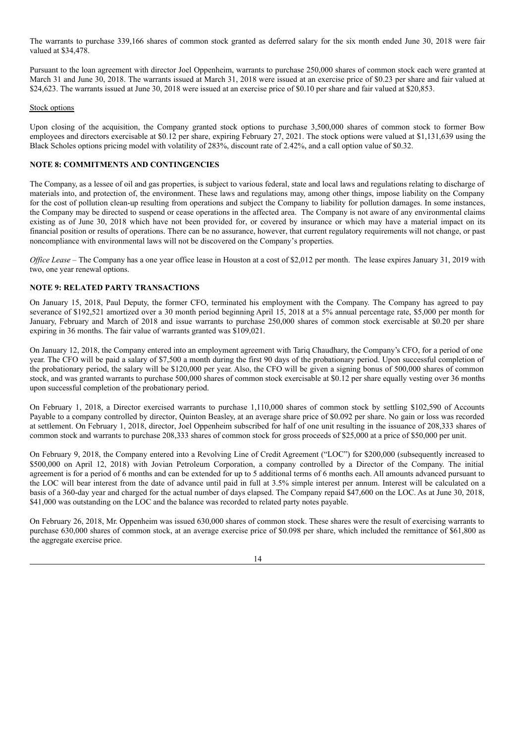The warrants to purchase 339,166 shares of common stock granted as deferred salary for the six month ended June 30, 2018 were fair valued at $34,478.

Pursuant to the loan agreement with director Joel Oppenheim, warrants to purchase 250,000 shares of common stock each were granted at March 31 and June 30, 2018. The warrants issued at March 31, 2018 were issued at an exercise price of $0.23 per share and fair valued at $24,623. The warrants issued at June 30, 2018 were issued at an exercise price of $0.10 per share and fair valued at $20,853.

Stock options

Upon closing of the acquisition, the Company granted stock options to purchase 3,500,000 shares of common stock to former Bow employees and directors exercisable at $0.12 per share, expiring February 27, 2021. The stock options were valued at $1,131,639 using the Black Scholes options pricing model with volatility of 283%, discount rate of 2.42%, and a call option value of $0.32.

## NOTE 8: COMMITMENTS AND CONTINGENCIES

The Company, as a lessee of oil and gas properties, is subject to various federal, state and local laws and regulations relating to discharge of materials into, and protection of, the environment. These laws and regulations may, among other things, impose liability on the Company for the cost of pollution clean-up resulting from operations and subject the Company to liability for pollution damages. In some instances, the Company may be directed to suspend or cease operations in the affected area. The Company is not aware of any environmental claims existing as of June 30, 2018 which have not been provided for, or covered by insurance or which may have a material impact on its financial position or results of operations. There can be no assurance, however, that current regulatory requirements will not change, or past noncompliance with environmental laws will not be discovered on the Company's properties.

*Office Lease* – The Company has a one year office lease in Houston at a cost of $2,012 per month. The lease expires January 31, 2019 with two, one year renewal options.

## NOTE 9: RELATED PARTY TRANSACTIONS

On January 15, 2018, Paul Deputy, the former CFO, terminated his employment with the Company. The Company has agreed to pay severance of $192,521 amortized over a 30 month period beginning April 15, 2018 at a 5% annual percentage rate, $5,000 per month for January, February and March of 2018 and issue warrants to purchase 250,000 shares of common stock exercisable at $0.20 per share expiring in 36 months. The fair value of warrants granted was $109,021.

On January 12, 2018, the Company entered into an employment agreement with Tariq Chaudhary, the Company's CFO, for a period of one year. The CFO will be paid a salary of $7,500 a month during the first 90 days of the probationary period. Upon successful completion of the probationary period, the salary will be $120,000 per year. Also, the CFO will be given a signing bonus of 500,000 shares of common stock, and was granted warrants to purchase 500,000 shares of common stock exercisable at $0.12 per share equally vesting over 36 months upon successful completion of the probationary period.

On February 1, 2018, a Director exercised warrants to purchase 1,110,000 shares of common stock by settling $102,590 of Accounts Payable to a company controlled by director, Quinton Beasley, at an average share price of $0.092 per share. No gain or loss was recorded at settlement. On February 1, 2018, director, Joel Oppenheim subscribed for half of one unit resulting in the issuance of 208,333 shares of common stock and warrants to purchase 208,333 shares of common stock for gross proceeds of $25,000 at a price of $50,000 per unit.

On February 9, 2018, the Company entered into a Revolving Line of Credit Agreement ("LOC") for $200,000 (subsequently increased to $500,000 on April 12, 2018) with Jovian Petroleum Corporation, a company controlled by a Director of the Company. The initial agreement is for a period of 6 months and can be extended for up to 5 additional terms of 6 months each. All amounts advanced pursuant to the LOC will bear interest from the date of advance until paid in full at 3.5% simple interest per annum. Interest will be calculated on a basis of a 360-day year and charged for the actual number of days elapsed. The Company repaid $47,600 on the LOC. As at June 30, 2018, $41,000 was outstanding on the LOC and the balance was recorded to related party notes payable.

On February 26, 2018, Mr. Oppenheim was issued 630,000 shares of common stock. These shares were the result of exercising warrants to purchase 630,000 shares of common stock, at an average exercise price of $0.098 per share, which included the remittance of $61,800 as the aggregate exercise price.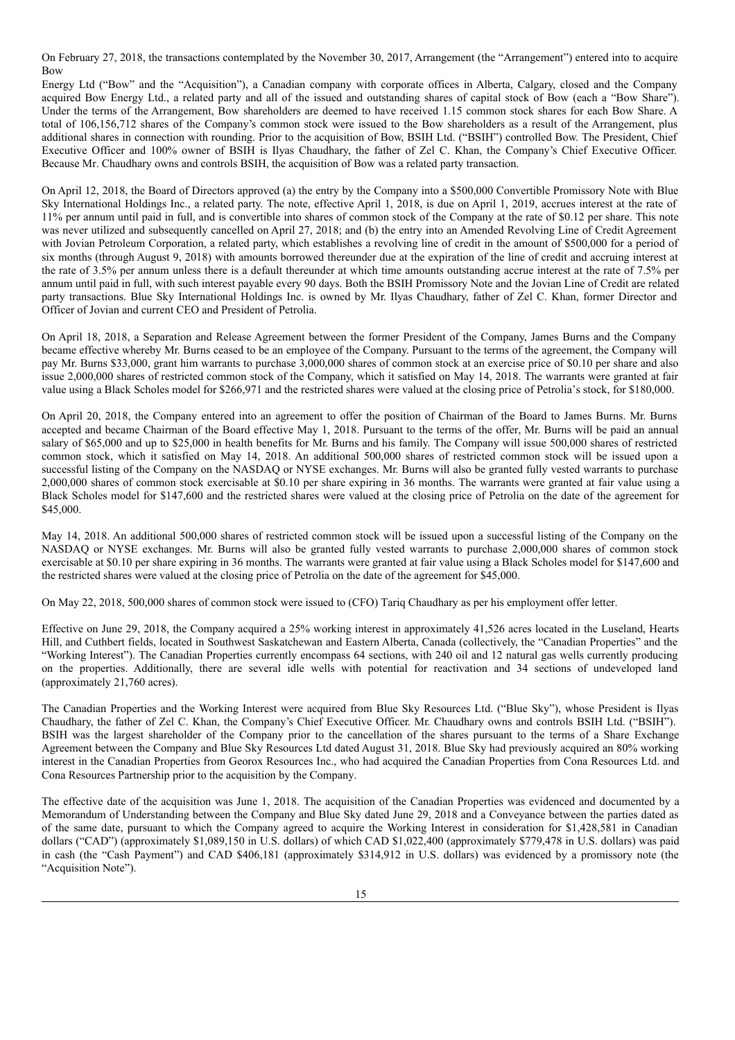On February 27, 2018, the transactions contemplated by the November 30, 2017, Arrangement (the "Arrangement") entered into to acquire Bow

Energy Ltd ("Bow" and the "Acquisition"), a Canadian company with corporate offices in Alberta, Calgary, closed and the Company acquired Bow Energy Ltd., a related party and all of the issued and outstanding shares of capital stock of Bow (each a "Bow Share"). Under the terms of the Arrangement, Bow shareholders are deemed to have received 1.15 common stock shares for each Bow Share. A total of 106,156,712 shares of the Company's common stock were issued to the Bow shareholders as a result of the Arrangement, plus additional shares in connection with rounding. Prior to the acquisition of Bow, BSIH Ltd. ("BSIH") controlled Bow. The President, Chief Executive Officer and 100% owner of BSIH is Ilyas Chaudhary, the father of Zel C. Khan, the Company's Chief Executive Officer. Because Mr. Chaudhary owns and controls BSIH, the acquisition of Bow was a related party transaction.

On April 12, 2018, the Board of Directors approved (a) the entry by the Company into a $500,000 Convertible Promissory Note with Blue Sky International Holdings Inc., a related party. The note, effective April 1, 2018, is due on April 1, 2019, accrues interest at the rate of 11% per annum until paid in full, and is convertible into shares of common stock of the Company at the rate of $0.12 per share. This note was never utilized and subsequently cancelled on April 27, 2018; and (b) the entry into an Amended Revolving Line of Credit Agreement with Jovian Petroleum Corporation, a related party, which establishes a revolving line of credit in the amount of $500,000 for a period of six months (through August 9, 2018) with amounts borrowed thereunder due at the expiration of the line of credit and accruing interest at the rate of 3.5% per annum unless there is a default thereunder at which time amounts outstanding accrue interest at the rate of 7.5% per annum until paid in full, with such interest payable every 90 days. Both the BSIH Promissory Note and the Jovian Line of Credit are related party transactions. Blue Sky International Holdings Inc. is owned by Mr. Ilyas Chaudhary, father of Zel C. Khan, former Director and Officer of Jovian and current CEO and President of Petrolia.

On April 18, 2018, a Separation and Release Agreement between the former President of the Company, James Burns and the Company became effective whereby Mr. Burns ceased to be an employee of the Company. Pursuant to the terms of the agreement, the Company will pay Mr. Burns $33,000, grant him warrants to purchase 3,000,000 shares of common stock at an exercise price of $0.10 per share and also issue 2,000,000 shares of restricted common stock of the Company, which it satisfied on May 14, 2018. The warrants were granted at fair value using a Black Scholes model for $266,971 and the restricted shares were valued at the closing price of Petrolia's stock, for $180,000.

On April 20, 2018, the Company entered into an agreement to offer the position of Chairman of the Board to James Burns. Mr. Burns accepted and became Chairman of the Board effective May 1, 2018. Pursuant to the terms of the offer, Mr. Burns will be paid an annual salary of $65,000 and up to $25,000 in health benefits for Mr. Burns and his family. The Company will issue 500,000 shares of restricted common stock, which it satisfied on May 14, 2018. An additional 500,000 shares of restricted common stock will be issued upon a successful listing of the Company on the NASDAQ or NYSE exchanges. Mr. Burns will also be granted fully vested warrants to purchase 2,000,000 shares of common stock exercisable at $0.10 per share expiring in 36 months. The warrants were granted at fair value using a Black Scholes model for $147,600 and the restricted shares were valued at the closing price of Petrolia on the date of the agreement for $45,000.

May 14, 2018. An additional 500,000 shares of restricted common stock will be issued upon a successful listing of the Company on the NASDAQ or NYSE exchanges. Mr. Burns will also be granted fully vested warrants to purchase 2,000,000 shares of common stock exercisable at $0.10 per share expiring in 36 months. The warrants were granted at fair value using a Black Scholes model for $147,600 and the restricted shares were valued at the closing price of Petrolia on the date of the agreement for $45,000.

On May 22, 2018, 500,000 shares of common stock were issued to (CFO) Tariq Chaudhary as per his employment offer letter.

Effective on June 29, 2018, the Company acquired a 25% working interest in approximately 41,526 acres located in the Luseland, Hearts Hill, and Cuthbert fields, located in Southwest Saskatchewan and Eastern Alberta, Canada (collectively, the "Canadian Properties" and the "Working Interest"). The Canadian Properties currently encompass 64 sections, with 240 oil and 12 natural gas wells currently producing on the properties. Additionally, there are several idle wells with potential for reactivation and 34 sections of undeveloped land (approximately 21,760 acres).

The Canadian Properties and the Working Interest were acquired from Blue Sky Resources Ltd. ("Blue Sky"), whose President is Ilyas Chaudhary, the father of Zel C. Khan, the Company's Chief Executive Officer. Mr. Chaudhary owns and controls BSIH Ltd. ("BSIH"). BSIH was the largest shareholder of the Company prior to the cancellation of the shares pursuant to the terms of a Share Exchange Agreement between the Company and Blue Sky Resources Ltd dated August 31, 2018. Blue Sky had previously acquired an 80% working interest in the Canadian Properties from Georox Resources Inc., who had acquired the Canadian Properties from Cona Resources Ltd. and Cona Resources Partnership prior to the acquisition by the Company.

The effective date of the acquisition was June 1, 2018. The acquisition of the Canadian Properties was evidenced and documented by a Memorandum of Understanding between the Company and Blue Sky dated June 29, 2018 and a Conveyance between the parties dated as of the same date, pursuant to which the Company agreed to acquire the Working Interest in consideration for $1,428,581 in Canadian dollars ("CAD") (approximately $1,089,150 in U.S. dollars) of which CAD $1,022,400 (approximately $779,478 in U.S. dollars) was paid in cash (the "Cash Payment") and CAD $406,181 (approximately $314,912 in U.S. dollars) was evidenced by a promissory note (the "Acquisition Note").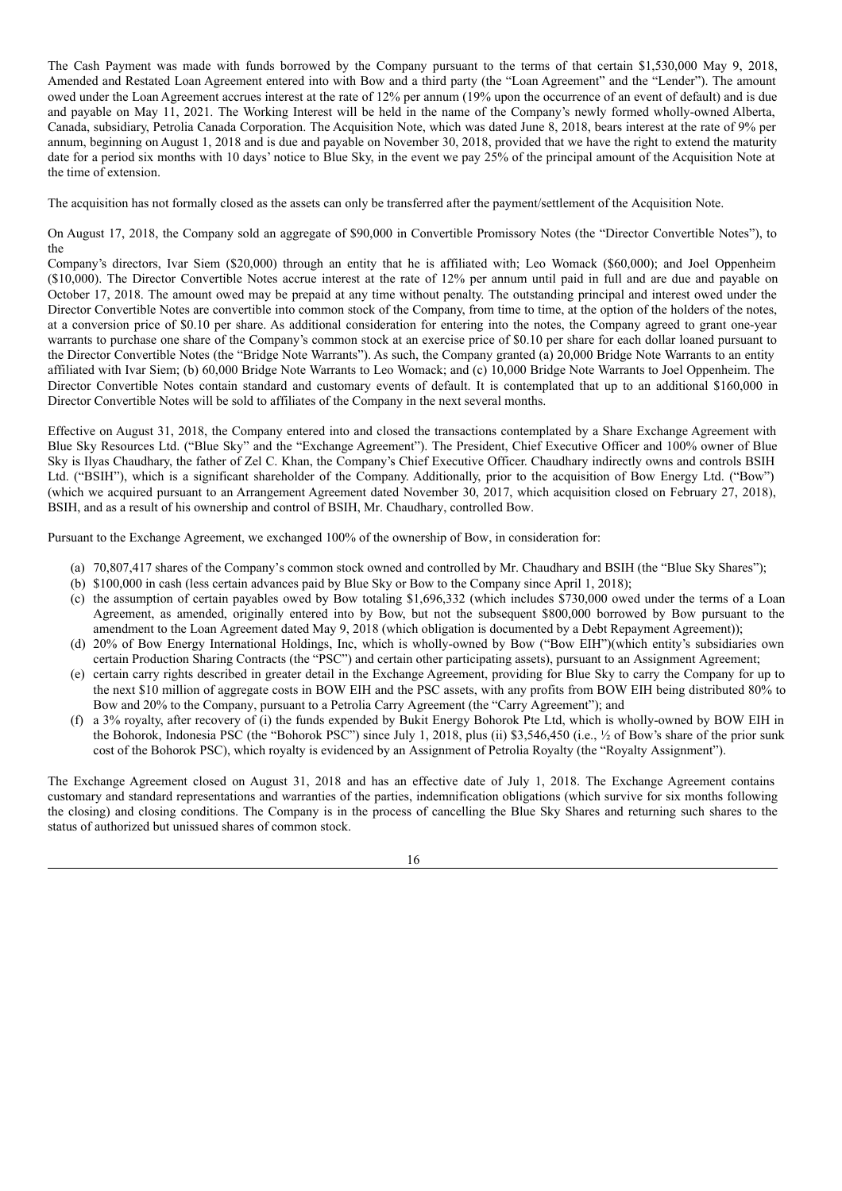The Cash Payment was made with funds borrowed by the Company pursuant to the terms of that certain $1,530,000 May 9, 2018, Amended and Restated Loan Agreement entered into with Bow and a third party (the "Loan Agreement" and the "Lender"). The amount owed under the Loan Agreement accrues interest at the rate of 12% per annum (19% upon the occurrence of an event of default) and is due and payable on May 11, 2021. The Working Interest will be held in the name of the Company's newly formed wholly-owned Alberta, Canada, subsidiary, Petrolia Canada Corporation. The Acquisition Note, which was dated June 8, 2018, bears interest at the rate of 9% per annum, beginning on August 1, 2018 and is due and payable on November 30, 2018, provided that we have the right to extend the maturity date for a period six months with 10 days' notice to Blue Sky, in the event we pay 25% of the principal amount of the Acquisition Note at the time of extension.

The acquisition has not formally closed as the assets can only be transferred after the payment/settlement of the Acquisition Note.

On August 17, 2018, the Company sold an aggregate of $90,000 in Convertible Promissory Notes (the "Director Convertible Notes"), to the Company's directors, Ivar Siem ($20,000) through an entity that he is affiliated with; Leo Womack ($60,000); and Joel Oppenheim ($10,000). The Director Convertible Notes accrue interest at the rate of 12% per annum until paid in full and are due and payable on October 17, 2018. The amount owed may be prepaid at any time without penalty. The outstanding principal and interest owed under the Director Convertible Notes are convertible into common stock of the Company, from time to time, at the option of the holders of the notes, at a conversion price of $0.10 per share. As additional consideration for entering into the notes, the Company agreed to grant one-year warrants to purchase one share of the Company's common stock at an exercise price of $0.10 per share for each dollar loaned pursuant to the Director Convertible Notes (the "Bridge Note Warrants"). As such, the Company granted (a) 20,000 Bridge Note Warrants to an entity affiliated with Ivar Siem; (b) 60,000 Bridge Note Warrants to Leo Womack; and (c) 10,000 Bridge Note Warrants to Joel Oppenheim. The Director Convertible Notes contain standard and customary events of default. It is contemplated that up to an additional $160,000 in Director Convertible Notes will be sold to affiliates of the Company in the next several months.

Effective on August 31, 2018, the Company entered into and closed the transactions contemplated by a Share Exchange Agreement with Blue Sky Resources Ltd. ("Blue Sky" and the "Exchange Agreement"). The President, Chief Executive Officer and 100% owner of Blue Sky is Ilyas Chaudhary, the father of Zel C. Khan, the Company's Chief Executive Officer. Chaudhary indirectly owns and controls BSIH Ltd. ("BSIH"), which is a significant shareholder of the Company. Additionally, prior to the acquisition of Bow Energy Ltd. ("Bow") (which we acquired pursuant to an Arrangement Agreement dated November 30, 2017, which acquisition closed on February 27, 2018), BSIH, and as a result of his ownership and control of BSIH, Mr. Chaudhary, controlled Bow.

Pursuant to the Exchange Agreement, we exchanged 100% of the ownership of Bow, in consideration for:

(a) 70,807,417 shares of the Company's common stock owned and controlled by Mr. Chaudhary and BSIH (the "Blue Sky Shares");
(b) $100,000 in cash (less certain advances paid by Blue Sky or Bow to the Company since April 1, 2018);
(c) the assumption of certain payables owed by Bow totaling $1,696,332 (which includes $730,000 owed under the terms of a Loan Agreement, as amended, originally entered into by Bow, but not the subsequent $800,000 borrowed by Bow pursuant to the amendment to the Loan Agreement dated May 9, 2018 (which obligation is documented by a Debt Repayment Agreement));
(d) 20% of Bow Energy International Holdings, Inc, which is wholly-owned by Bow ("Bow EIH")(which entity's subsidiaries own certain Production Sharing Contracts (the "PSC") and certain other participating assets), pursuant to an Assignment Agreement;
(e) certain carry rights described in greater detail in the Exchange Agreement, providing for Blue Sky to carry the Company for up to the next $10 million of aggregate costs in BOW EIH and the PSC assets, with any profits from BOW EIH being distributed 80% to Bow and 20% to the Company, pursuant to a Petrolia Carry Agreement (the "Carry Agreement"); and
(f) a 3% royalty, after recovery of (i) the funds expended by Bukit Energy Bohorok Pte Ltd, which is wholly-owned by BOW EIH in the Bohorok, Indonesia PSC (the "Bohorok PSC") since July 1, 2018, plus (ii) $3,546,450 (i.e., ½ of Bow's share of the prior sunk cost of the Bohorok PSC), which royalty is evidenced by an Assignment of Petrolia Royalty (the "Royalty Assignment").

The Exchange Agreement closed on August 31, 2018 and has an effective date of July 1, 2018. The Exchange Agreement contains customary and standard representations and warranties of the parties, indemnification obligations (which survive for six months following the closing) and closing conditions. The Company is in the process of cancelling the Blue Sky Shares and returning such shares to the status of authorized but unissued shares of common stock.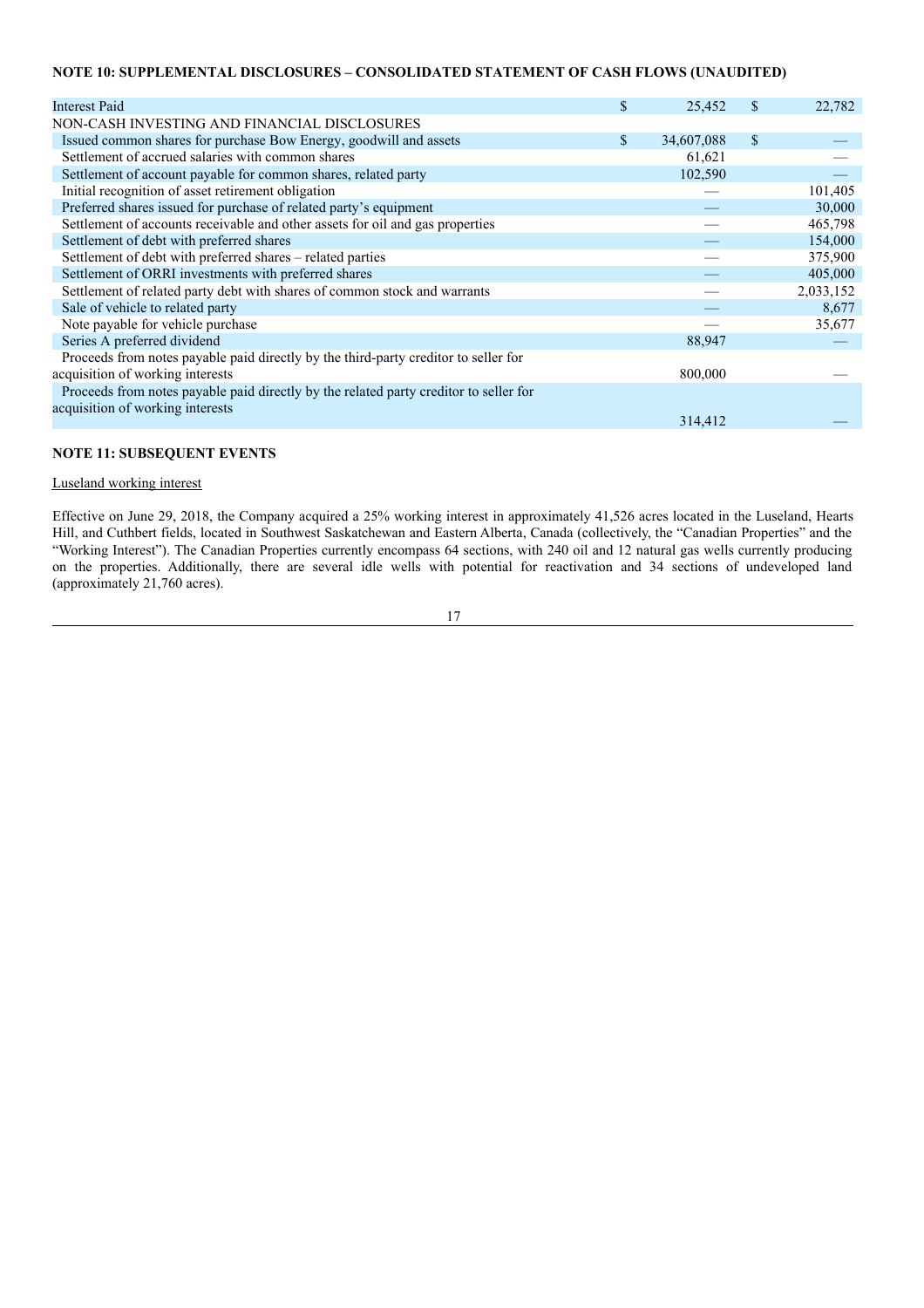**NOTE 10: SUPPLEMENTAL DISCLOSURES – CONSOLIDATED STATEMENT OF CASH FLOWS (UNAUDITED)**

| | | |
|---|---|---|
| Interest Paid | $ 25,452 | $ 22,782 |
| NON-CASH INVESTING AND FINANCIAL DISCLOSURES | | |
| Issued common shares for purchase Bow Energy, goodwill and assets | $ 34,607,088 | $ — |
| Settlement of accrued salaries with common shares | 61,621 | — |
| Settlement of account payable for common shares, related party | 102,590 | — |
| Initial recognition of asset retirement obligation | — | 101,405 |
| Preferred shares issued for purchase of related party's equipment | — | 30,000 |
| Settlement of accounts receivable and other assets for oil and gas properties | — | 465,798 |
| Settlement of debt with preferred shares | — | 154,000 |
| Settlement of debt with preferred shares – related parties | — | 375,900 |
| Settlement of ORRI investments with preferred shares | — | 405,000 |
| Settlement of related party debt with shares of common stock and warrants | — | 2,033,152 |
| Sale of vehicle to related party | — | 8,677 |
| Note payable for vehicle purchase | — | 35,677 |
| Series A preferred dividend | 88,947 | — |
| Proceeds from notes payable paid directly by the third-party creditor to seller for acquisition of working interests | 800,000 | — |
| Proceeds from notes payable paid directly by the related party creditor to seller for acquisition of working interests | 314,412 | — |

**NOTE 11: SUBSEQUENT EVENTS**

Luseland working interest

Effective on June 29, 2018, the Company acquired a 25% working interest in approximately 41,526 acres located in the Luseland, Hearts Hill, and Cuthbert fields, located in Southwest Saskatchewan and Eastern Alberta, Canada (collectively, the "Canadian Properties" and the "Working Interest"). The Canadian Properties currently encompass 64 sections, with 240 oil and 12 natural gas wells currently producing on the properties. Additionally, there are several idle wells with potential for reactivation and 34 sections of undeveloped land (approximately 21,760 acres).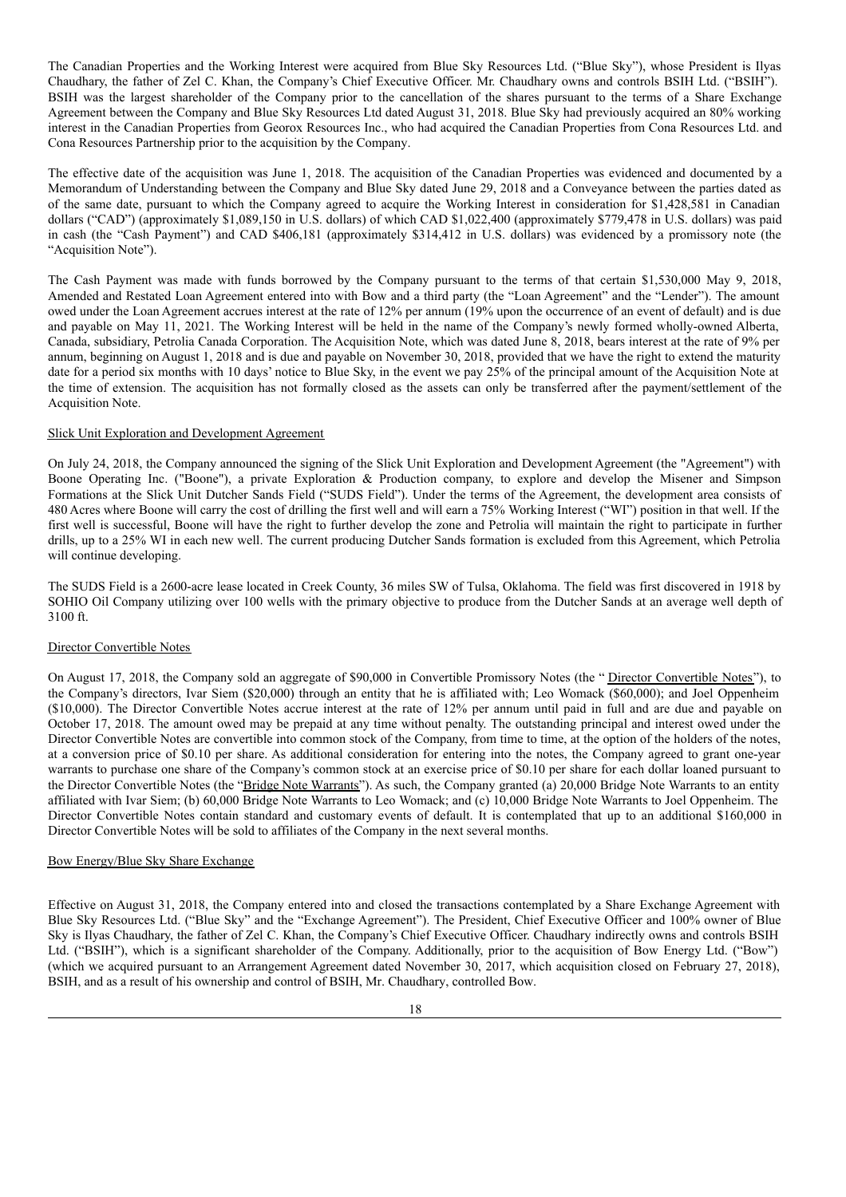The Canadian Properties and the Working Interest were acquired from Blue Sky Resources Ltd. ("Blue Sky"), whose President is Ilyas Chaudhary, the father of Zel C. Khan, the Company's Chief Executive Officer. Mr. Chaudhary owns and controls BSIH Ltd. ("BSIH"). BSIH was the largest shareholder of the Company prior to the cancellation of the shares pursuant to the terms of a Share Exchange Agreement between the Company and Blue Sky Resources Ltd dated August 31, 2018. Blue Sky had previously acquired an 80% working interest in the Canadian Properties from Georox Resources Inc., who had acquired the Canadian Properties from Cona Resources Ltd. and Cona Resources Partnership prior to the acquisition by the Company.

The effective date of the acquisition was June 1, 2018. The acquisition of the Canadian Properties was evidenced and documented by a Memorandum of Understanding between the Company and Blue Sky dated June 29, 2018 and a Conveyance between the parties dated as of the same date, pursuant to which the Company agreed to acquire the Working Interest in consideration for $1,428,581 in Canadian dollars ("CAD") (approximately $1,089,150 in U.S. dollars) of which CAD $1,022,400 (approximately $779,478 in U.S. dollars) was paid in cash (the "Cash Payment") and CAD $406,181 (approximately $314,412 in U.S. dollars) was evidenced by a promissory note (the "Acquisition Note").

The Cash Payment was made with funds borrowed by the Company pursuant to the terms of that certain $1,530,000 May 9, 2018, Amended and Restated Loan Agreement entered into with Bow and a third party (the "Loan Agreement" and the "Lender"). The amount owed under the Loan Agreement accrues interest at the rate of 12% per annum (19% upon the occurrence of an event of default) and is due and payable on May 11, 2021. The Working Interest will be held in the name of the Company's newly formed wholly-owned Alberta, Canada, subsidiary, Petrolia Canada Corporation. The Acquisition Note, which was dated June 8, 2018, bears interest at the rate of 9% per annum, beginning on August 1, 2018 and is due and payable on November 30, 2018, provided that we have the right to extend the maturity date for a period six months with 10 days' notice to Blue Sky, in the event we pay 25% of the principal amount of the Acquisition Note at the time of extension. The acquisition has not formally closed as the assets can only be transferred after the payment/settlement of the Acquisition Note.

Slick Unit Exploration and Development Agreement

On July 24, 2018, the Company announced the signing of the Slick Unit Exploration and Development Agreement (the "Agreement") with Boone Operating Inc. ("Boone"), a private Exploration & Production company, to explore and develop the Misener and Simpson Formations at the Slick Unit Dutcher Sands Field ("SUDS Field"). Under the terms of the Agreement, the development area consists of 480 Acres where Boone will carry the cost of drilling the first well and will earn a 75% Working Interest ("WI") position in that well. If the first well is successful, Boone will have the right to further develop the zone and Petrolia will maintain the right to participate in further drills, up to a 25% WI in each new well. The current producing Dutcher Sands formation is excluded from this Agreement, which Petrolia will continue developing.

The SUDS Field is a 2600-acre lease located in Creek County, 36 miles SW of Tulsa, Oklahoma. The field was first discovered in 1918 by SOHIO Oil Company utilizing over 100 wells with the primary objective to produce from the Dutcher Sands at an average well depth of 3100 ft.

Director Convertible Notes

On August 17, 2018, the Company sold an aggregate of $90,000 in Convertible Promissory Notes (the "Director Convertible Notes"), to the Company's directors, Ivar Siem ($20,000) through an entity that he is affiliated with; Leo Womack ($60,000); and Joel Oppenheim ($10,000). The Director Convertible Notes accrue interest at the rate of 12% per annum until paid in full and are due and payable on October 17, 2018. The amount owed may be prepaid at any time without penalty. The outstanding principal and interest owed under the Director Convertible Notes are convertible into common stock of the Company, from time to time, at the option of the holders of the notes, at a conversion price of $0.10 per share. As additional consideration for entering into the notes, the Company agreed to grant one-year warrants to purchase one share of the Company's common stock at an exercise price of $0.10 per share for each dollar loaned pursuant to the Director Convertible Notes (the "Bridge Note Warrants"). As such, the Company granted (a) 20,000 Bridge Note Warrants to an entity affiliated with Ivar Siem; (b) 60,000 Bridge Note Warrants to Leo Womack; and (c) 10,000 Bridge Note Warrants to Joel Oppenheim. The Director Convertible Notes contain standard and customary events of default. It is contemplated that up to an additional $160,000 in Director Convertible Notes will be sold to affiliates of the Company in the next several months.

Bow Energy/Blue Sky Share Exchange

Effective on August 31, 2018, the Company entered into and closed the transactions contemplated by a Share Exchange Agreement with Blue Sky Resources Ltd. ("Blue Sky" and the "Exchange Agreement"). The President, Chief Executive Officer and 100% owner of Blue Sky is Ilyas Chaudhary, the father of Zel C. Khan, the Company's Chief Executive Officer. Chaudhary indirectly owns and controls BSIH Ltd. ("BSIH"), which is a significant shareholder of the Company. Additionally, prior to the acquisition of Bow Energy Ltd. ("Bow") (which we acquired pursuant to an Arrangement Agreement dated November 30, 2017, which acquisition closed on February 27, 2018), BSIH, and as a result of his ownership and control of BSIH, Mr. Chaudhary, controlled Bow.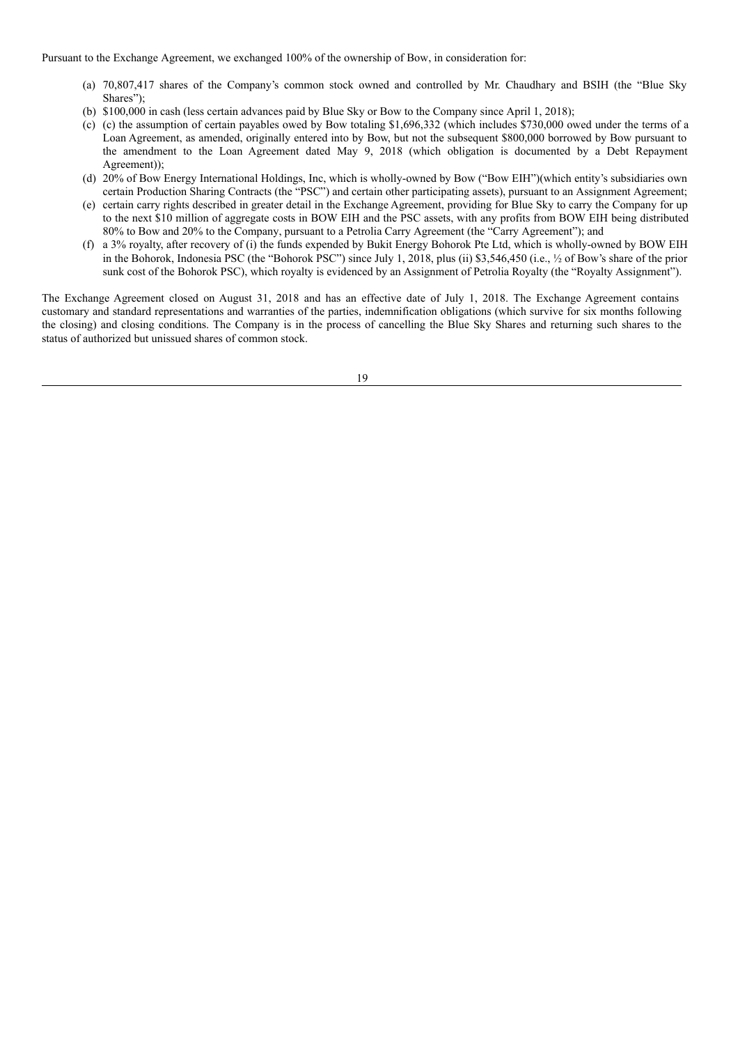Pursuant to the Exchange Agreement, we exchanged 100% of the ownership of Bow, in consideration for:

(a) 70,807,417 shares of the Company's common stock owned and controlled by Mr. Chaudhary and BSIH (the "Blue Sky Shares");

(b) $100,000 in cash (less certain advances paid by Blue Sky or Bow to the Company since April 1, 2018);

(c) (c) the assumption of certain payables owed by Bow totaling $1,696,332 (which includes $730,000 owed under the terms of a Loan Agreement, as amended, originally entered into by Bow, but not the subsequent $800,000 borrowed by Bow pursuant to the amendment to the Loan Agreement dated May 9, 2018 (which obligation is documented by a Debt Repayment Agreement));

(d) 20% of Bow Energy International Holdings, Inc, which is wholly-owned by Bow ("Bow EIH")(which entity's subsidiaries own certain Production Sharing Contracts (the "PSC") and certain other participating assets), pursuant to an Assignment Agreement;

(e) certain carry rights described in greater detail in the Exchange Agreement, providing for Blue Sky to carry the Company for up to the next $10 million of aggregate costs in BOW EIH and the PSC assets, with any profits from BOW EIH being distributed 80% to Bow and 20% to the Company, pursuant to a Petrolia Carry Agreement (the "Carry Agreement"); and

(f) a 3% royalty, after recovery of (i) the funds expended by Bukit Energy Bohorok Pte Ltd, which is wholly-owned by BOW EIH in the Bohorok, Indonesia PSC (the "Bohorok PSC") since July 1, 2018, plus (ii) $3,546,450 (i.e., ½ of Bow's share of the prior sunk cost of the Bohorok PSC), which royalty is evidenced by an Assignment of Petrolia Royalty (the "Royalty Assignment").

The Exchange Agreement closed on August 31, 2018 and has an effective date of July 1, 2018. The Exchange Agreement contains customary and standard representations and warranties of the parties, indemnification obligations (which survive for six months following the closing) and closing conditions. The Company is in the process of cancelling the Blue Sky Shares and returning such shares to the status of authorized but unissued shares of common stock.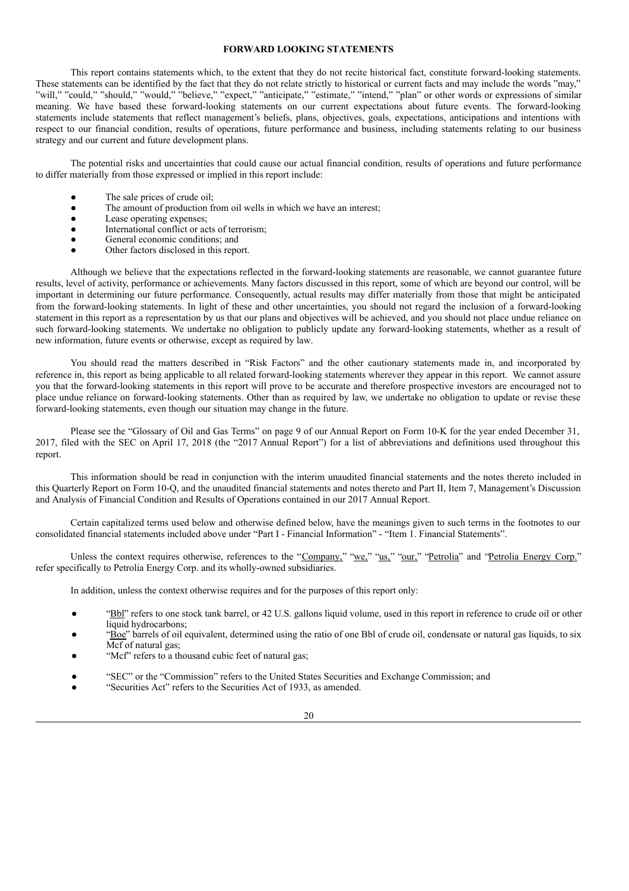**FORWARD LOOKING STATEMENTS**

This report contains statements which, to the extent that they do not recite historical fact, constitute forward-looking statements. These statements can be identified by the fact that they do not relate strictly to historical or current facts and may include the words "may," "will," "could," "should," "would," "believe," "expect," "anticipate," "estimate," "intend," "plan" or other words or expressions of similar meaning. We have based these forward-looking statements on our current expectations about future events. The forward-looking statements include statements that reflect management's beliefs, plans, objectives, goals, expectations, anticipations and intentions with respect to our financial condition, results of operations, future performance and business, including statements relating to our business strategy and our current and future development plans.

The potential risks and uncertainties that could cause our actual financial condition, results of operations and future performance to differ materially from those expressed or implied in this report include:

- The sale prices of crude oil;
- The amount of production from oil wells in which we have an interest;
- Lease operating expenses;
- International conflict or acts of terrorism;
- General economic conditions; and
- Other factors disclosed in this report.

Although we believe that the expectations reflected in the forward-looking statements are reasonable, we cannot guarantee future results, level of activity, performance or achievements. Many factors discussed in this report, some of which are beyond our control, will be important in determining our future performance. Consequently, actual results may differ materially from those that might be anticipated from the forward-looking statements. In light of these and other uncertainties, you should not regard the inclusion of a forward-looking statement in this report as a representation by us that our plans and objectives will be achieved, and you should not place undue reliance on such forward-looking statements. We undertake no obligation to publicly update any forward-looking statements, whether as a result of new information, future events or otherwise, except as required by law.

You should read the matters described in "Risk Factors" and the other cautionary statements made in, and incorporated by reference in, this report as being applicable to all related forward-looking statements wherever they appear in this report. We cannot assure you that the forward-looking statements in this report will prove to be accurate and therefore prospective investors are encouraged not to place undue reliance on forward-looking statements. Other than as required by law, we undertake no obligation to update or revise these forward-looking statements, even though our situation may change in the future.

Please see the "Glossary of Oil and Gas Terms" on page 9 of our Annual Report on Form 10-K for the year ended December 31, 2017, filed with the SEC on April 17, 2018 (the "2017 Annual Report") for a list of abbreviations and definitions used throughout this report.

This information should be read in conjunction with the interim unaudited financial statements and the notes thereto included in this Quarterly Report on Form 10-Q, and the unaudited financial statements and notes thereto and Part II, Item 7, Management's Discussion and Analysis of Financial Condition and Results of Operations contained in our 2017 Annual Report.

Certain capitalized terms used below and otherwise defined below, have the meanings given to such terms in the footnotes to our consolidated financial statements included above under "Part I - Financial Information" - "Item 1. Financial Statements".

Unless the context requires otherwise, references to the "Company," "we," "us," "our," "Petrolia" and "Petrolia Energy Corp." refer specifically to Petrolia Energy Corp. and its wholly-owned subsidiaries.

In addition, unless the context otherwise requires and for the purposes of this report only:

- "Bbl" refers to one stock tank barrel, or 42 U.S. gallons liquid volume, used in this report in reference to crude oil or other liquid hydrocarbons;
- "Boe" barrels of oil equivalent, determined using the ratio of one Bbl of crude oil, condensate or natural gas liquids, to six Mcf of natural gas;
- "Mcf" refers to a thousand cubic feet of natural gas;
- "SEC" or the "Commission" refers to the United States Securities and Exchange Commission; and
- "Securities Act" refers to the Securities Act of 1933, as amended.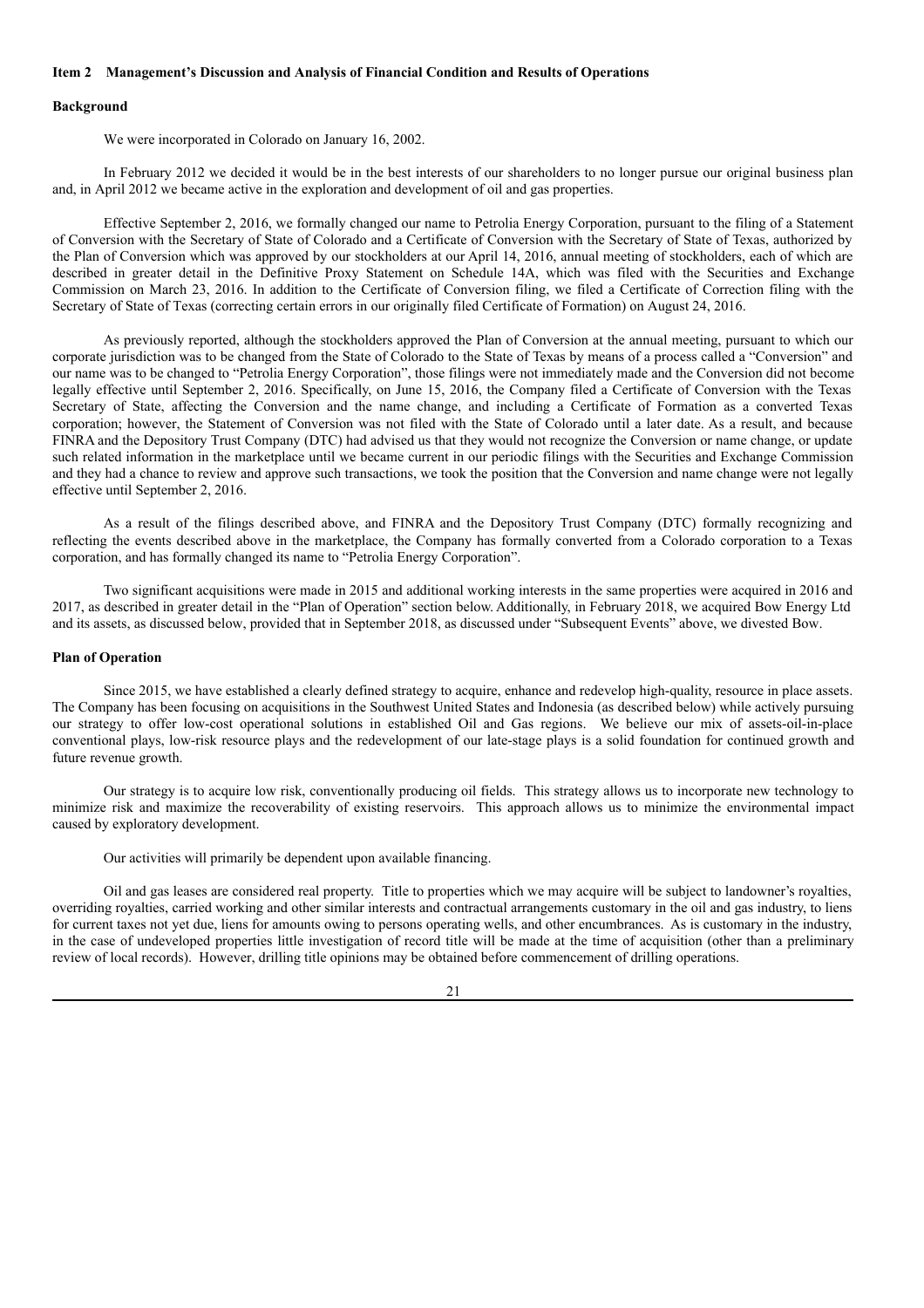### Item 2 Management's Discussion and Analysis of Financial Condition and Results of Operations

#### Background

We were incorporated in Colorado on January 16, 2002.

In February 2012 we decided it would be in the best interests of our shareholders to no longer pursue our original business plan and, in April 2012 we became active in the exploration and development of oil and gas properties.

Effective September 2, 2016, we formally changed our name to Petrolia Energy Corporation, pursuant to the filing of a Statement of Conversion with the Secretary of State of Colorado and a Certificate of Conversion with the Secretary of State of Texas, authorized by the Plan of Conversion which was approved by our stockholders at our April 14, 2016, annual meeting of stockholders, each of which are described in greater detail in the Definitive Proxy Statement on Schedule 14A, which was filed with the Securities and Exchange Commission on March 23, 2016. In addition to the Certificate of Conversion filing, we filed a Certificate of Correction filing with the Secretary of State of Texas (correcting certain errors in our originally filed Certificate of Formation) on August 24, 2016.

As previously reported, although the stockholders approved the Plan of Conversion at the annual meeting, pursuant to which our corporate jurisdiction was to be changed from the State of Colorado to the State of Texas by means of a process called a "Conversion" and our name was to be changed to "Petrolia Energy Corporation", those filings were not immediately made and the Conversion did not become legally effective until September 2, 2016. Specifically, on June 15, 2016, the Company filed a Certificate of Conversion with the Texas Secretary of State, affecting the Conversion and the name change, and including a Certificate of Formation as a converted Texas corporation; however, the Statement of Conversion was not filed with the State of Colorado until a later date. As a result, and because FINRA and the Depository Trust Company (DTC) had advised us that they would not recognize the Conversion or name change, or update such related information in the marketplace until we became current in our periodic filings with the Securities and Exchange Commission and they had a chance to review and approve such transactions, we took the position that the Conversion and name change were not legally effective until September 2, 2016.

As a result of the filings described above, and FINRA and the Depository Trust Company (DTC) formally recognizing and reflecting the events described above in the marketplace, the Company has formally converted from a Colorado corporation to a Texas corporation, and has formally changed its name to "Petrolia Energy Corporation".

Two significant acquisitions were made in 2015 and additional working interests in the same properties were acquired in 2016 and 2017, as described in greater detail in the "Plan of Operation" section below. Additionally, in February 2018, we acquired Bow Energy Ltd and its assets, as discussed below, provided that in September 2018, as discussed under "Subsequent Events" above, we divested Bow.

#### Plan of Operation

Since 2015, we have established a clearly defined strategy to acquire, enhance and redevelop high-quality, resource in place assets. The Company has been focusing on acquisitions in the Southwest United States and Indonesia (as described below) while actively pursuing our strategy to offer low-cost operational solutions in established Oil and Gas regions. We believe our mix of assets-oil-in-place conventional plays, low-risk resource plays and the redevelopment of our late-stage plays is a solid foundation for continued growth and future revenue growth.

Our strategy is to acquire low risk, conventionally producing oil fields. This strategy allows us to incorporate new technology to minimize risk and maximize the recoverability of existing reservoirs. This approach allows us to minimize the environmental impact caused by exploratory development.

Our activities will primarily be dependent upon available financing.

Oil and gas leases are considered real property. Title to properties which we may acquire will be subject to landowner's royalties, overriding royalties, carried working and other similar interests and contractual arrangements customary in the oil and gas industry, to liens for current taxes not yet due, liens for amounts owing to persons operating wells, and other encumbrances. As is customary in the industry, in the case of undeveloped properties little investigation of record title will be made at the time of acquisition (other than a preliminary review of local records). However, drilling title opinions may be obtained before commencement of drilling operations.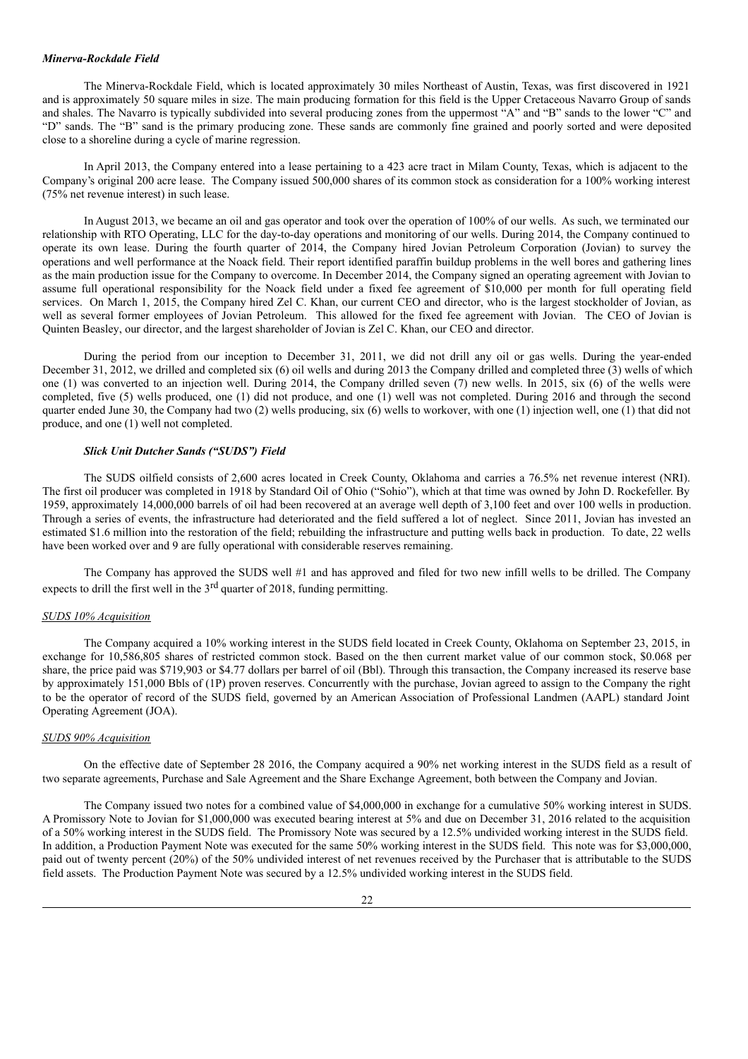### *Minerva-Rockdale Field*

The Minerva-Rockdale Field, which is located approximately 30 miles Northeast of Austin, Texas, was first discovered in 1921 and is approximately 50 square miles in size. The main producing formation for this field is the Upper Cretaceous Navarro Group of sands and shales. The Navarro is typically subdivided into several producing zones from the uppermost "A" and "B" sands to the lower "C" and "D" sands. The "B" sand is the primary producing zone. These sands are commonly fine grained and poorly sorted and were deposited close to a shoreline during a cycle of marine regression.

In April 2013, the Company entered into a lease pertaining to a 423 acre tract in Milam County, Texas, which is adjacent to the Company's original 200 acre lease. The Company issued 500,000 shares of its common stock as consideration for a 100% working interest (75% net revenue interest) in such lease.

In August 2013, we became an oil and gas operator and took over the operation of 100% of our wells. As such, we terminated our relationship with RTO Operating, LLC for the day-to-day operations and monitoring of our wells. During 2014, the Company continued to operate its own lease. During the fourth quarter of 2014, the Company hired Jovian Petroleum Corporation (Jovian) to survey the operations and well performance at the Noack field. Their report identified paraffin buildup problems in the well bores and gathering lines as the main production issue for the Company to overcome. In December 2014, the Company signed an operating agreement with Jovian to assume full operational responsibility for the Noack field under a fixed fee agreement of $10,000 per month for full operating field services. On March 1, 2015, the Company hired Zel C. Khan, our current CEO and director, who is the largest stockholder of Jovian, as well as several former employees of Jovian Petroleum. This allowed for the fixed fee agreement with Jovian. The CEO of Jovian is Quinten Beasley, our director, and the largest shareholder of Jovian is Zel C. Khan, our CEO and director.

During the period from our inception to December 31, 2011, we did not drill any oil or gas wells. During the year-ended December 31, 2012, we drilled and completed six (6) oil wells and during 2013 the Company drilled and completed three (3) wells of which one (1) was converted to an injection well. During 2014, the Company drilled seven (7) new wells. In 2015, six (6) of the wells were completed, five (5) wells produced, one (1) did not produce, and one (1) well was not completed. During 2016 and through the second quarter ended June 30, the Company had two (2) wells producing, six (6) wells to workover, with one (1) injection well, one (1) that did not produce, and one (1) well not completed.

### *Slick Unit Dutcher Sands ("SUDS") Field*

The SUDS oilfield consists of 2,600 acres located in Creek County, Oklahoma and carries a 76.5% net revenue interest (NRI). The first oil producer was completed in 1918 by Standard Oil of Ohio ("Sohio"), which at that time was owned by John D. Rockefeller. By 1959, approximately 14,000,000 barrels of oil had been recovered at an average well depth of 3,100 feet and over 100 wells in production. Through a series of events, the infrastructure had deteriorated and the field suffered a lot of neglect. Since 2011, Jovian has invested an estimated $1.6 million into the restoration of the field; rebuilding the infrastructure and putting wells back in production. To date, 22 wells have been worked over and 9 are fully operational with considerable reserves remaining.

The Company has approved the SUDS well #1 and has approved and filed for two new infill wells to be drilled. The Company expects to drill the first well in the 3rd quarter of 2018, funding permitting.

*SUDS 10% Acquisition*

The Company acquired a 10% working interest in the SUDS field located in Creek County, Oklahoma on September 23, 2015, in exchange for 10,586,805 shares of restricted common stock. Based on the then current market value of our common stock, $0.068 per share, the price paid was $719,903 or $4.77 dollars per barrel of oil (Bbl). Through this transaction, the Company increased its reserve base by approximately 151,000 Bbls of (1P) proven reserves. Concurrently with the purchase, Jovian agreed to assign to the Company the right to be the operator of record of the SUDS field, governed by an American Association of Professional Landmen (AAPL) standard Joint Operating Agreement (JOA).

*SUDS 90% Acquisition*

On the effective date of September 28 2016, the Company acquired a 90% net working interest in the SUDS field as a result of two separate agreements, Purchase and Sale Agreement and the Share Exchange Agreement, both between the Company and Jovian.

The Company issued two notes for a combined value of $4,000,000 in exchange for a cumulative 50% working interest in SUDS. A Promissory Note to Jovian for $1,000,000 was executed bearing interest at 5% and due on December 31, 2016 related to the acquisition of a 50% working interest in the SUDS field. The Promissory Note was secured by a 12.5% undivided working interest in the SUDS field. In addition, a Production Payment Note was executed for the same 50% working interest in the SUDS field. This note was for $3,000,000, paid out of twenty percent (20%) of the 50% undivided interest of net revenues received by the Purchaser that is attributable to the SUDS field assets. The Production Payment Note was secured by a 12.5% undivided working interest in the SUDS field.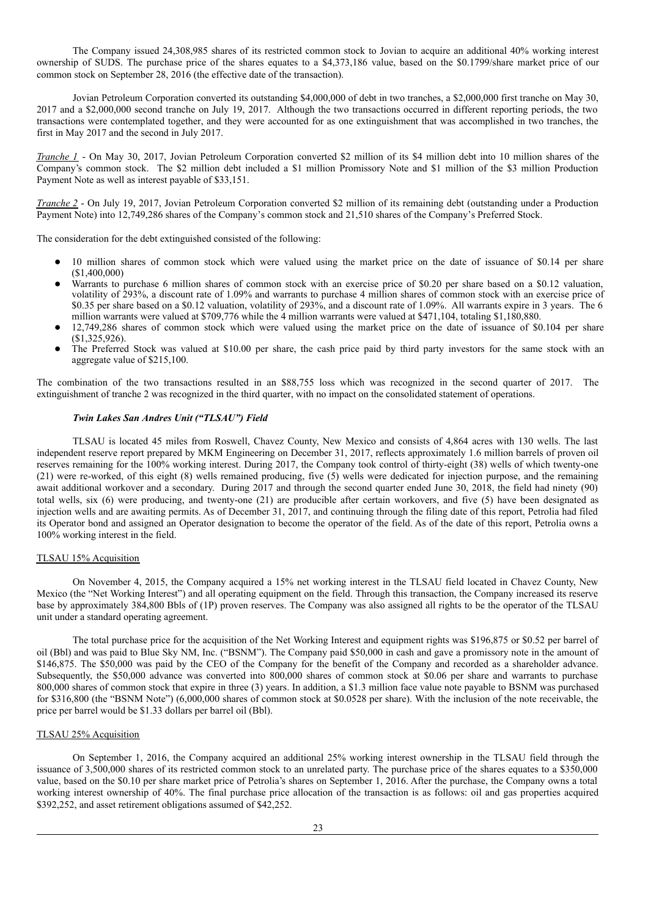The Company issued 24,308,985 shares of its restricted common stock to Jovian to acquire an additional 40% working interest ownership of SUDS. The purchase price of the shares equates to a $4,373,186 value, based on the $0.1799/share market price of our common stock on September 28, 2016 (the effective date of the transaction).

Jovian Petroleum Corporation converted its outstanding $4,000,000 of debt in two tranches, a $2,000,000 first tranche on May 30, 2017 and a $2,000,000 second tranche on July 19, 2017. Although the two transactions occurred in different reporting periods, the two transactions were contemplated together, and they were accounted for as one extinguishment that was accomplished in two tranches, the first in May 2017 and the second in July 2017.

*Tranche 1* - On May 30, 2017, Jovian Petroleum Corporation converted $2 million of its $4 million debt into 10 million shares of the Company's common stock. The $2 million debt included a $1 million Promissory Note and $1 million of the $3 million Production Payment Note as well as interest payable of $33,151.

*Tranche 2* - On July 19, 2017, Jovian Petroleum Corporation converted $2 million of its remaining debt (outstanding under a Production Payment Note) into 12,749,286 shares of the Company's common stock and 21,510 shares of the Company's Preferred Stock.

The consideration for the debt extinguished consisted of the following:

- 10 million shares of common stock which were valued using the market price on the date of issuance of $0.14 per share ($1,400,000)
- Warrants to purchase 6 million shares of common stock with an exercise price of $0.20 per share based on a $0.12 valuation, volatility of 293%, a discount rate of 1.09% and warrants to purchase 4 million shares of common stock with an exercise price of $0.35 per share based on a $0.12 valuation, volatility of 293%, and a discount rate of 1.09%. All warrants expire in 3 years. The 6 million warrants were valued at $709,776 while the 4 million warrants were valued at $471,104, totaling $1,180,880.
- 12,749,286 shares of common stock which were valued using the market price on the date of issuance of $0.104 per share ($1,325,926).
- The Preferred Stock was valued at $10.00 per share, the cash price paid by third party investors for the same stock with an aggregate value of $215,100.

The combination of the two transactions resulted in an $88,755 loss which was recognized in the second quarter of 2017. The extinguishment of tranche 2 was recognized in the third quarter, with no impact on the consolidated statement of operations.

### *Twin Lakes San Andres Unit ("TLSAU") Field*

TLSAU is located 45 miles from Roswell, Chavez County, New Mexico and consists of 4,864 acres with 130 wells. The last independent reserve report prepared by MKM Engineering on December 31, 2017, reflects approximately 1.6 million barrels of proven oil reserves remaining for the 100% working interest. During 2017, the Company took control of thirty-eight (38) wells of which twenty-one (21) were re-worked, of this eight (8) wells remained producing, five (5) wells were dedicated for injection purpose, and the remaining await additional workover and a secondary. During 2017 and through the second quarter ended June 30, 2018, the field had ninety (90) total wells, six (6) were producing, and twenty-one (21) are producible after certain workovers, and five (5) have been designated as injection wells and are awaiting permits. As of December 31, 2017, and continuing through the filing date of this report, Petrolia had filed its Operator bond and assigned an Operator designation to become the operator of the field. As of the date of this report, Petrolia owns a 100% working interest in the field.

#### TLSAU 15% Acquisition

On November 4, 2015, the Company acquired a 15% net working interest in the TLSAU field located in Chavez County, New Mexico (the "Net Working Interest") and all operating equipment on the field. Through this transaction, the Company increased its reserve base by approximately 384,800 Bbls of (1P) proven reserves. The Company was also assigned all rights to be the operator of the TLSAU unit under a standard operating agreement.

The total purchase price for the acquisition of the Net Working Interest and equipment rights was $196,875 or $0.52 per barrel of oil (Bbl) and was paid to Blue Sky NM, Inc. ("BSNM"). The Company paid $50,000 in cash and gave a promissory note in the amount of $146,875. The $50,000 was paid by the CEO of the Company for the benefit of the Company and recorded as a shareholder advance. Subsequently, the $50,000 advance was converted into 800,000 shares of common stock at $0.06 per share and warrants to purchase 800,000 shares of common stock that expire in three (3) years. In addition, a $1.3 million face value note payable to BSNM was purchased for $316,800 (the "BSNM Note") (6,000,000 shares of common stock at $0.0528 per share). With the inclusion of the note receivable, the price per barrel would be $1.33 dollars per barrel oil (Bbl).

#### TLSAU 25% Acquisition

On September 1, 2016, the Company acquired an additional 25% working interest ownership in the TLSAU field through the issuance of 3,500,000 shares of its restricted common stock to an unrelated party. The purchase price of the shares equates to a $350,000 value, based on the $0.10 per share market price of Petrolia's shares on September 1, 2016. After the purchase, the Company owns a total working interest ownership of 40%. The final purchase price allocation of the transaction is as follows: oil and gas properties acquired $392,252, and asset retirement obligations assumed of $42,252.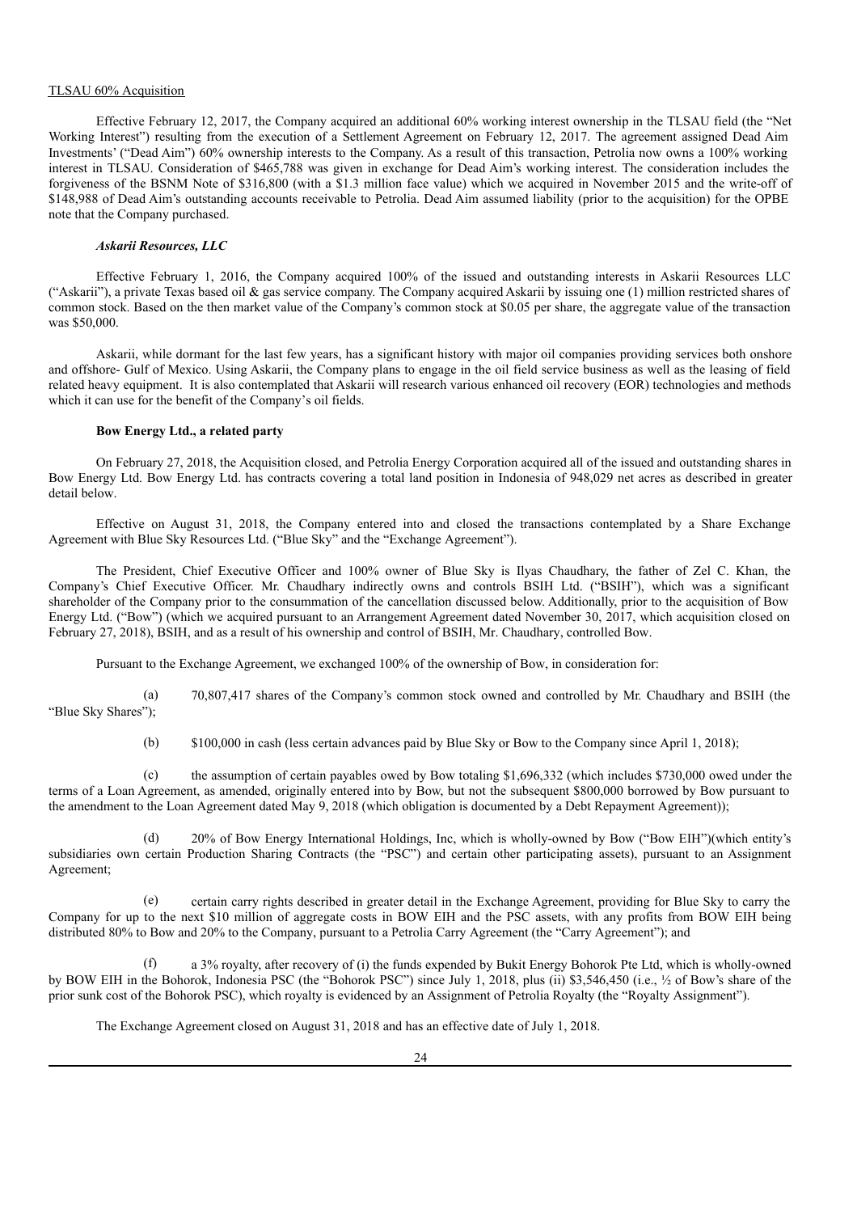TLSAU 60% Acquisition

Effective February 12, 2017, the Company acquired an additional 60% working interest ownership in the TLSAU field (the "Net Working Interest") resulting from the execution of a Settlement Agreement on February 12, 2017. The agreement assigned Dead Aim Investments' ("Dead Aim") 60% ownership interests to the Company. As a result of this transaction, Petrolia now owns a 100% working interest in TLSAU. Consideration of $465,788 was given in exchange for Dead Aim's working interest. The consideration includes the forgiveness of the BSNM Note of $316,800 (with a $1.3 million face value) which we acquired in November 2015 and the write-off of $148,988 of Dead Aim's outstanding accounts receivable to Petrolia. Dead Aim assumed liability (prior to the acquisition) for the OPBE note that the Company purchased.

***Askarii Resources, LLC***

Effective February 1, 2016, the Company acquired 100% of the issued and outstanding interests in Askarii Resources LLC ("Askarii"), a private Texas based oil & gas service company. The Company acquired Askarii by issuing one (1) million restricted shares of common stock. Based on the then market value of the Company's common stock at $0.05 per share, the aggregate value of the transaction was $50,000.

Askarii, while dormant for the last few years, has a significant history with major oil companies providing services both onshore and offshore- Gulf of Mexico. Using Askarii, the Company plans to engage in the oil field service business as well as the leasing of field related heavy equipment. It is also contemplated that Askarii will research various enhanced oil recovery (EOR) technologies and methods which it can use for the benefit of the Company's oil fields.

**Bow Energy Ltd., a related party**

On February 27, 2018, the Acquisition closed, and Petrolia Energy Corporation acquired all of the issued and outstanding shares in Bow Energy Ltd. Bow Energy Ltd. has contracts covering a total land position in Indonesia of 948,029 net acres as described in greater detail below.

Effective on August 31, 2018, the Company entered into and closed the transactions contemplated by a Share Exchange Agreement with Blue Sky Resources Ltd. ("Blue Sky" and the "Exchange Agreement").

The President, Chief Executive Officer and 100% owner of Blue Sky is Ilyas Chaudhary, the father of Zel C. Khan, the Company's Chief Executive Officer. Mr. Chaudhary indirectly owns and controls BSIH Ltd. ("BSIH"), which was a significant shareholder of the Company prior to the consummation of the cancellation discussed below. Additionally, prior to the acquisition of Bow Energy Ltd. ("Bow") (which we acquired pursuant to an Arrangement Agreement dated November 30, 2017, which acquisition closed on February 27, 2018), BSIH, and as a result of his ownership and control of BSIH, Mr. Chaudhary, controlled Bow.

Pursuant to the Exchange Agreement, we exchanged 100% of the ownership of Bow, in consideration for:

(a) 70,807,417 shares of the Company's common stock owned and controlled by Mr. Chaudhary and BSIH (the "Blue Sky Shares");

(b) $100,000 in cash (less certain advances paid by Blue Sky or Bow to the Company since April 1, 2018);

(c) the assumption of certain payables owed by Bow totaling $1,696,332 (which includes $730,000 owed under the terms of a Loan Agreement, as amended, originally entered into by Bow, but not the subsequent $800,000 borrowed by Bow pursuant to the amendment to the Loan Agreement dated May 9, 2018 (which obligation is documented by a Debt Repayment Agreement));

(d) 20% of Bow Energy International Holdings, Inc, which is wholly-owned by Bow ("Bow EIH")(which entity's subsidiaries own certain Production Sharing Contracts (the "PSC") and certain other participating assets), pursuant to an Assignment Agreement;

(e) certain carry rights described in greater detail in the Exchange Agreement, providing for Blue Sky to carry the Company for up to the next $10 million of aggregate costs in BOW EIH and the PSC assets, with any profits from BOW EIH being distributed 80% to Bow and 20% to the Company, pursuant to a Petrolia Carry Agreement (the "Carry Agreement"); and

(f) a 3% royalty, after recovery of (i) the funds expended by Bukit Energy Bohorok Pte Ltd, which is wholly-owned by BOW EIH in the Bohorok, Indonesia PSC (the "Bohorok PSC") since July 1, 2018, plus (ii) $3,546,450 (i.e., ½ of Bow's share of the prior sunk cost of the Bohorok PSC), which royalty is evidenced by an Assignment of Petrolia Royalty (the "Royalty Assignment").

The Exchange Agreement closed on August 31, 2018 and has an effective date of July 1, 2018.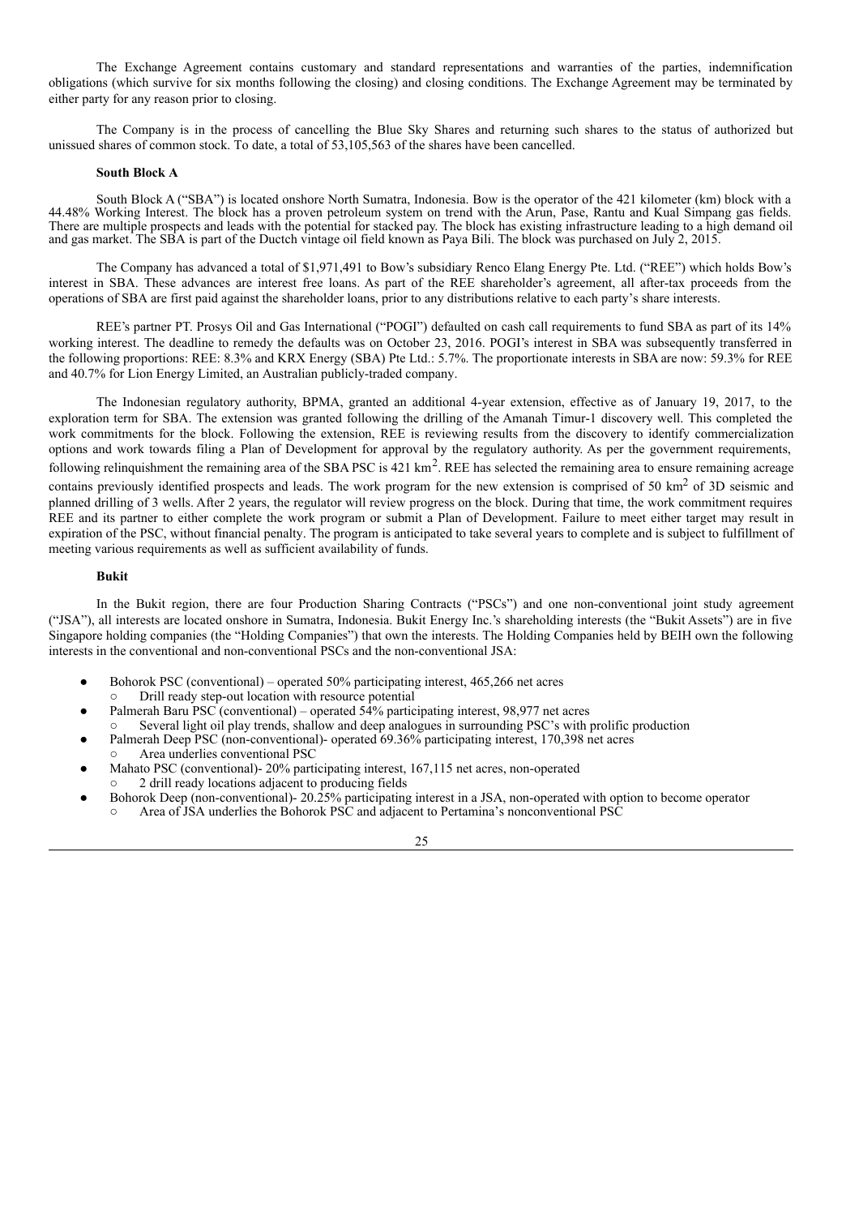The Exchange Agreement contains customary and standard representations and warranties of the parties, indemnification obligations (which survive for six months following the closing) and closing conditions. The Exchange Agreement may be terminated by either party for any reason prior to closing.

The Company is in the process of cancelling the Blue Sky Shares and returning such shares to the status of authorized but unissued shares of common stock. To date, a total of 53,105,563 of the shares have been cancelled.

**South Block A**

South Block A ("SBA") is located onshore North Sumatra, Indonesia. Bow is the operator of the 421 kilometer (km) block with a 44.48% Working Interest. The block has a proven petroleum system on trend with the Arun, Pase, Rantu and Kual Simpang gas fields. There are multiple prospects and leads with the potential for stacked pay. The block has existing infrastructure leading to a high demand oil and gas market. The SBA is part of the Ductch vintage oil field known as Paya Bili. The block was purchased on July 2, 2015.

The Company has advanced a total of $1,971,491 to Bow's subsidiary Renco Elang Energy Pte. Ltd. ("REE") which holds Bow's interest in SBA. These advances are interest free loans. As part of the REE shareholder's agreement, all after-tax proceeds from the operations of SBA are first paid against the shareholder loans, prior to any distributions relative to each party's share interests.

REE's partner PT. Prosys Oil and Gas International ("POGI") defaulted on cash call requirements to fund SBA as part of its 14% working interest. The deadline to remedy the defaults was on October 23, 2016. POGI's interest in SBA was subsequently transferred in the following proportions: REE: 8.3% and KRX Energy (SBA) Pte Ltd.: 5.7%. The proportionate interests in SBA are now: 59.3% for REE and 40.7% for Lion Energy Limited, an Australian publicly-traded company.

The Indonesian regulatory authority, BPMA, granted an additional 4-year extension, effective as of January 19, 2017, to the exploration term for SBA. The extension was granted following the drilling of the Amanah Timur-1 discovery well. This completed the work commitments for the block. Following the extension, REE is reviewing results from the discovery to identify commercialization options and work towards filing a Plan of Development for approval by the regulatory authority. As per the government requirements, following relinquishment the remaining area of the SBA PSC is 421 $km^2$. REE has selected the remaining area to ensure remaining acreage contains previously identified prospects and leads. The work program for the new extension is comprised of 50 $km^2$ of 3D seismic and planned drilling of 3 wells. After 2 years, the regulator will review progress on the block. During that time, the work commitment requires REE and its partner to either complete the work program or submit a Plan of Development. Failure to meet either target may result in expiration of the PSC, without financial penalty. The program is anticipated to take several years to complete and is subject to fulfillment of meeting various requirements as well as sufficient availability of funds.

**Bukit**

In the Bukit region, there are four Production Sharing Contracts ("PSCs") and one non-conventional joint study agreement ("JSA"), all interests are located onshore in Sumatra, Indonesia. Bukit Energy Inc.'s shareholding interests (the "Bukit Assets") are in five Singapore holding companies (the "Holding Companies") that own the interests. The Holding Companies held by BEIH own the following interests in the conventional and non-conventional PSCs and the non-conventional JSA:

- Bohorok PSC (conventional) – operated 50% participating interest, 465,266 net acres
  - Drill ready step-out location with resource potential
- Palmerah Baru PSC (conventional) – operated 54% participating interest, 98,977 net acres
  - Several light oil play trends, shallow and deep analogues in surrounding PSC's with prolific production
- Palmerah Deep PSC (non-conventional)- operated 69.36% participating interest, 170,398 net acres
  - Area underlies conventional PSC
- Mahato PSC (conventional)- 20% participating interest, 167,115 net acres, non-operated
  - 2 drill ready locations adjacent to producing fields
- Bohorok Deep (non-conventional)- 20.25% participating interest in a JSA, non-operated with option to become operator
  - Area of JSA underlies the Bohorok PSC and adjacent to Pertamina's nonconventional PSC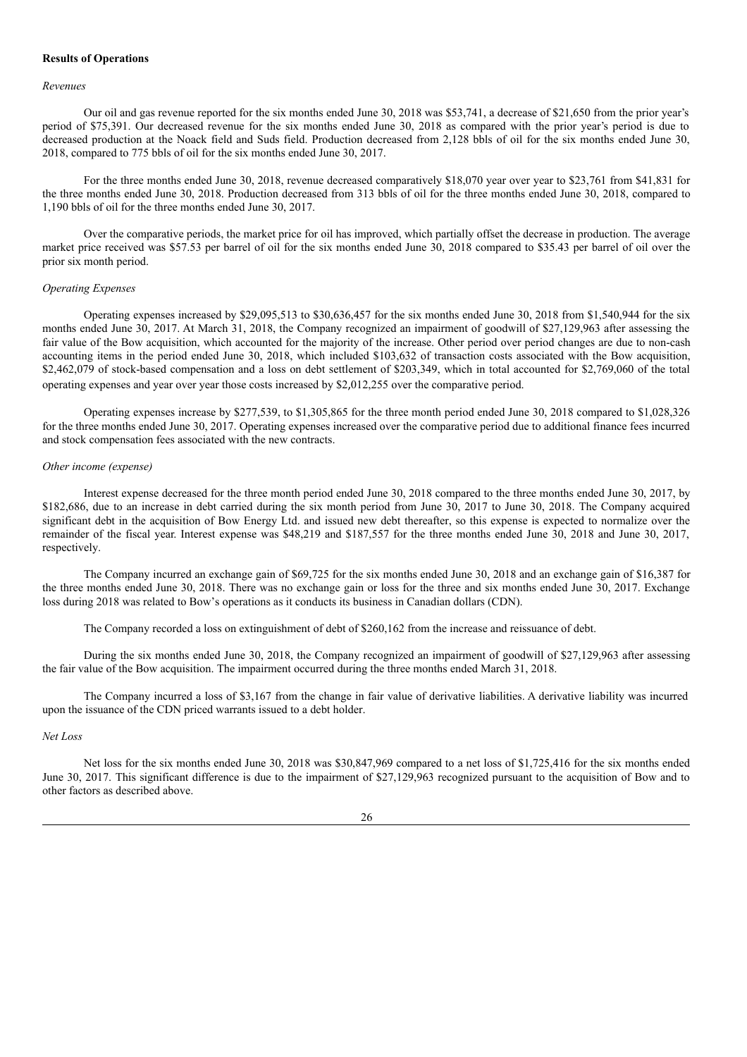**Results of Operations**

*Revenues*

Our oil and gas revenue reported for the six months ended June 30, 2018 was $53,741, a decrease of $21,650 from the prior year's period of $75,391. Our decreased revenue for the six months ended June 30, 2018 as compared with the prior year's period is due to decreased production at the Noack field and Suds field. Production decreased from 2,128 bbls of oil for the six months ended June 30, 2018, compared to 775 bbls of oil for the six months ended June 30, 2017.

For the three months ended June 30, 2018, revenue decreased comparatively $18,070 year over year to $23,761 from $41,831 for the three months ended June 30, 2018. Production decreased from 313 bbls of oil for the three months ended June 30, 2018, compared to 1,190 bbls of oil for the three months ended June 30, 2017.

Over the comparative periods, the market price for oil has improved, which partially offset the decrease in production. The average market price received was $57.53 per barrel of oil for the six months ended June 30, 2018 compared to $35.43 per barrel of oil over the prior six month period.

*Operating Expenses*

Operating expenses increased by $29,095,513 to $30,636,457 for the six months ended June 30, 2018 from $1,540,944 for the six months ended June 30, 2017. At March 31, 2018, the Company recognized an impairment of goodwill of $27,129,963 after assessing the fair value of the Bow acquisition, which accounted for the majority of the increase. Other period over period changes are due to non-cash accounting items in the period ended June 30, 2018, which included $103,632 of transaction costs associated with the Bow acquisition, $2,462,079 of stock-based compensation and a loss on debt settlement of $203,349, which in total accounted for $2,769,060 of the total operating expenses and year over year those costs increased by $2,012,255 over the comparative period.

Operating expenses increase by $277,539, to $1,305,865 for the three month period ended June 30, 2018 compared to $1,028,326 for the three months ended June 30, 2017. Operating expenses increased over the comparative period due to additional finance fees incurred and stock compensation fees associated with the new contracts.

*Other income (expense)*

Interest expense decreased for the three month period ended June 30, 2018 compared to the three months ended June 30, 2017, by $182,686, due to an increase in debt carried during the six month period from June 30, 2017 to June 30, 2018. The Company acquired significant debt in the acquisition of Bow Energy Ltd. and issued new debt thereafter, so this expense is expected to normalize over the remainder of the fiscal year. Interest expense was $48,219 and $187,557 for the three months ended June 30, 2018 and June 30, 2017, respectively.

The Company incurred an exchange gain of $69,725 for the six months ended June 30, 2018 and an exchange gain of $16,387 for the three months ended June 30, 2018. There was no exchange gain or loss for the three and six months ended June 30, 2017. Exchange loss during 2018 was related to Bow's operations as it conducts its business in Canadian dollars (CDN).

The Company recorded a loss on extinguishment of debt of $260,162 from the increase and reissuance of debt.

During the six months ended June 30, 2018, the Company recognized an impairment of goodwill of $27,129,963 after assessing the fair value of the Bow acquisition. The impairment occurred during the three months ended March 31, 2018.

The Company incurred a loss of $3,167 from the change in fair value of derivative liabilities. A derivative liability was incurred upon the issuance of the CDN priced warrants issued to a debt holder.

*Net Loss*

Net loss for the six months ended June 30, 2018 was $30,847,969 compared to a net loss of $1,725,416 for the six months ended June 30, 2017. This significant difference is due to the impairment of $27,129,963 recognized pursuant to the acquisition of Bow and to other factors as described above.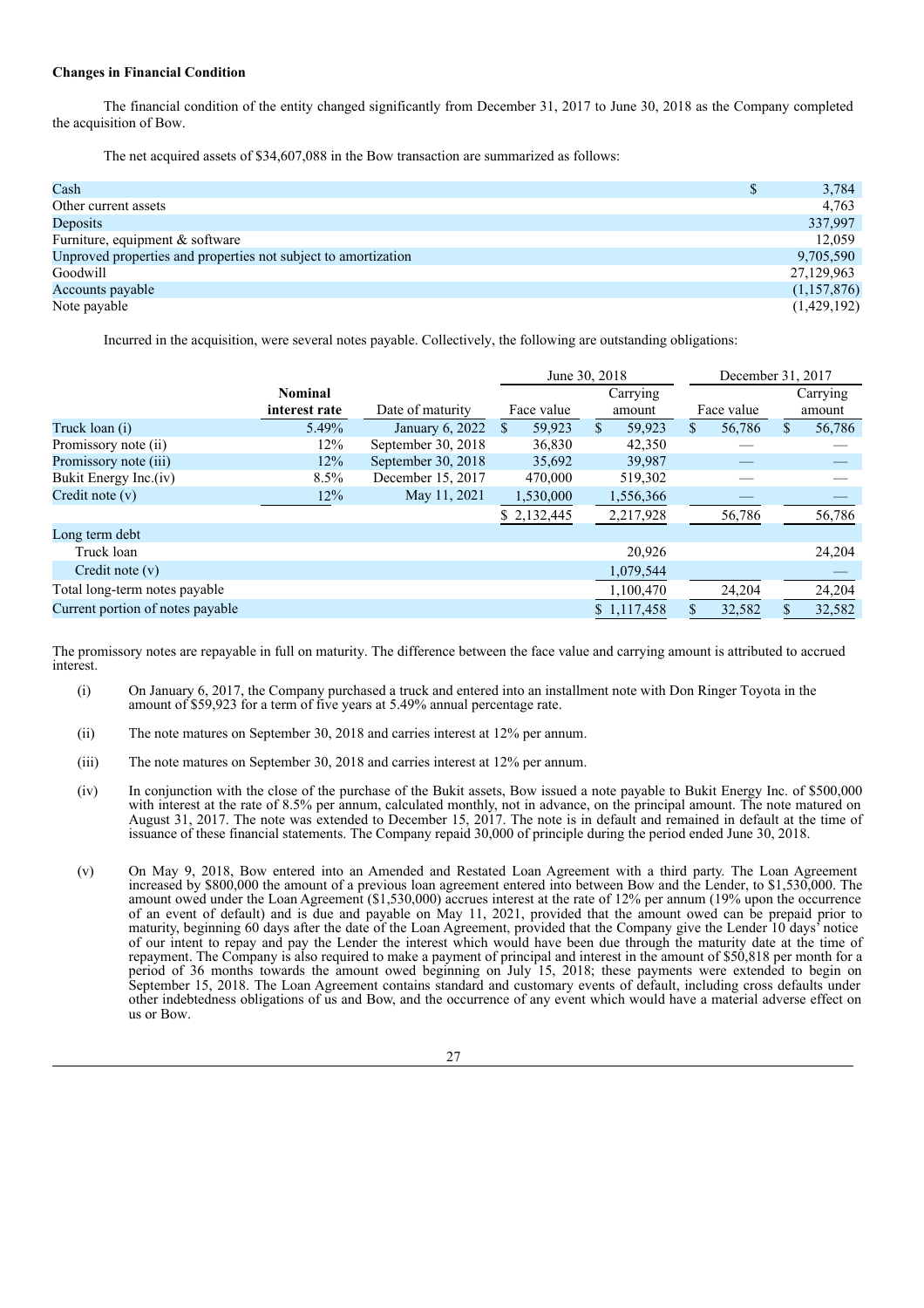**Changes in Financial Condition**

The financial condition of the entity changed significantly from December 31, 2017 to June 30, 2018 as the Company completed the acquisition of Bow.

The net acquired assets of $34,607,088 in the Bow transaction are summarized as follows:

| | |
|---|---|
| Cash | $ 3,784 |
| Other current assets | 4,763 |
| Deposits | 337,997 |
| Furniture, equipment & software | 12,059 |
| Unproved properties and properties not subject to amortization | 9,705,590 |
| Goodwill | 27,129,963 |
| Accounts payable | (1,157,876) |
| Note payable | (1,429,192) |

Incurred in the acquisition, were several notes payable. Collectively, the following are outstanding obligations:

| | | | June 30, 2018 | | December 31, 2017 | |
|---|---|---|---|---|---|---|
| | Nominal interest rate | Date of maturity | Face value | Carrying amount | Face value | Carrying amount |
| Truck loan (i) | 5.49% | January 6, 2022 | $ 59,923 | $ 59,923 | $ 56,786 | $ 56,786 |
| Promissory note (ii) | 12% | September 30, 2018 | 36,830 | 42,350 | — | — |
| Promissory note (iii) | 12% | September 30, 2018 | 35,692 | 39,987 | — | — |
| Bukit Energy Inc.(iv) | 8.5% | December 15, 2017 | 470,000 | 519,302 | — | — |
| Credit note (v) | 12% | May 11, 2021 | 1,530,000 | 1,556,366 | — | — |
| | | | $ 2,132,445 | 2,217,928 | 56,786 | 56,786 |
| Long term debt | | | | | | |
| Truck loan | | | | 20,926 | | 24,204 |
| Credit note (v) | | | | 1,079,544 | | — |
| Total long-term notes payable | | | | 1,100,470 | 24,204 | 24,204 |
| Current portion of notes payable | | | | $ 1,117,458 | $ 32,582 | $ 32,582 |

The promissory notes are repayable in full on maturity. The difference between the face value and carrying amount is attributed to accrued interest.

(i) On January 6, 2017, the Company purchased a truck and entered into an installment note with Don Ringer Toyota in the amount of $59,923 for a term of five years at 5.49% annual percentage rate.

(ii) The note matures on September 30, 2018 and carries interest at 12% per annum.

(iii) The note matures on September 30, 2018 and carries interest at 12% per annum.

(iv) In conjunction with the close of the purchase of the Bukit assets, Bow issued a note payable to Bukit Energy Inc. of $500,000 with interest at the rate of 8.5% per annum, calculated monthly, not in advance, on the principal amount. The note matured on August 31, 2017. The note was extended to December 15, 2017. The note is in default and remained in default at the time of issuance of these financial statements. The Company repaid 30,000 of principle during the period ended June 30, 2018.

(v) On May 9, 2018, Bow entered into an Amended and Restated Loan Agreement with a third party. The Loan Agreement increased by $800,000 the amount of a previous loan agreement entered into between Bow and the Lender, to $1,530,000. The amount owed under the Loan Agreement ($1,530,000) accrues interest at the rate of 12% per annum (19% upon the occurrence of an event of default) and is due and payable on May 11, 2021, provided that the amount owed can be prepaid prior to maturity, beginning 60 days after the date of the Loan Agreement, provided that the Company give the Lender 10 days' notice of our intent to repay and pay the Lender the interest which would have been due through the maturity date at the time of repayment. The Company is also required to make a payment of principal and interest in the amount of $50,818 per month for a period of 36 months towards the amount owed beginning on July 15, 2018; these payments were extended to begin on September 15, 2018. The Loan Agreement contains standard and customary events of default, including cross defaults under other indebtedness obligations of us and Bow, and the occurrence of any event which would have a material adverse effect on us or Bow.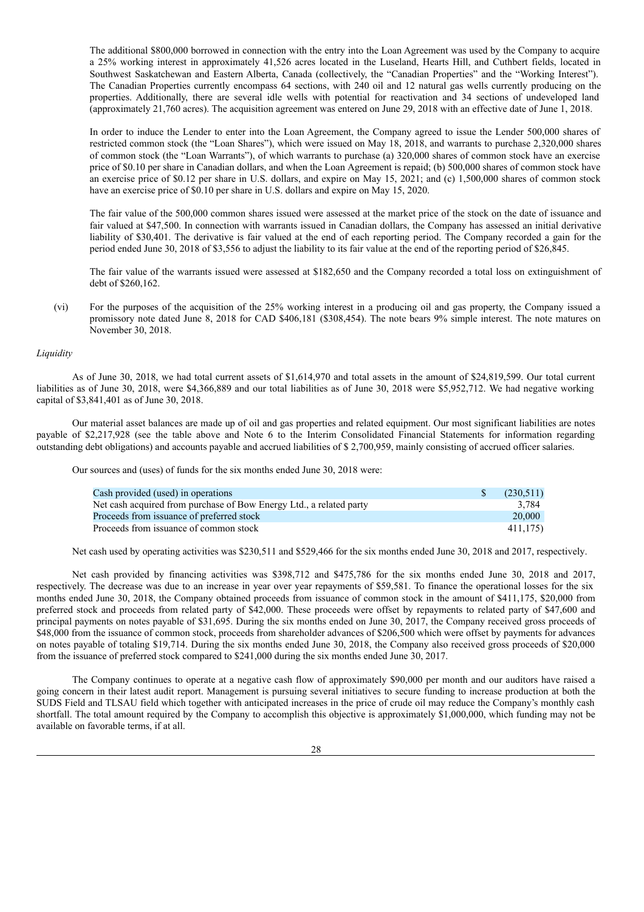The additional $800,000 borrowed in connection with the entry into the Loan Agreement was used by the Company to acquire a 25% working interest in approximately 41,526 acres located in the Luseland, Hearts Hill, and Cuthbert fields, located in Southwest Saskatchewan and Eastern Alberta, Canada (collectively, the "Canadian Properties" and the "Working Interest"). The Canadian Properties currently encompass 64 sections, with 240 oil and 12 natural gas wells currently producing on the properties. Additionally, there are several idle wells with potential for reactivation and 34 sections of undeveloped land (approximately 21,760 acres). The acquisition agreement was entered on June 29, 2018 with an effective date of June 1, 2018.

In order to induce the Lender to enter into the Loan Agreement, the Company agreed to issue the Lender 500,000 shares of restricted common stock (the "Loan Shares"), which were issued on May 18, 2018, and warrants to purchase 2,320,000 shares of common stock (the "Loan Warrants"), of which warrants to purchase (a) 320,000 shares of common stock have an exercise price of $0.10 per share in Canadian dollars, and when the Loan Agreement is repaid; (b) 500,000 shares of common stock have an exercise price of $0.12 per share in U.S. dollars, and expire on May 15, 2021; and (c) 1,500,000 shares of common stock have an exercise price of $0.10 per share in U.S. dollars and expire on May 15, 2020.

The fair value of the 500,000 common shares issued were assessed at the market price of the stock on the date of issuance and fair valued at $47,500. In connection with warrants issued in Canadian dollars, the Company has assessed an initial derivative liability of $30,401. The derivative is fair valued at the end of each reporting period. The Company recorded a gain for the period ended June 30, 2018 of $3,556 to adjust the liability to its fair value at the end of the reporting period of $26,845.

The fair value of the warrants issued were assessed at $182,650 and the Company recorded a total loss on extinguishment of debt of $260,162.

(vi) For the purposes of the acquisition of the 25% working interest in a producing oil and gas property, the Company issued a promissory note dated June 8, 2018 for CAD $406,181 ($308,454). The note bears 9% simple interest. The note matures on November 30, 2018.

*Liquidity*

As of June 30, 2018, we had total current assets of $1,614,970 and total assets in the amount of $24,819,599. Our total current liabilities as of June 30, 2018, were $4,366,889 and our total liabilities as of June 30, 2018 were $5,952,712. We had negative working capital of $3,841,401 as of June 30, 2018.

Our material asset balances are made up of oil and gas properties and related equipment. Our most significant liabilities are notes payable of $2,217,928 (see the table above and Note 6 to the Interim Consolidated Financial Statements for information regarding outstanding debt obligations) and accounts payable and accrued liabilities of $ 2,700,959, mainly consisting of accrued officer salaries.

Our sources and (uses) of funds for the six months ended June 30, 2018 were:

| | | |
|---|---|---|
| Cash provided (used) in operations | $ | (230,511) |
| Net cash acquired from purchase of Bow Energy Ltd., a related party | | 3,784 |
| Proceeds from issuance of preferred stock | | 20,000 |
| Proceeds from issuance of common stock | | 411,175) |

Net cash used by operating activities was $230,511 and $529,466 for the six months ended June 30, 2018 and 2017, respectively.

Net cash provided by financing activities was $398,712 and $475,786 for the six months ended June 30, 2018 and 2017, respectively. The decrease was due to an increase in year over year repayments of $59,581. To finance the operational losses for the six months ended June 30, 2018, the Company obtained proceeds from issuance of common stock in the amount of $411,175, $20,000 from preferred stock and proceeds from related party of $42,000. These proceeds were offset by repayments to related party of $47,600 and principal payments on notes payable of $31,695. During the six months ended on June 30, 2017, the Company received gross proceeds of $48,000 from the issuance of common stock, proceeds from shareholder advances of $206,500 which were offset by payments for advances on notes payable of totaling $19,714. During the six months ended June 30, 2018, the Company also received gross proceeds of $20,000 from the issuance of preferred stock compared to $241,000 during the six months ended June 30, 2017.

The Company continues to operate at a negative cash flow of approximately $90,000 per month and our auditors have raised a going concern in their latest audit report. Management is pursuing several initiatives to secure funding to increase production at both the SUDS Field and TLSAU field which together with anticipated increases in the price of crude oil may reduce the Company's monthly cash shortfall. The total amount required by the Company to accomplish this objective is approximately $1,000,000, which funding may not be available on favorable terms, if at all.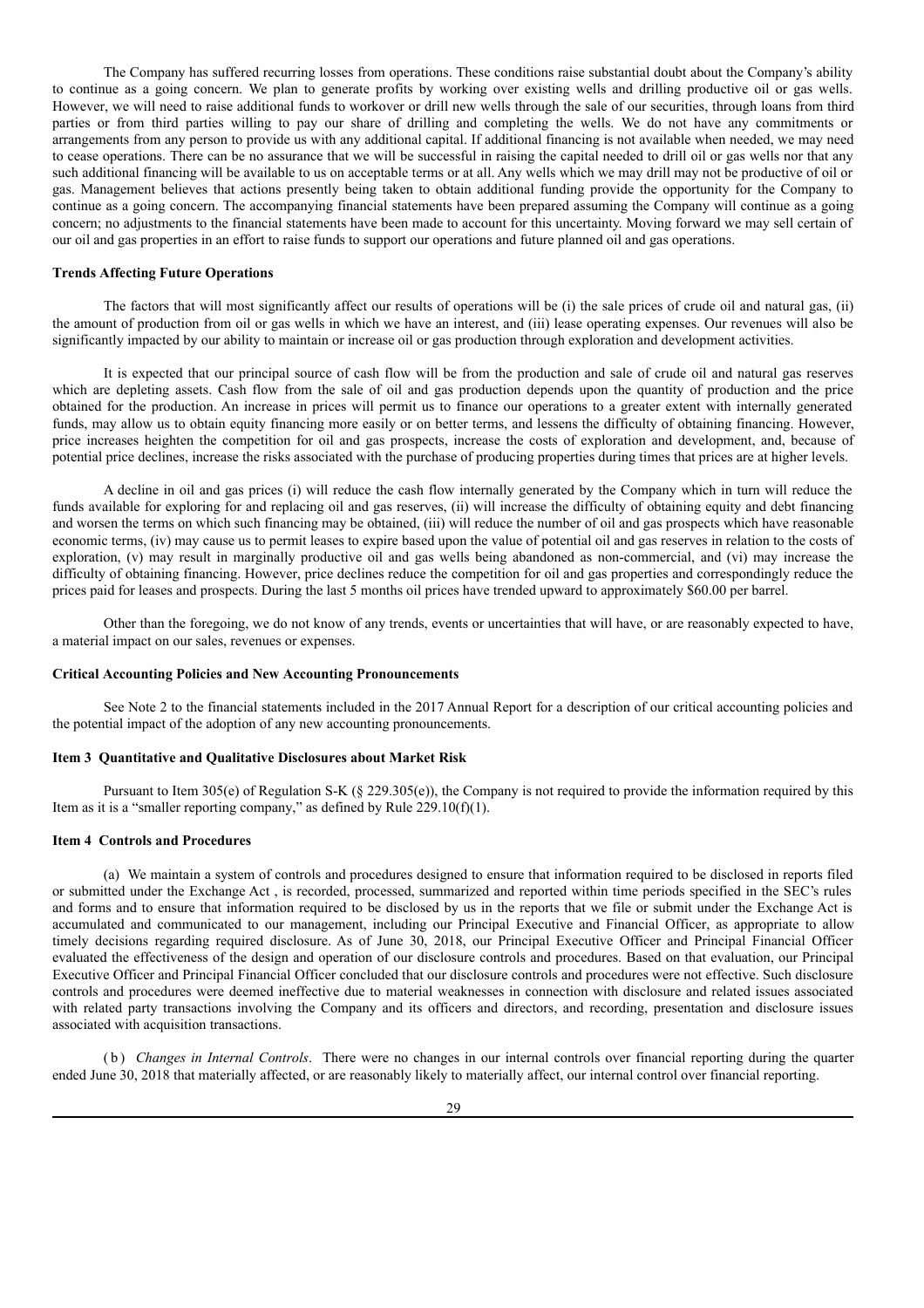The Company has suffered recurring losses from operations. These conditions raise substantial doubt about the Company's ability to continue as a going concern. We plan to generate profits by working over existing wells and drilling productive oil or gas wells. However, we will need to raise additional funds to workover or drill new wells through the sale of our securities, through loans from third parties or from third parties willing to pay our share of drilling and completing the wells. We do not have any commitments or arrangements from any person to provide us with any additional capital. If additional financing is not available when needed, we may need to cease operations. There can be no assurance that we will be successful in raising the capital needed to drill oil or gas wells nor that any such additional financing will be available to us on acceptable terms or at all. Any wells which we may drill may not be productive of oil or gas. Management believes that actions presently being taken to obtain additional funding provide the opportunity for the Company to continue as a going concern. The accompanying financial statements have been prepared assuming the Company will continue as a going concern; no adjustments to the financial statements have been made to account for this uncertainty. Moving forward we may sell certain of our oil and gas properties in an effort to raise funds to support our operations and future planned oil and gas operations.

**Trends Affecting Future Operations**

The factors that will most significantly affect our results of operations will be (i) the sale prices of crude oil and natural gas, (ii) the amount of production from oil or gas wells in which we have an interest, and (iii) lease operating expenses. Our revenues will also be significantly impacted by our ability to maintain or increase oil or gas production through exploration and development activities.

It is expected that our principal source of cash flow will be from the production and sale of crude oil and natural gas reserves which are depleting assets. Cash flow from the sale of oil and gas production depends upon the quantity of production and the price obtained for the production. An increase in prices will permit us to finance our operations to a greater extent with internally generated funds, may allow us to obtain equity financing more easily or on better terms, and lessens the difficulty of obtaining financing. However, price increases heighten the competition for oil and gas prospects, increase the costs of exploration and development, and, because of potential price declines, increase the risks associated with the purchase of producing properties during times that prices are at higher levels.

A decline in oil and gas prices (i) will reduce the cash flow internally generated by the Company which in turn will reduce the funds available for exploring for and replacing oil and gas reserves, (ii) will increase the difficulty of obtaining equity and debt financing and worsen the terms on which such financing may be obtained, (iii) will reduce the number of oil and gas prospects which have reasonable economic terms, (iv) may cause us to permit leases to expire based upon the value of potential oil and gas reserves in relation to the costs of exploration, (v) may result in marginally productive oil and gas wells being abandoned as non-commercial, and (vi) may increase the difficulty of obtaining financing. However, price declines reduce the competition for oil and gas properties and correspondingly reduce the prices paid for leases and prospects. During the last 5 months oil prices have trended upward to approximately $60.00 per barrel.

Other than the foregoing, we do not know of any trends, events or uncertainties that will have, or are reasonably expected to have, a material impact on our sales, revenues or expenses.

**Critical Accounting Policies and New Accounting Pronouncements**

See Note 2 to the financial statements included in the 2017 Annual Report for a description of our critical accounting policies and the potential impact of the adoption of any new accounting pronouncements.

**Item 3 Quantitative and Qualitative Disclosures about Market Risk**

Pursuant to Item 305(e) of Regulation S-K (§ 229.305(e)), the Company is not required to provide the information required by this Item as it is a "smaller reporting company," as defined by Rule 229.10(f)(1).

**Item 4 Controls and Procedures**

(a) We maintain a system of controls and procedures designed to ensure that information required to be disclosed in reports filed or submitted under the Exchange Act , is recorded, processed, summarized and reported within time periods specified in the SEC's rules and forms and to ensure that information required to be disclosed by us in the reports that we file or submit under the Exchange Act is accumulated and communicated to our management, including our Principal Executive and Financial Officer, as appropriate to allow timely decisions regarding required disclosure. As of June 30, 2018, our Principal Executive Officer and Principal Financial Officer evaluated the effectiveness of the design and operation of our disclosure controls and procedures. Based on that evaluation, our Principal Executive Officer and Principal Financial Officer concluded that our disclosure controls and procedures were not effective. Such disclosure controls and procedures were deemed ineffective due to material weaknesses in connection with disclosure and related issues associated with related party transactions involving the Company and its officers and directors, and recording, presentation and disclosure issues associated with acquisition transactions.

(b) *Changes in Internal Controls*. There were no changes in our internal controls over financial reporting during the quarter ended June 30, 2018 that materially affected, or are reasonably likely to materially affect, our internal control over financial reporting.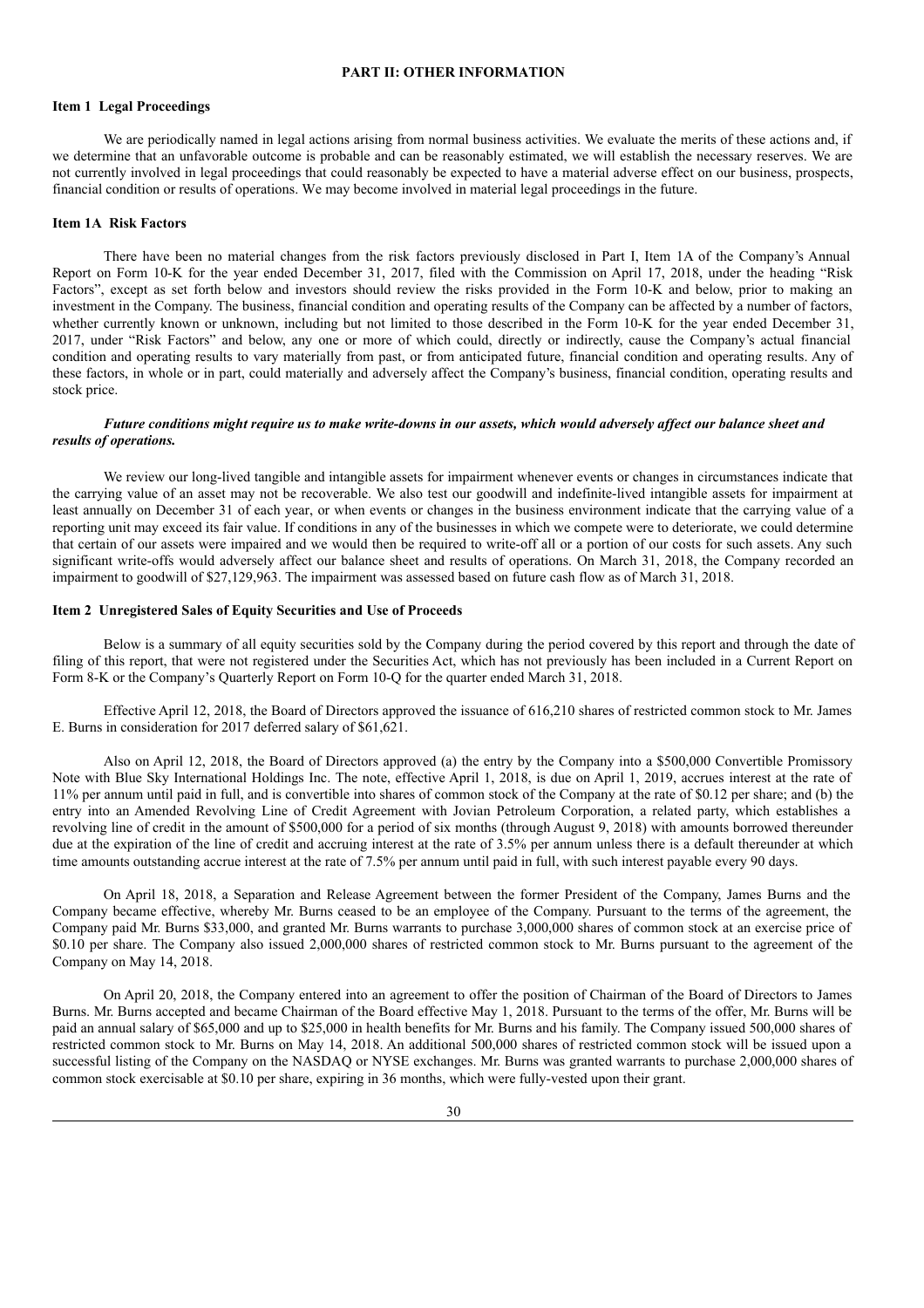## PART II: OTHER INFORMATION

### Item 1 Legal Proceedings

We are periodically named in legal actions arising from normal business activities. We evaluate the merits of these actions and, if we determine that an unfavorable outcome is probable and can be reasonably estimated, we will establish the necessary reserves. We are not currently involved in legal proceedings that could reasonably be expected to have a material adverse effect on our business, prospects, financial condition or results of operations. We may become involved in material legal proceedings in the future.

### Item 1A Risk Factors

There have been no material changes from the risk factors previously disclosed in Part I, Item 1A of the Company's Annual Report on Form 10-K for the year ended December 31, 2017, filed with the Commission on April 17, 2018, under the heading "Risk Factors", except as set forth below and investors should review the risks provided in the Form 10-K and below, prior to making an investment in the Company. The business, financial condition and operating results of the Company can be affected by a number of factors, whether currently known or unknown, including but not limited to those described in the Form 10-K for the year ended December 31, 2017, under "Risk Factors" and below, any one or more of which could, directly or indirectly, cause the Company's actual financial condition and operating results to vary materially from past, or from anticipated future, financial condition and operating results. Any of these factors, in whole or in part, could materially and adversely affect the Company's business, financial condition, operating results and stock price.

***Future conditions might require us to make write-downs in our assets, which would adversely affect our balance sheet and results of operations.***

We review our long-lived tangible and intangible assets for impairment whenever events or changes in circumstances indicate that the carrying value of an asset may not be recoverable. We also test our goodwill and indefinite-lived intangible assets for impairment at least annually on December 31 of each year, or when events or changes in the business environment indicate that the carrying value of a reporting unit may exceed its fair value. If conditions in any of the businesses in which we compete were to deteriorate, we could determine that certain of our assets were impaired and we would then be required to write-off all or a portion of our costs for such assets. Any such significant write-offs would adversely affect our balance sheet and results of operations. On March 31, 2018, the Company recorded an impairment to goodwill of $27,129,963. The impairment was assessed based on future cash flow as of March 31, 2018.

### Item 2 Unregistered Sales of Equity Securities and Use of Proceeds

Below is a summary of all equity securities sold by the Company during the period covered by this report and through the date of filing of this report, that were not registered under the Securities Act, which has not previously has been included in a Current Report on Form 8-K or the Company's Quarterly Report on Form 10-Q for the quarter ended March 31, 2018.

Effective April 12, 2018, the Board of Directors approved the issuance of 616,210 shares of restricted common stock to Mr. James E. Burns in consideration for 2017 deferred salary of $61,621.

Also on April 12, 2018, the Board of Directors approved (a) the entry by the Company into a $500,000 Convertible Promissory Note with Blue Sky International Holdings Inc. The note, effective April 1, 2018, is due on April 1, 2019, accrues interest at the rate of 11% per annum until paid in full, and is convertible into shares of common stock of the Company at the rate of $0.12 per share; and (b) the entry into an Amended Revolving Line of Credit Agreement with Jovian Petroleum Corporation, a related party, which establishes a revolving line of credit in the amount of $500,000 for a period of six months (through August 9, 2018) with amounts borrowed thereunder due at the expiration of the line of credit and accruing interest at the rate of 3.5% per annum unless there is a default thereunder at which time amounts outstanding accrue interest at the rate of 7.5% per annum until paid in full, with such interest payable every 90 days.

On April 18, 2018, a Separation and Release Agreement between the former President of the Company, James Burns and the Company became effective, whereby Mr. Burns ceased to be an employee of the Company. Pursuant to the terms of the agreement, the Company paid Mr. Burns $33,000, and granted Mr. Burns warrants to purchase 3,000,000 shares of common stock at an exercise price of $0.10 per share. The Company also issued 2,000,000 shares of restricted common stock to Mr. Burns pursuant to the agreement of the Company on May 14, 2018.

On April 20, 2018, the Company entered into an agreement to offer the position of Chairman of the Board of Directors to James Burns. Mr. Burns accepted and became Chairman of the Board effective May 1, 2018. Pursuant to the terms of the offer, Mr. Burns will be paid an annual salary of $65,000 and up to $25,000 in health benefits for Mr. Burns and his family. The Company issued 500,000 shares of restricted common stock to Mr. Burns on May 14, 2018. An additional 500,000 shares of restricted common stock will be issued upon a successful listing of the Company on the NASDAQ or NYSE exchanges. Mr. Burns was granted warrants to purchase 2,000,000 shares of common stock exercisable at $0.10 per share, expiring in 36 months, which were fully-vested upon their grant.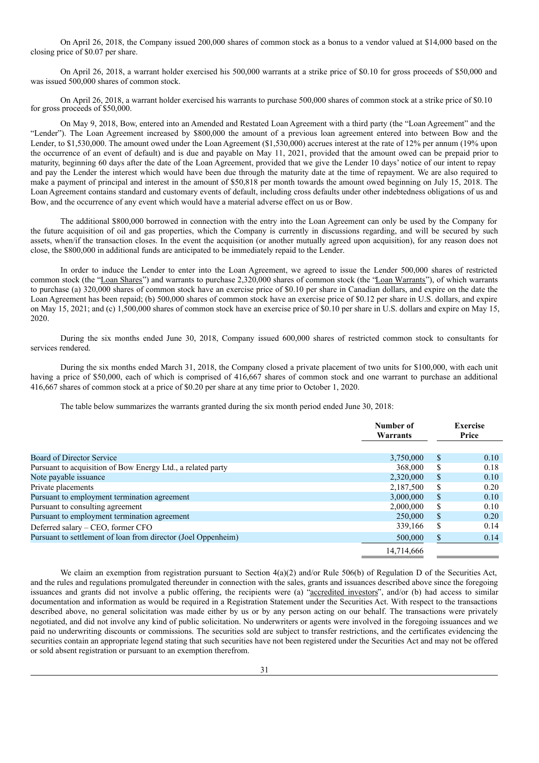On April 26, 2018, the Company issued 200,000 shares of common stock as a bonus to a vendor valued at $14,000 based on the closing price of $0.07 per share.

On April 26, 2018, a warrant holder exercised his 500,000 warrants at a strike price of $0.10 for gross proceeds of $50,000 and was issued 500,000 shares of common stock.

On April 26, 2018, a warrant holder exercised his warrants to purchase 500,000 shares of common stock at a strike price of $0.10 for gross proceeds of $50,000.

On May 9, 2018, Bow, entered into an Amended and Restated Loan Agreement with a third party (the "Loan Agreement" and the "Lender"). The Loan Agreement increased by $800,000 the amount of a previous loan agreement entered into between Bow and the Lender, to $1,530,000. The amount owed under the Loan Agreement ($1,530,000) accrues interest at the rate of 12% per annum (19% upon the occurrence of an event of default) and is due and payable on May 11, 2021, provided that the amount owed can be prepaid prior to maturity, beginning 60 days after the date of the Loan Agreement, provided that we give the Lender 10 days' notice of our intent to repay and pay the Lender the interest which would have been due through the maturity date at the time of repayment. We are also required to make a payment of principal and interest in the amount of $50,818 per month towards the amount owed beginning on July 15, 2018. The Loan Agreement contains standard and customary events of default, including cross defaults under other indebtedness obligations of us and Bow, and the occurrence of any event which would have a material adverse effect on us or Bow.

The additional $800,000 borrowed in connection with the entry into the Loan Agreement can only be used by the Company for the future acquisition of oil and gas properties, which the Company is currently in discussions regarding, and will be secured by such assets, when/if the transaction closes. In the event the acquisition (or another mutually agreed upon acquisition), for any reason does not close, the $800,000 in additional funds are anticipated to be immediately repaid to the Lender.

In order to induce the Lender to enter into the Loan Agreement, we agreed to issue the Lender 500,000 shares of restricted common stock (the "Loan Shares") and warrants to purchase 2,320,000 shares of common stock (the "Loan Warrants"), of which warrants to purchase (a) 320,000 shares of common stock have an exercise price of $0.10 per share in Canadian dollars, and expire on the date the Loan Agreement has been repaid; (b) 500,000 shares of common stock have an exercise price of $0.12 per share in U.S. dollars, and expire on May 15, 2021; and (c) 1,500,000 shares of common stock have an exercise price of $0.10 per share in U.S. dollars and expire on May 15, 2020.

During the six months ended June 30, 2018, Company issued 600,000 shares of restricted common stock to consultants for services rendered.

During the six months ended March 31, 2018, the Company closed a private placement of two units for $100,000, with each unit having a price of $50,000, each of which is comprised of 416,667 shares of common stock and one warrant to purchase an additional 416,667 shares of common stock at a price of $0.20 per share at any time prior to October 1, 2020.

The table below summarizes the warrants granted during the six month period ended June 30, 2018:

| | Number of Warrants | Exercise Price |
|---|---|---|
| Board of Director Service | 3,750,000 | $ 0.10 |
| Pursuant to acquisition of Bow Energy Ltd., a related party | 368,000 | $ 0.18 |
| Note payable issuance | 2,320,000 | $ 0.10 |
| Private placements | 2,187,500 | $ 0.20 |
| Pursuant to employment termination agreement | 3,000,000 | $ 0.10 |
| Pursuant to consulting agreement | 2,000,000 | $ 0.10 |
| Pursuant to employment termination agreement | 250,000 | $ 0.20 |
| Deferred salary – CEO, former CFO | 339,166 | $ 0.14 |
| Pursuant to settlement of loan from director (Joel Oppenheim) | 500,000 | $ 0.14 |
| | 14,714,666 | |

We claim an exemption from registration pursuant to Section 4(a)(2) and/or Rule 506(b) of Regulation D of the Securities Act, and the rules and regulations promulgated thereunder in connection with the sales, grants and issuances described above since the foregoing issuances and grants did not involve a public offering, the recipients were (a) "accredited investors", and/or (b) had access to similar documentation and information as would be required in a Registration Statement under the Securities Act. With respect to the transactions described above, no general solicitation was made either by us or by any person acting on our behalf. The transactions were privately negotiated, and did not involve any kind of public solicitation. No underwriters or agents were involved in the foregoing issuances and we paid no underwriting discounts or commissions. The securities sold are subject to transfer restrictions, and the certificates evidencing the securities contain an appropriate legend stating that such securities have not been registered under the Securities Act and may not be offered or sold absent registration or pursuant to an exemption therefrom.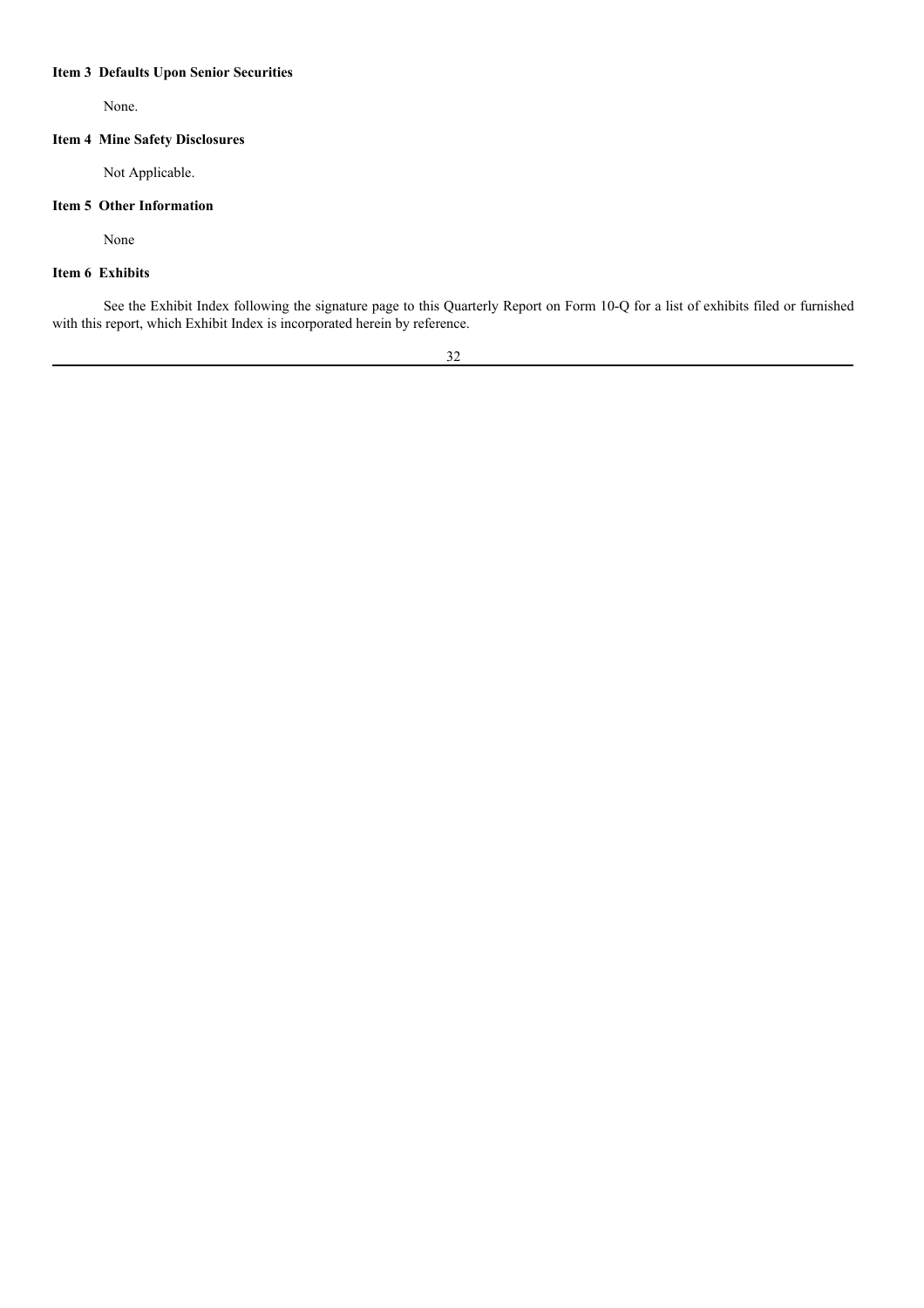**Item 3 Defaults Upon Senior Securities**

None.

**Item 4 Mine Safety Disclosures**

Not Applicable.

**Item 5 Other Information**

None

**Item 6 Exhibits**

See the Exhibit Index following the signature page to this Quarterly Report on Form 10-Q for a list of exhibits filed or furnished with this report, which Exhibit Index is incorporated herein by reference.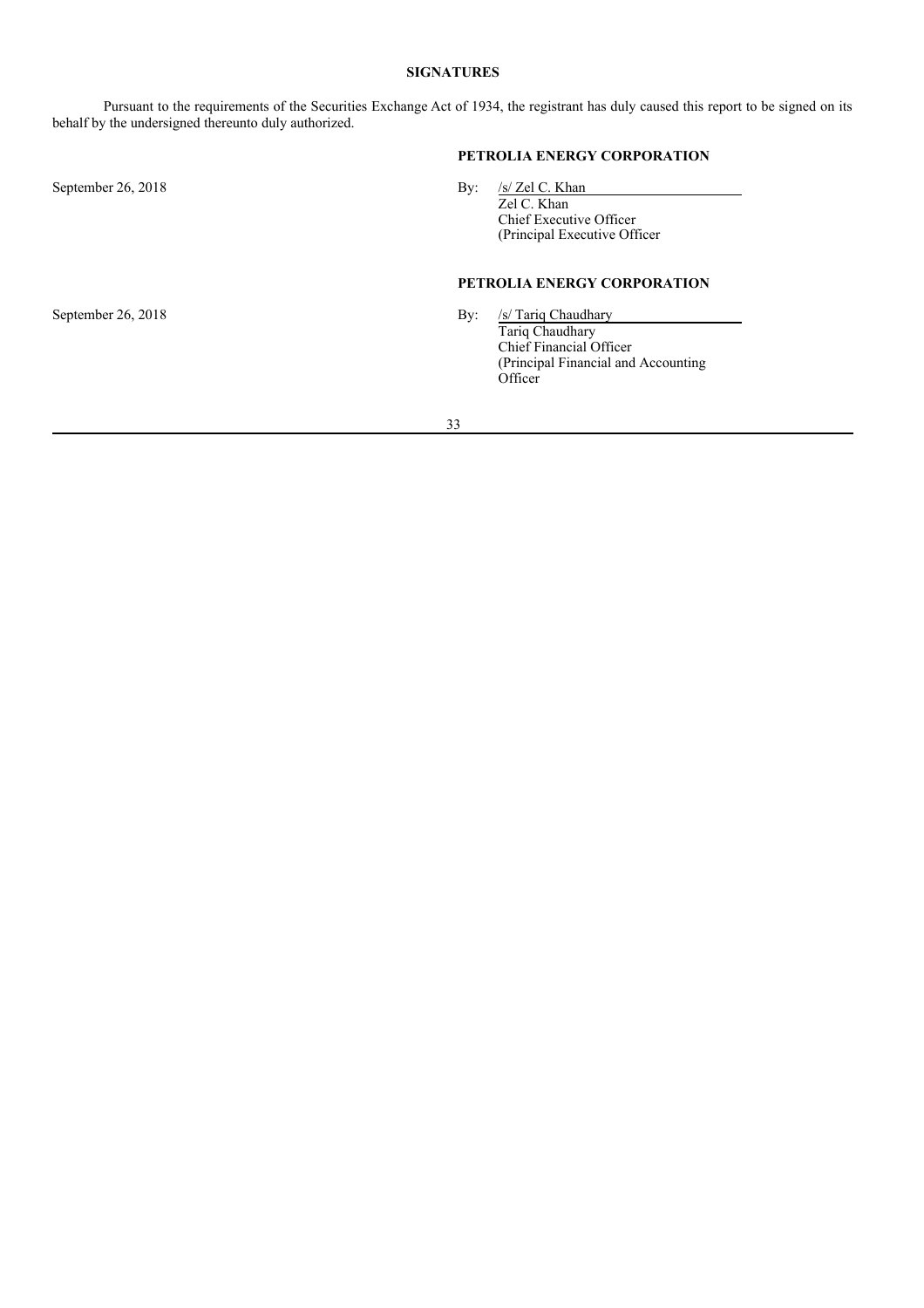## SIGNATURES

Pursuant to the requirements of the Securities Exchange Act of 1934, the registrant has duly caused this report to be signed on its behalf by the undersigned thereunto duly authorized.

**PETROLIA ENERGY CORPORATION**

September 26, 2018

By: /s/ Zel C. Khan
Zel C. Khan
Chief Executive Officer
(Principal Executive Officer

**PETROLIA ENERGY CORPORATION**

September 26, 2018

By: /s/ Tariq Chaudhary
Tariq Chaudhary
Chief Financial Officer
(Principal Financial and Accounting Officer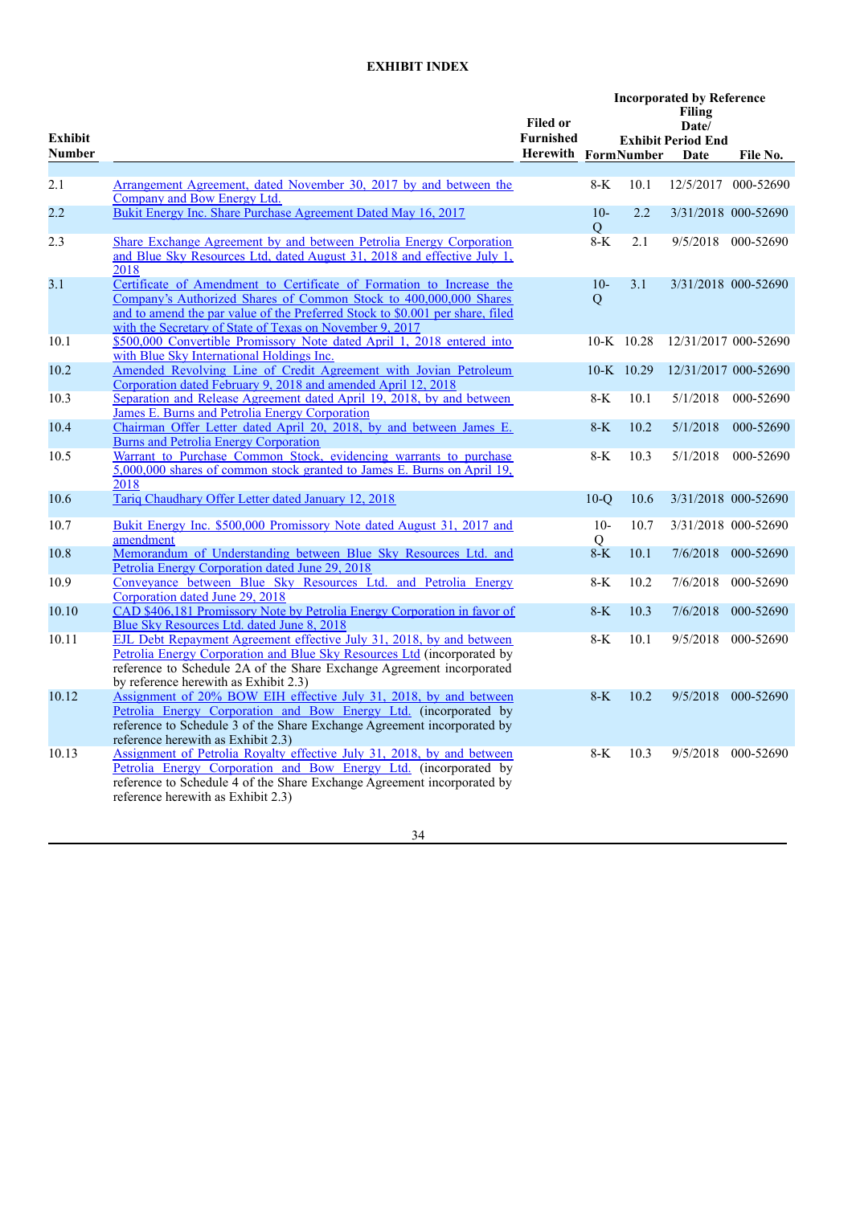## EXHIBIT INDEX

| Exhibit Number | | Filed or Furnished Herewith | Incorporated by Reference | | | |
|---|---|---|---|---|---|---|
| | | | Form | Exhibit Number | Filing Date/ Period End Date | File No. |
| 2.1 | Arrangement Agreement, dated November 30, 2017 by and between the Company and Bow Energy Ltd. | | 8-K | 10.1 | 12/5/2017 | 000-52690 |
| 2.2 | Bukit Energy Inc. Share Purchase Agreement Dated May 16, 2017 | | 10-Q | 2.2 | 3/31/2018 | 000-52690 |
| 2.3 | Share Exchange Agreement by and between Petrolia Energy Corporation and Blue Sky Resources Ltd, dated August 31, 2018 and effective July 1, 2018 | | 8-K | 2.1 | 9/5/2018 | 000-52690 |
| 3.1 | Certificate of Amendment to Certificate of Formation to Increase the Company's Authorized Shares of Common Stock to 400,000,000 Shares and to amend the par value of the Preferred Stock to $0.001 per share, filed with the Secretary of State of Texas on November 9, 2017 | | 10-Q | 3.1 | 3/31/2018 | 000-52690 |
| 10.1 | $500,000 Convertible Promissory Note dated April 1, 2018 entered into with Blue Sky International Holdings Inc. | | 10-K | 10.28 | 12/31/2017 | 000-52690 |
| 10.2 | Amended Revolving Line of Credit Agreement with Jovian Petroleum Corporation dated February 9, 2018 and amended April 12, 2018 | | 10-K | 10.29 | 12/31/2017 | 000-52690 |
| 10.3 | Separation and Release Agreement dated April 19, 2018, by and between James E. Burns and Petrolia Energy Corporation | | 8-K | 10.1 | 5/1/2018 | 000-52690 |
| 10.4 | Chairman Offer Letter dated April 20, 2018, by and between James E. Burns and Petrolia Energy Corporation | | 8-K | 10.2 | 5/1/2018 | 000-52690 |
| 10.5 | Warrant to Purchase Common Stock, evidencing warrants to purchase 5,000,000 shares of common stock granted to James E. Burns on April 19, 2018 | | 8-K | 10.3 | 5/1/2018 | 000-52690 |
| 10.6 | Tariq Chaudhary Offer Letter dated January 12, 2018 | | 10-Q | 10.6 | 3/31/2018 | 000-52690 |
| 10.7 | Bukit Energy Inc. $500,000 Promissory Note dated August 31, 2017 and amendment | | 10-Q | 10.7 | 3/31/2018 | 000-52690 |
| 10.8 | Memorandum of Understanding between Blue Sky Resources Ltd. and Petrolia Energy Corporation dated June 29, 2018 | | 8-K | 10.1 | 7/6/2018 | 000-52690 |
| 10.9 | Conveyance between Blue Sky Resources Ltd. and Petrolia Energy Corporation dated June 29, 2018 | | 8-K | 10.2 | 7/6/2018 | 000-52690 |
| 10.10 | CAD $406,181 Promissory Note by Petrolia Energy Corporation in favor of Blue Sky Resources Ltd. dated June 8, 2018 | | 8-K | 10.3 | 7/6/2018 | 000-52690 |
| 10.11 | EJL Debt Repayment Agreement effective July 31, 2018, by and between Petrolia Energy Corporation and Blue Sky Resources Ltd (incorporated by reference to Schedule 2A of the Share Exchange Agreement incorporated by reference herewith as Exhibit 2.3) | | 8-K | 10.1 | 9/5/2018 | 000-52690 |
| 10.12 | Assignment of 20% BOW EIH effective July 31, 2018, by and between Petrolia Energy Corporation and Bow Energy Ltd. (incorporated by reference to Schedule 3 of the Share Exchange Agreement incorporated by reference herewith as Exhibit 2.3) | | 8-K | 10.2 | 9/5/2018 | 000-52690 |
| 10.13 | Assignment of Petrolia Royalty effective July 31, 2018, by and between Petrolia Energy Corporation and Bow Energy Ltd. (incorporated by reference to Schedule 4 of the Share Exchange Agreement incorporated by reference herewith as Exhibit 2.3) | | 8-K | 10.3 | 9/5/2018 | 000-52690 |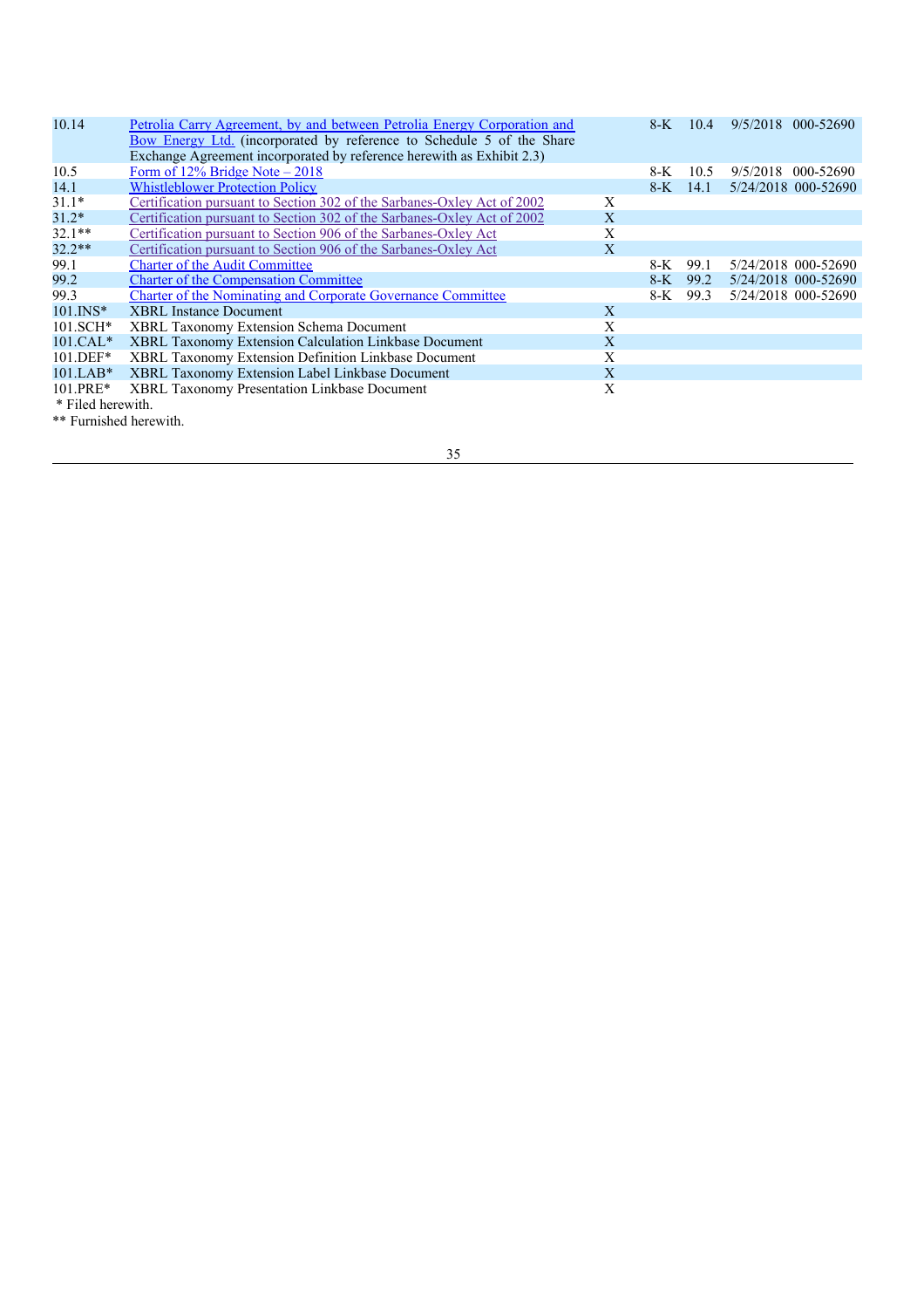| | | | | | | |
|---|---|---|---|---|---|---|
| 10.14 | Petrolia Carry Agreement, by and between Petrolia Energy Corporation and Bow Energy Ltd. (incorporated by reference to Schedule 5 of the Share Exchange Agreement incorporated by reference herewith as Exhibit 2.3) | | 8-K | 10.4 | 9/5/2018 | 000-52690 |
| 10.5 | Form of 12% Bridge Note – 2018 | | 8-K | 10.5 | 9/5/2018 | 000-52690 |
| 14.1 | Whistleblower Protection Policy | | 8-K | 14.1 | 5/24/2018 | 000-52690 |
| 31.1* | Certification pursuant to Section 302 of the Sarbanes-Oxley Act of 2002 | X | | | | |
| 31.2* | Certification pursuant to Section 302 of the Sarbanes-Oxley Act of 2002 | X | | | | |
| 32.1** | Certification pursuant to Section 906 of the Sarbanes-Oxley Act | X | | | | |
| 32.2** | Certification pursuant to Section 906 of the Sarbanes-Oxley Act | X | | | | |
| 99.1 | Charter of the Audit Committee | | 8-K | 99.1 | 5/24/2018 | 000-52690 |
| 99.2 | Charter of the Compensation Committee | | 8-K | 99.2 | 5/24/2018 | 000-52690 |
| 99.3 | Charter of the Nominating and Corporate Governance Committee | | 8-K | 99.3 | 5/24/2018 | 000-52690 |
| 101.INS* | XBRL Instance Document | X | | | | |
| 101.SCH* | XBRL Taxonomy Extension Schema Document | X | | | | |
| 101.CAL* | XBRL Taxonomy Extension Calculation Linkbase Document | X | | | | |
| 101.DEF* | XBRL Taxonomy Extension Definition Linkbase Document | X | | | | |
| 101.LAB* | XBRL Taxonomy Extension Label Linkbase Document | X | | | | |
| 101.PRE* | XBRL Taxonomy Presentation Linkbase Document | X | | | | |

* Filed herewith.

** Furnished herewith.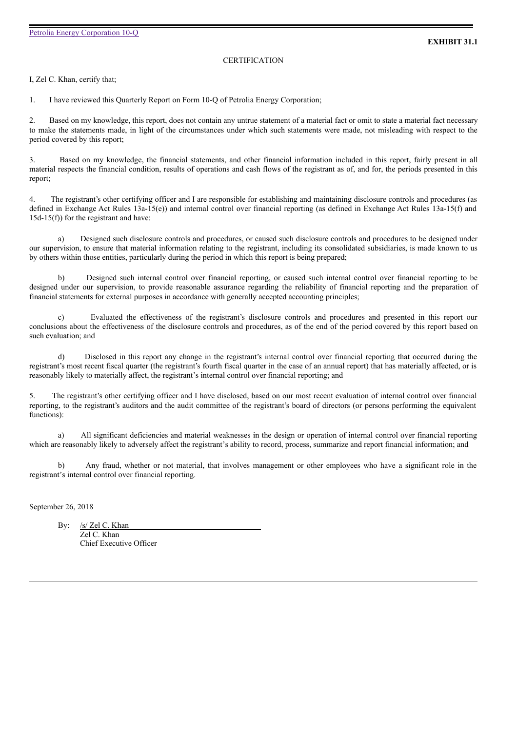**EXHIBIT 31.1**

CERTIFICATION

I, Zel C. Khan, certify that;

1. I have reviewed this Quarterly Report on Form 10-Q of Petrolia Energy Corporation;

2. Based on my knowledge, this report, does not contain any untrue statement of a material fact or omit to state a material fact necessary to make the statements made, in light of the circumstances under which such statements were made, not misleading with respect to the period covered by this report;

3. Based on my knowledge, the financial statements, and other financial information included in this report, fairly present in all material respects the financial condition, results of operations and cash flows of the registrant as of, and for, the periods presented in this report;

4. The registrant's other certifying officer and I are responsible for establishing and maintaining disclosure controls and procedures (as defined in Exchange Act Rules 13a-15(e)) and internal control over financial reporting (as defined in Exchange Act Rules 13a-15(f) and 15d-15(f)) for the registrant and have:

a) Designed such disclosure controls and procedures, or caused such disclosure controls and procedures to be designed under our supervision, to ensure that material information relating to the registrant, including its consolidated subsidiaries, is made known to us by others within those entities, particularly during the period in which this report is being prepared;

b) Designed such internal control over financial reporting, or caused such internal control over financial reporting to be designed under our supervision, to provide reasonable assurance regarding the reliability of financial reporting and the preparation of financial statements for external purposes in accordance with generally accepted accounting principles;

c) Evaluated the effectiveness of the registrant's disclosure controls and procedures and presented in this report our conclusions about the effectiveness of the disclosure controls and procedures, as of the end of the period covered by this report based on such evaluation; and

d) Disclosed in this report any change in the registrant's internal control over financial reporting that occurred during the registrant's most recent fiscal quarter (the registrant's fourth fiscal quarter in the case of an annual report) that has materially affected, or is reasonably likely to materially affect, the registrant's internal control over financial reporting; and

5. The registrant's other certifying officer and I have disclosed, based on our most recent evaluation of internal control over financial reporting, to the registrant's auditors and the audit committee of the registrant's board of directors (or persons performing the equivalent functions):

a) All significant deficiencies and material weaknesses in the design or operation of internal control over financial reporting which are reasonably likely to adversely affect the registrant's ability to record, process, summarize and report financial information; and

b) Any fraud, whether or not material, that involves management or other employees who have a significant role in the registrant's internal control over financial reporting.

September 26, 2018

By: /s/ Zel C. Khan
Zel C. Khan
Chief Executive Officer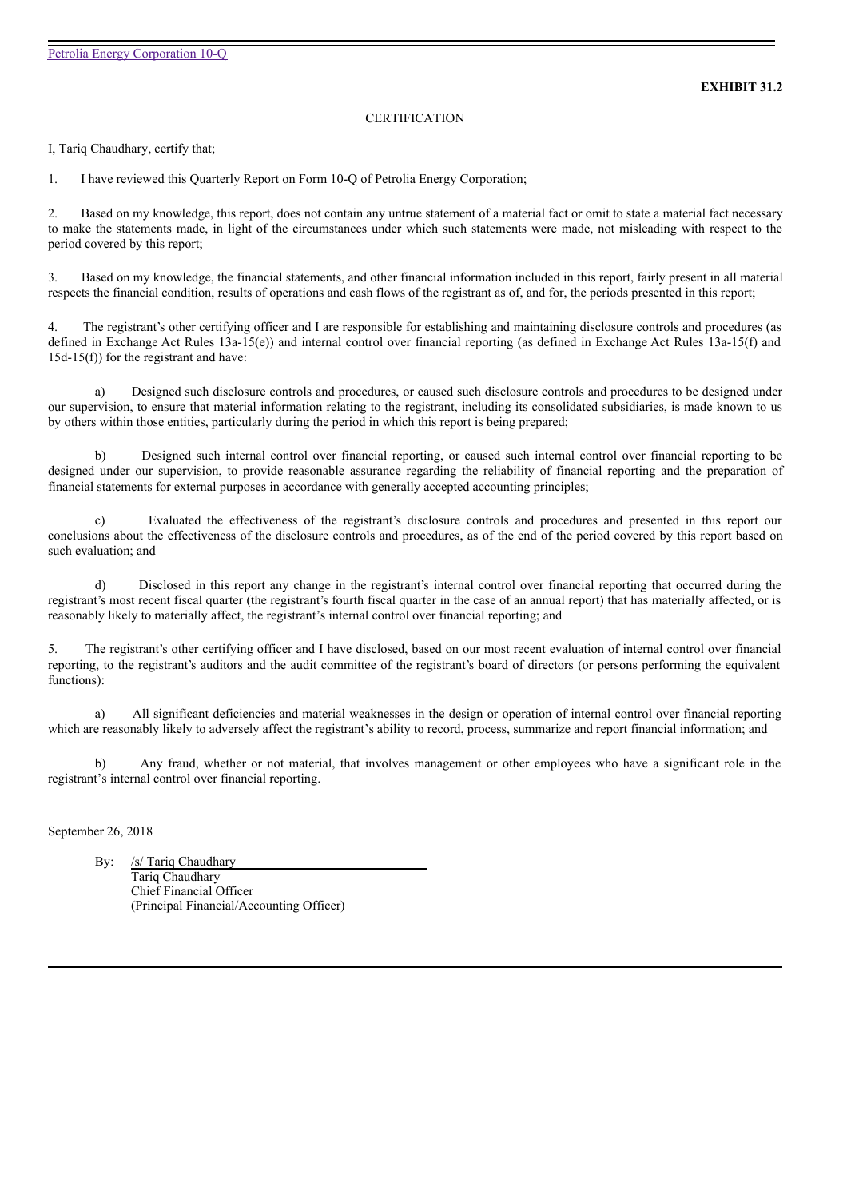**EXHIBIT 31.2**

CERTIFICATION

I, Tariq Chaudhary, certify that;

1. I have reviewed this Quarterly Report on Form 10-Q of Petrolia Energy Corporation;

2. Based on my knowledge, this report, does not contain any untrue statement of a material fact or omit to state a material fact necessary to make the statements made, in light of the circumstances under which such statements were made, not misleading with respect to the period covered by this report;

3. Based on my knowledge, the financial statements, and other financial information included in this report, fairly present in all material respects the financial condition, results of operations and cash flows of the registrant as of, and for, the periods presented in this report;

4. The registrant's other certifying officer and I are responsible for establishing and maintaining disclosure controls and procedures (as defined in Exchange Act Rules 13a-15(e)) and internal control over financial reporting (as defined in Exchange Act Rules 13a-15(f) and 15d-15(f)) for the registrant and have:

a) Designed such disclosure controls and procedures, or caused such disclosure controls and procedures to be designed under our supervision, to ensure that material information relating to the registrant, including its consolidated subsidiaries, is made known to us by others within those entities, particularly during the period in which this report is being prepared;

b) Designed such internal control over financial reporting, or caused such internal control over financial reporting to be designed under our supervision, to provide reasonable assurance regarding the reliability of financial reporting and the preparation of financial statements for external purposes in accordance with generally accepted accounting principles;

c) Evaluated the effectiveness of the registrant's disclosure controls and procedures and presented in this report our conclusions about the effectiveness of the disclosure controls and procedures, as of the end of the period covered by this report based on such evaluation; and

d) Disclosed in this report any change in the registrant's internal control over financial reporting that occurred during the registrant's most recent fiscal quarter (the registrant's fourth fiscal quarter in the case of an annual report) that has materially affected, or is reasonably likely to materially affect, the registrant's internal control over financial reporting; and

5. The registrant's other certifying officer and I have disclosed, based on our most recent evaluation of internal control over financial reporting, to the registrant's auditors and the audit committee of the registrant's board of directors (or persons performing the equivalent functions):

a) All significant deficiencies and material weaknesses in the design or operation of internal control over financial reporting which are reasonably likely to adversely affect the registrant's ability to record, process, summarize and report financial information; and

b) Any fraud, whether or not material, that involves management or other employees who have a significant role in the registrant's internal control over financial reporting.

September 26, 2018

By: /s/ Tariq Chaudhary
Tariq Chaudhary
Chief Financial Officer
(Principal Financial/Accounting Officer)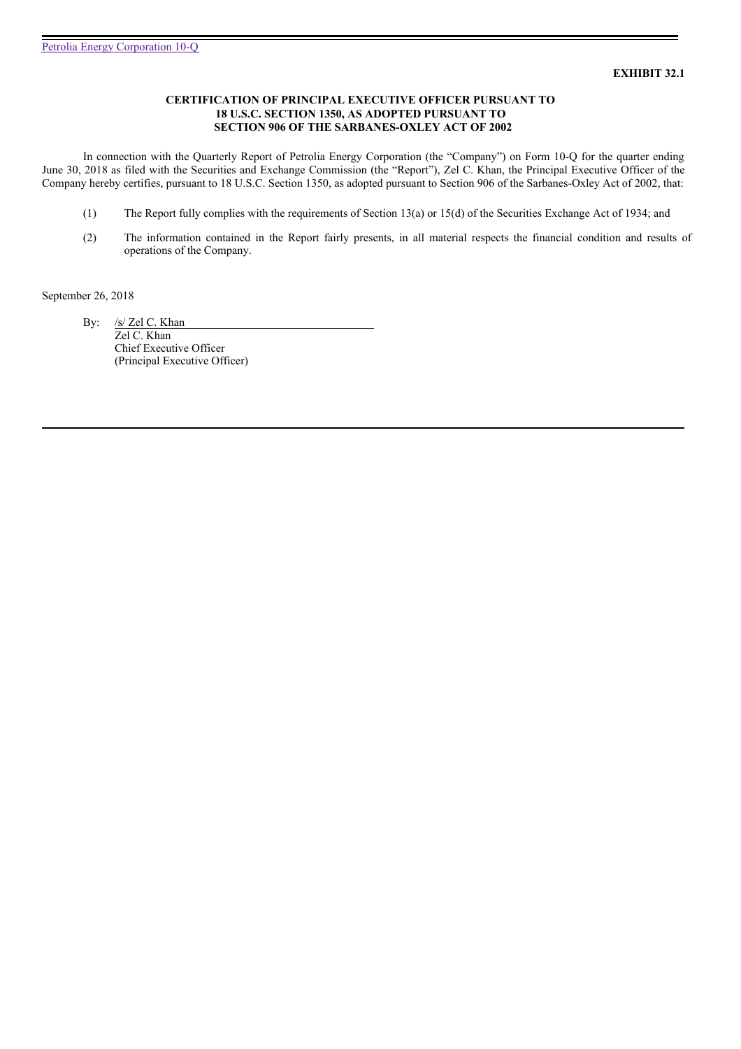**EXHIBIT 32.1**

**CERTIFICATION OF PRINCIPAL EXECUTIVE OFFICER PURSUANT TO 18 U.S.C. SECTION 1350, AS ADOPTED PURSUANT TO SECTION 906 OF THE SARBANES-OXLEY ACT OF 2002**

In connection with the Quarterly Report of Petrolia Energy Corporation (the "Company") on Form 10-Q for the quarter ending June 30, 2018 as filed with the Securities and Exchange Commission (the "Report"), Zel C. Khan, the Principal Executive Officer of the Company hereby certifies, pursuant to 18 U.S.C. Section 1350, as adopted pursuant to Section 906 of the Sarbanes-Oxley Act of 2002, that:

(1) The Report fully complies with the requirements of Section 13(a) or 15(d) of the Securities Exchange Act of 1934; and

(2) The information contained in the Report fairly presents, in all material respects the financial condition and results of operations of the Company.

September 26, 2018

By: /s/ Zel C. Khan
Zel C. Khan
Chief Executive Officer
(Principal Executive Officer)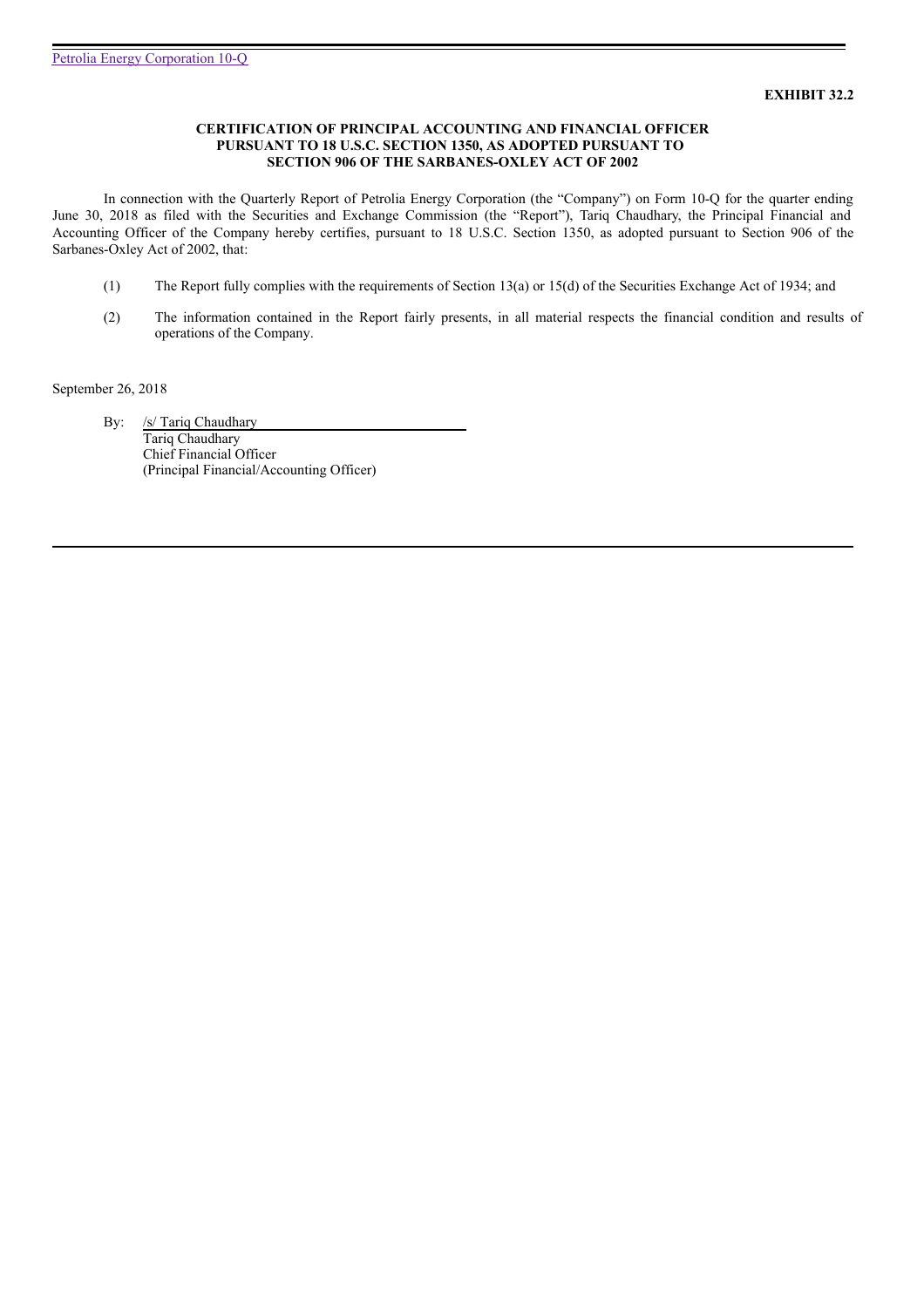**EXHIBIT 32.2**

**CERTIFICATION OF PRINCIPAL ACCOUNTING AND FINANCIAL OFFICER PURSUANT TO 18 U.S.C. SECTION 1350, AS ADOPTED PURSUANT TO SECTION 906 OF THE SARBANES-OXLEY ACT OF 2002**

In connection with the Quarterly Report of Petrolia Energy Corporation (the "Company") on Form 10-Q for the quarter ending June 30, 2018 as filed with the Securities and Exchange Commission (the "Report"), Tariq Chaudhary, the Principal Financial and Accounting Officer of the Company hereby certifies, pursuant to 18 U.S.C. Section 1350, as adopted pursuant to Section 906 of the Sarbanes-Oxley Act of 2002, that:

(1) The Report fully complies with the requirements of Section 13(a) or 15(d) of the Securities Exchange Act of 1934; and

(2) The information contained in the Report fairly presents, in all material respects the financial condition and results of operations of the Company.

September 26, 2018

By: /s/ Tariq Chaudhary
Tariq Chaudhary
Chief Financial Officer
(Principal Financial/Accounting Officer)